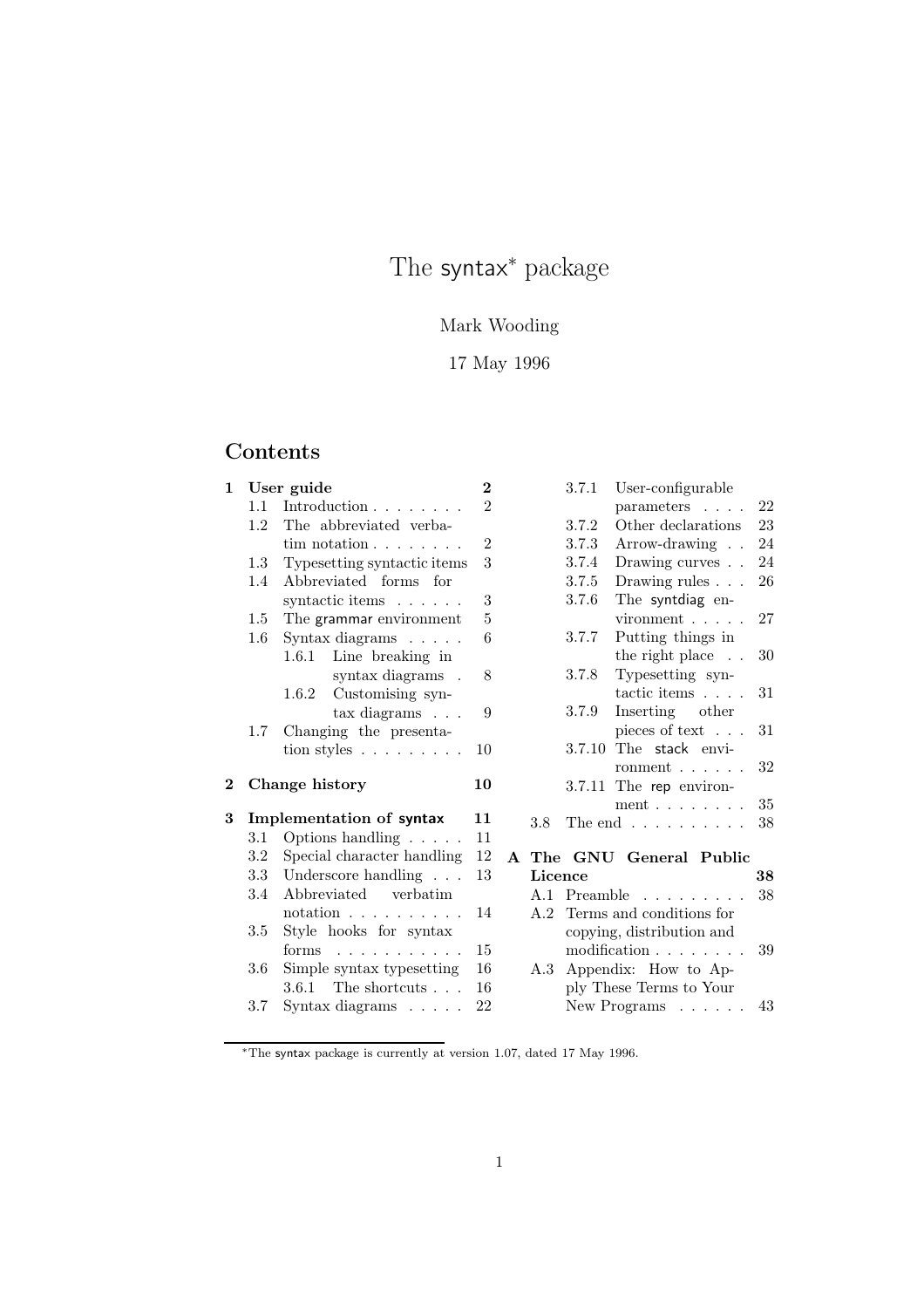# The syntax[*] package

Mark Wooding

17 May 1996

## Contents

**1 User guide** — 2
- 1.1 Introduction — 2
- 1.2 The abbreviated verbatim notation — 2
- 1.3 Typesetting syntactic items — 3
- 1.4 Abbreviated forms for syntactic items — 3
- 1.5 The grammar environment — 5
- 1.6 Syntax diagrams — 6
  - 1.6.1 Line breaking in syntax diagrams — 8
  - 1.6.2 Customising syntax diagrams — 9
- 1.7 Changing the presentation styles — 10

**2 Change history** — 10

**3 Implementation of syntax** — 11
- 3.1 Options handling — 11
- 3.2 Special character handling — 12
- 3.3 Underscore handling — 13
- 3.4 Abbreviated verbatim notation — 14
- 3.5 Style hooks for syntax forms — 15
- 3.6 Simple syntax typesetting — 16
  - 3.6.1 The shortcuts — 16
- 3.7 Syntax diagrams — 22
  - 3.7.1 User-configurable parameters — 22
  - 3.7.2 Other declarations — 23
  - 3.7.3 Arrow-drawing — 24
  - 3.7.4 Drawing curves — 24
  - 3.7.5 Drawing rules — 26
  - 3.7.6 The syntdiag environment — 27
  - 3.7.7 Putting things in the right place — 30
  - 3.7.8 Typesetting syntactic items — 31
  - 3.7.9 Inserting other pieces of text — 31
  - 3.7.10 The stack environment — 32
  - 3.7.11 The rep environment — 35
- 3.8 The end — 38

**A The GNU General Public Licence** — 38
- A.1 Preamble — 38
- A.2 Terms and conditions for copying, distribution and modification — 39
- A.3 Appendix: How to Apply These Terms to Your New Programs — 43

---

[*] The syntax package is currently at version 1.07, dated 17 May 1996.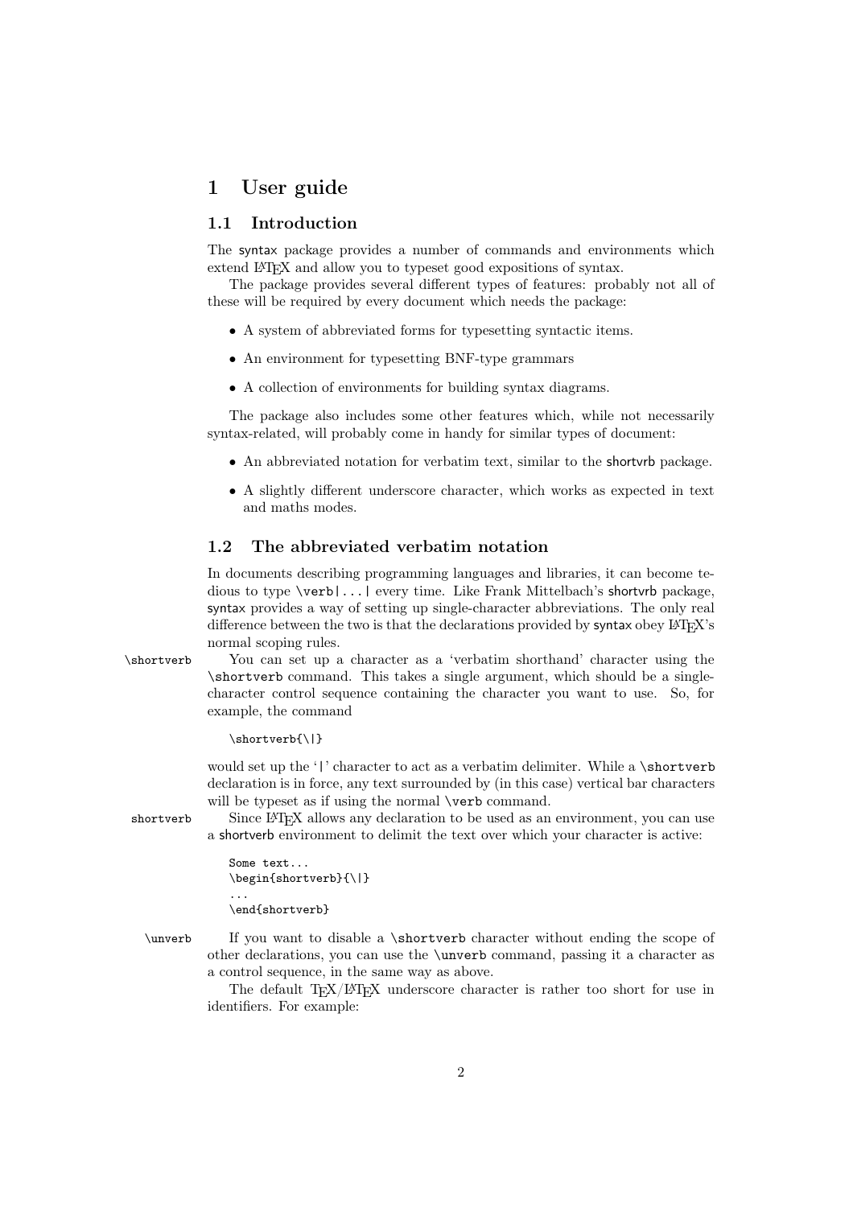# 1 User guide

## 1.1 Introduction

The syntax package provides a number of commands and environments which extend LaTeX and allow you to typeset good expositions of syntax.

The package provides several different types of features: probably not all of these will be required by every document which needs the package:

- A system of abbreviated forms for typesetting syntactic items.
- An environment for typesetting BNF-type grammars
- A collection of environments for building syntax diagrams.

The package also includes some other features which, while not necessarily syntax-related, will probably come in handy for similar types of document:

- An abbreviated notation for verbatim text, similar to the shortvrb package.
- A slightly different underscore character, which works as expected in text and maths modes.

## 1.2 The abbreviated verbatim notation

In documents describing programming languages and libraries, it can become tedious to type `\verb|...|` every time. Like Frank Mittelbach's shortvrb package, syntax provides a way of setting up single-character abbreviations. The only real difference between the two is that the declarations provided by syntax obey LaTeX's normal scoping rules.

`\shortverb` You can set up a character as a 'verbatim shorthand' character using the `\shortverb` command. This takes a single argument, which should be a single-character control sequence containing the character you want to use. So, for example, the command

```
\shortverb{\|}
```

would set up the '`|`' character to act as a verbatim delimiter. While a `\shortverb` declaration is in force, any text surrounded by (in this case) vertical bar characters will be typeset as if using the normal `\verb` command.

`shortverb` Since LaTeX allows any declaration to be used as an environment, you can use a shortverb environment to delimit the text over which your character is active:

```
Some text...
\begin{shortverb}{\|}
...
\end{shortverb}
```

`\unverb` If you want to disable a `\shortverb` character without ending the scope of other declarations, you can use the `\unverb` command, passing it a character as a control sequence, in the same way as above.

The default TeX/LaTeX underscore character is rather too short for use in identifiers. For example: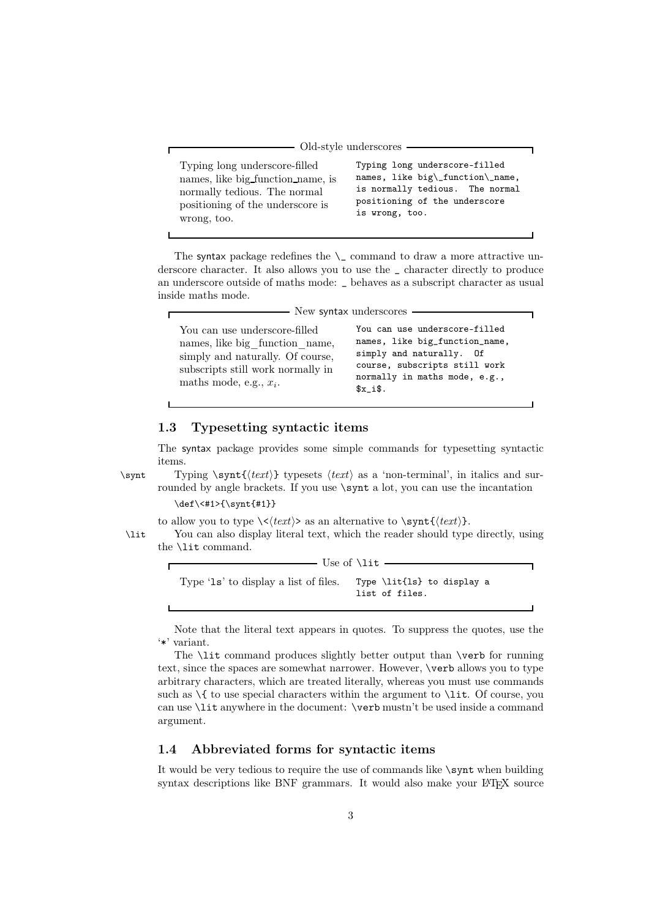**Old-style underscores**

Typing long underscore-filled names, like big_function_name, is normally tedious. The normal positioning of the underscore is wrong, too.

```
Typing long underscore-filled
names, like big\_function\_name,
is normally tedious.  The normal
positioning of the underscore
is wrong, too.
```

The syntax package redefines the `\_` command to draw a more attractive underscore character. It also allows you to use the `_` character directly to produce an underscore outside of maths mode: `_` behaves as a subscript character as usual inside maths mode.

**New syntax underscores**

You can use underscore-filled names, like big_function_name, simply and naturally. Of course, subscripts still work normally in maths mode, e.g., $x_i$.

```
You can use underscore-filled
names, like big_function_name,
simply and naturally.  Of
course, subscripts still work
normally in maths mode, e.g.,
$x_i$.
```

## 1.3 Typesetting syntactic items

The syntax package provides some simple commands for typesetting syntactic items.

`\synt` Typing `\synt{`⟨*text*⟩`}` typesets ⟨*text*⟩ as a 'non-terminal', in italics and surrounded by angle brackets. If you use `\synt` a lot, you can use the incantation

```
\def\<#1>{\synt{#1}}
```

to allow you to type `\<`⟨*text*⟩`>` as an alternative to `\synt{`⟨*text*⟩`}`.

`\lit` You can also display literal text, which the reader should type directly, using the `\lit` command.

**Use of \lit**

Type '`ls`' to display a list of files.

```
Type \lit{ls} to display a
list of files.
```

Note that the literal text appears in quotes. To suppress the quotes, use the '`*`' variant.

The `\lit` command produces slightly better output than `\verb` for running text, since the spaces are somewhat narrower. However, `\verb` allows you to type arbitrary characters, which are treated literally, whereas you must use commands such as `\{` to use special characters within the argument to `\lit`. Of course, you can use `\lit` anywhere in the document: `\verb` mustn't be used inside a command argument.

## 1.4 Abbreviated forms for syntactic items

It would be very tedious to require the use of commands like `\synt` when building syntax descriptions like BNF grammars. It would also make your LaTeX source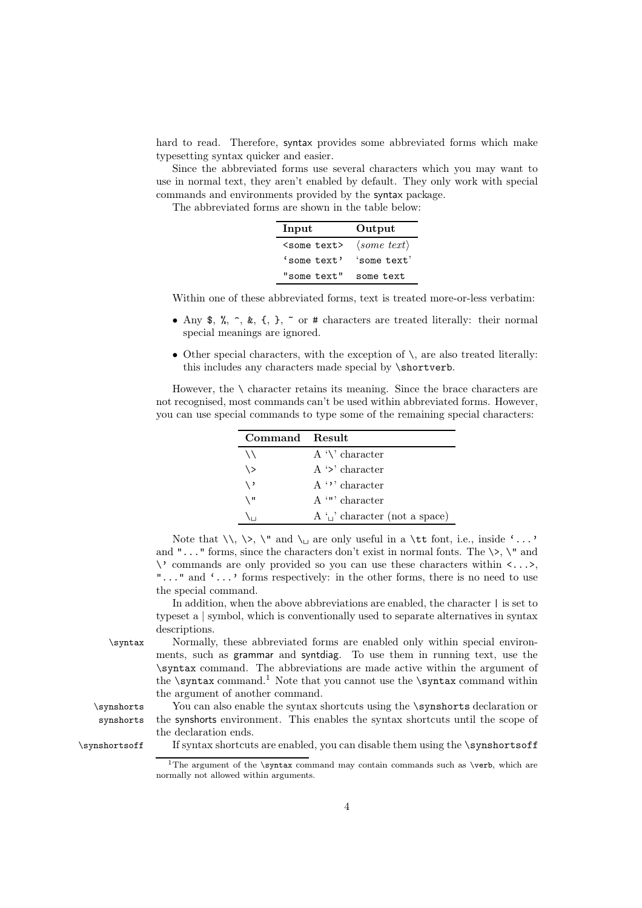hard to read. Therefore, syntax provides some abbreviated forms which make typesetting syntax quicker and easier.

Since the abbreviated forms use several characters which you may want to use in normal text, they aren't enabled by default. They only work with special commands and environments provided by the syntax package.

The abbreviated forms are shown in the table below:

| Input | Output |
|---|---|
| `<some text>` | ⟨*some text*⟩ |
| `‘some text’` | ‘`some text`’ |
| `"some text"` | `some text` |

Within one of these abbreviated forms, text is treated more-or-less verbatim:

- Any `$`, `%`, `^`, `&`, `{`, `}`, `~` or `#` characters are treated literally: their normal special meanings are ignored.
- Other special characters, with the exception of `\`, are also treated literally: this includes any characters made special by `\shortverb`.

However, the `\` character retains its meaning. Since the brace characters are not recognised, most commands can't be used within abbreviated forms. However, you can use special commands to type some of the remaining special characters:

| Command | Result |
|---|---|
| `\\` | A ‘`\`’ character |
| `\>` | A ‘`>`’ character |
| `\’` | A ‘`’`’ character |
| `\"` | A ‘`"`’ character |
| `\␣` | A ‘`␣`’ character (not a space) |

Note that `\\`, `\>`, `\"` and `\␣` are only useful in a `\tt` font, i.e., inside `‘...’` and `"..."` forms, since the characters don't exist in normal fonts. The `\>`, `\"` and `\’` commands are only provided so you can use these characters within `<...>`, `"..."` and `‘...’` forms respectively: in the other forms, there is no need to use the special command.

In addition, when the above abbreviations are enabled, the character `|` is set to typeset a | symbol, which is conventionally used to separate alternatives in syntax descriptions.

`\syntax` Normally, these abbreviated forms are enabled only within special environments, such as grammar and syntdiag. To use them in running text, use the `\syntax` command. The abbreviations are made active within the argument of the `\syntax` command.[1] Note that you cannot use the `\syntax` command within the argument of another command.

`\synshorts` synshorts You can also enable the syntax shortcuts using the `\synshorts` declaration or the synshorts environment. This enables the syntax shortcuts until the scope of the declaration ends.

`\synshortsoff` If syntax shortcuts are enabled, you can disable them using the `\synshortsoff`

[1] The argument of the `\syntax` command may contain commands such as `\verb`, which are normally not allowed within arguments.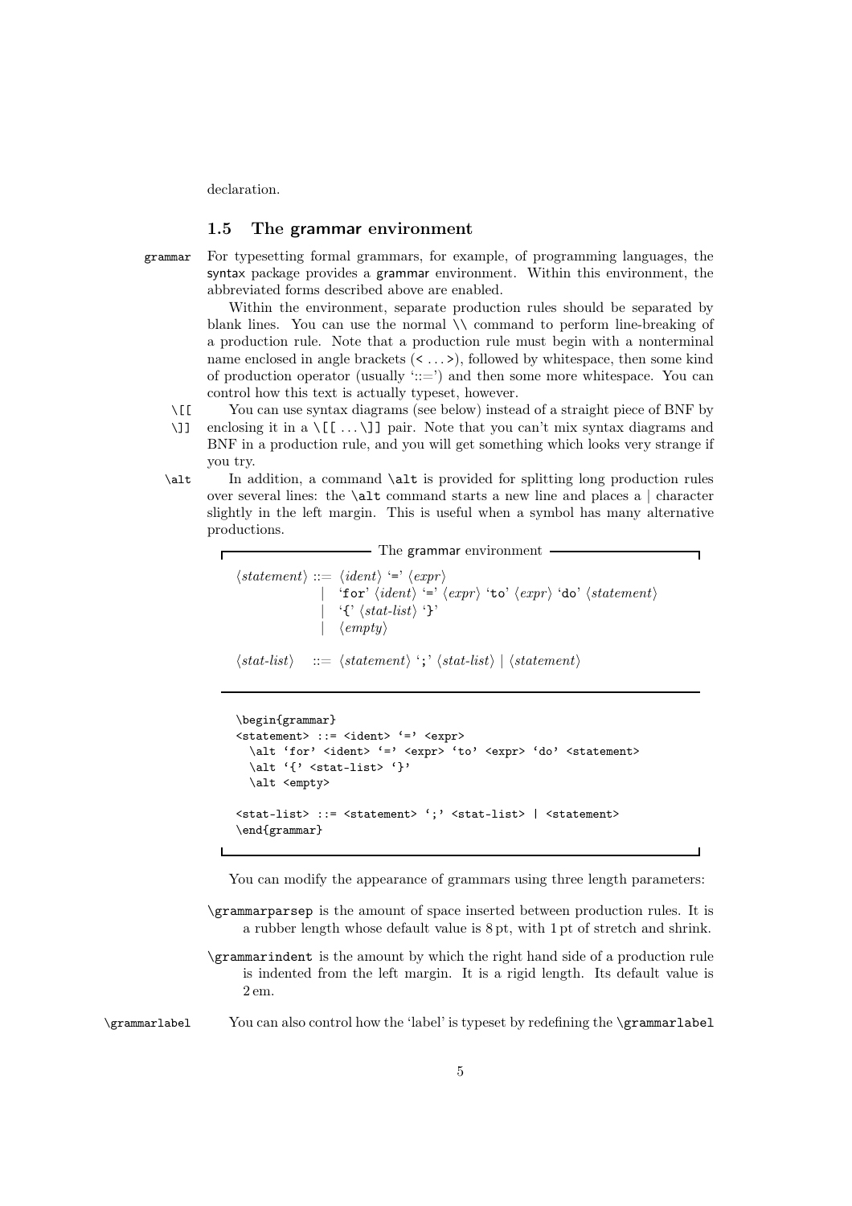declaration.

### 1.5 The grammar environment

grammar For typesetting formal grammars, for example, of programming languages, the syntax package provides a grammar environment. Within this environment, the abbreviated forms described above are enabled.

Within the environment, separate production rules should be separated by blank lines. You can use the normal `\\` command to perform line-breaking of a production rule. Note that a production rule must begin with a nonterminal name enclosed in angle brackets (`<` ... `>`), followed by whitespace, then some kind of production operator (usually '::=') and then some more whitespace. You can control how this text is actually typeset, however.

`\[[` `\]]` You can use syntax diagrams (see below) instead of a straight piece of BNF by enclosing it in a `\[[` ... `\]]` pair. Note that you can't mix syntax diagrams and BNF in a production rule, and you will get something which looks very strange if you try.

`\alt` In addition, a command `\alt` is provided for splitting long production rules over several lines: the `\alt` command starts a new line and places a | character slightly in the left margin. This is useful when a symbol has many alternative productions.

**The grammar environment**

⟨*statement*⟩ ::= ⟨*ident*⟩ '`=`' ⟨*expr*⟩
  | '`for`' ⟨*ident*⟩ '`=`' ⟨*expr*⟩ '`to`' ⟨*expr*⟩ '`do`' ⟨*statement*⟩
  | '`{`' ⟨*stat-list*⟩ '`}`'
  | ⟨*empty*⟩

⟨*stat-list*⟩ ::= ⟨*statement*⟩ '`;`' ⟨*stat-list*⟩ | ⟨*statement*⟩

```
\begin{grammar}
<statement> ::= <ident> '=' <expr>
  \alt 'for' <ident> '=' <expr> 'to' <expr> 'do' <statement>
  \alt '{' <stat-list> '}'
  \alt <empty>

<stat-list> ::= <statement> ';' <stat-list> | <statement>
\end{grammar}
```

You can modify the appearance of grammars using three length parameters:

`\grammarparsep` is the amount of space inserted between production rules. It is a rubber length whose default value is 8 pt, with 1 pt of stretch and shrink.

`\grammarindent` is the amount by which the right hand side of a production rule is indented from the left margin. It is a rigid length. Its default value is 2 em.

`\grammarlabel` You can also control how the 'label' is typeset by redefining the `\grammarlabel`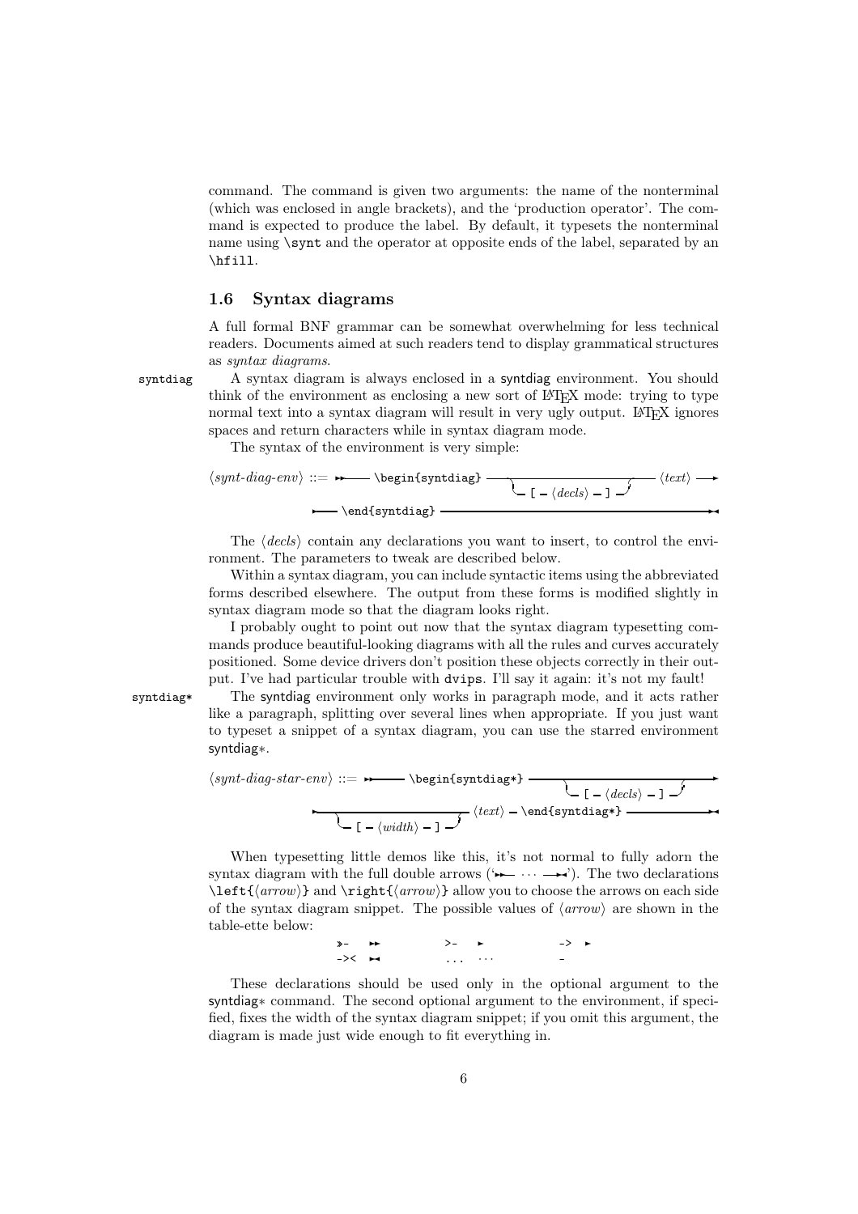command. The command is given two arguments: the name of the nonterminal (which was enclosed in angle brackets), and the 'production operator'. The command is expected to produce the label. By default, it typesets the nonterminal name using `\synt` and the operator at opposite ends of the label, separated by an `\hfill`.

### 1.6 Syntax diagrams

A full formal BNF grammar can be somewhat overwhelming for less technical readers. Documents aimed at such readers tend to display grammatical structures as *syntax diagrams*.

`syntdiag` A syntax diagram is always enclosed in a syntdiag environment. You should think of the environment as enclosing a new sort of LaTeX mode: trying to type normal text into a syntax diagram will result in very ugly output. LaTeX ignores spaces and return characters while in syntax diagram mode.

The syntax of the environment is very simple:

⟨*synt-diag-env*⟩ ::= ►►── `\begin{syntdiag}` ──┬──────────────────────┬── ⟨*text*⟩ ──►
                                                 └─ `[` ─ ⟨*decls*⟩ ─ `]` ─┘
►── `\end{syntdiag}` ──────────────────────────────►◄

The ⟨*decls*⟩ contain any declarations you want to insert, to control the environment. The parameters to tweak are described below.

Within a syntax diagram, you can include syntactic items using the abbreviated forms described elsewhere. The output from these forms is modified slightly in syntax diagram mode so that the diagram looks right.

I probably ought to point out now that the syntax diagram typesetting commands produce beautiful-looking diagrams with all the rules and curves accurately positioned. Some device drivers don't position these objects correctly in their output. I've had particular trouble with `dvips`. I'll say it again: it's not my fault!

`syntdiag*` The syntdiag environment only works in paragraph mode, and it acts rather like a paragraph, splitting over several lines when appropriate. If you just want to typeset a snippet of a syntax diagram, you can use the starred environment syntdiag*.

⟨*synt-diag-star-env*⟩ ::= ►►── `\begin{syntdiag*}` ──┬──────────────────────┬──►
                                                      └─ `[` ─ ⟨*decls*⟩ ─ `]` ─┘
►──┬──────────────────────┬── ⟨*text*⟩ ─ `\end{syntdiag*}` ──►◄
   └─ `[` ─ ⟨*width*⟩ ─ `]` ─┘

When typesetting little demos like this, it's not normal to fully adorn the syntax diagram with the full double arrows ('►►── ··· ──►◄'). The two declarations `\left{`⟨*arrow*⟩`}` and `\right{`⟨*arrow*⟩`}` allow you to choose the arrows on each side of the syntax diagram snippet. The possible values of ⟨*arrow*⟩ are shown in the table-ette below:

| | | | | | |
|---|---|---|---|---|---|
| `>>-` | ►► | `>-` | ► | `->` | ► |
| `-><` | ►◄ | `...` | ··· | `-` | |

These declarations should be used only in the optional argument to the syntdiag* command. The second optional argument to the environment, if specified, fixes the width of the syntax diagram snippet; if you omit this argument, the diagram is made just wide enough to fit everything in.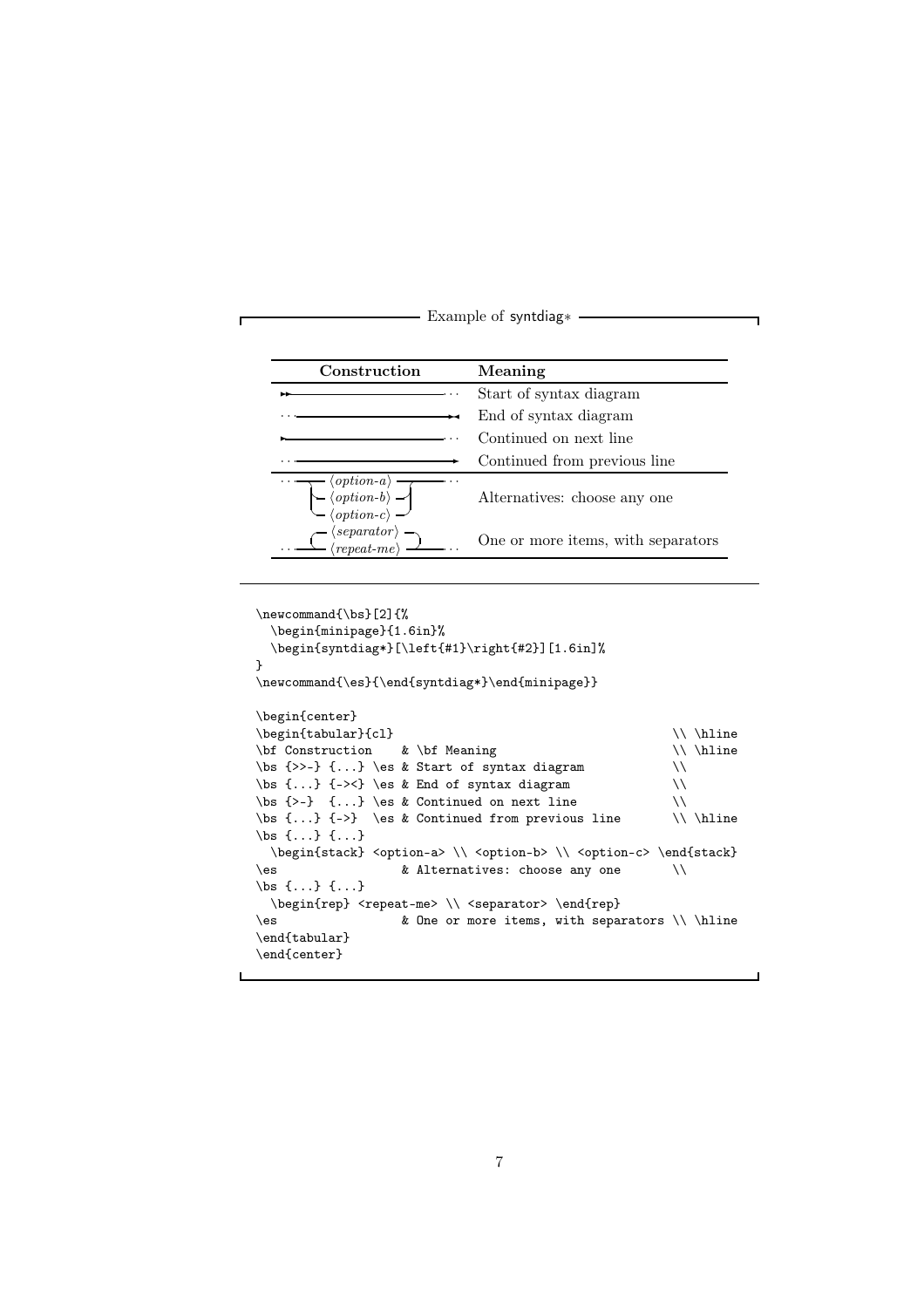Example of syntdiag*

| Construction | Meaning |
| --- | --- |
| ▸▸——— ··· | Start of syntax diagram |
| ··· ———▸◂ | End of syntax diagram |
| ▸——— ··· | Continued on next line |
| ··· ———▸ | Continued from previous line |
| ··· ⟨*option-a*⟩ / ⟨*option-b*⟩ / ⟨*option-c*⟩ ··· | Alternatives: choose any one |
| ··· ⟨*repeat-me*⟩ / ⟨*separator*⟩ ··· | One or more items, with separators |

```
\newcommand{\bs}[2]{%
  \begin{minipage}{1.6in}%
  \begin{syntdiag*}[\left{#1}\right{#2}][1.6in]%
}
\newcommand{\es}{\end{syntdiag*}\end{minipage}}

\begin{center}
\begin{tabular}{cl}                                        \\ \hline
\bf Construction    & \bf Meaning                          \\ \hline
\bs {>>-} {...} \es & Start of syntax diagram              \\
\bs {...} {-><} \es & End of syntax diagram                \\
\bs {>-}  {...} \es & Continued on next line               \\
\bs {...} {->}  \es & Continued from previous line         \\ \hline
\bs {...} {...}
  \begin{stack} <option-a> \\ <option-b> \\ <option-c> \end{stack}
\es                 & Alternatives: choose any one         \\
\bs {...} {...}
  \begin{rep} <repeat-me> \\ <separator> \end{rep}
\es                 & One or more items, with separators \\ \hline
\end{tabular}
\end{center}
```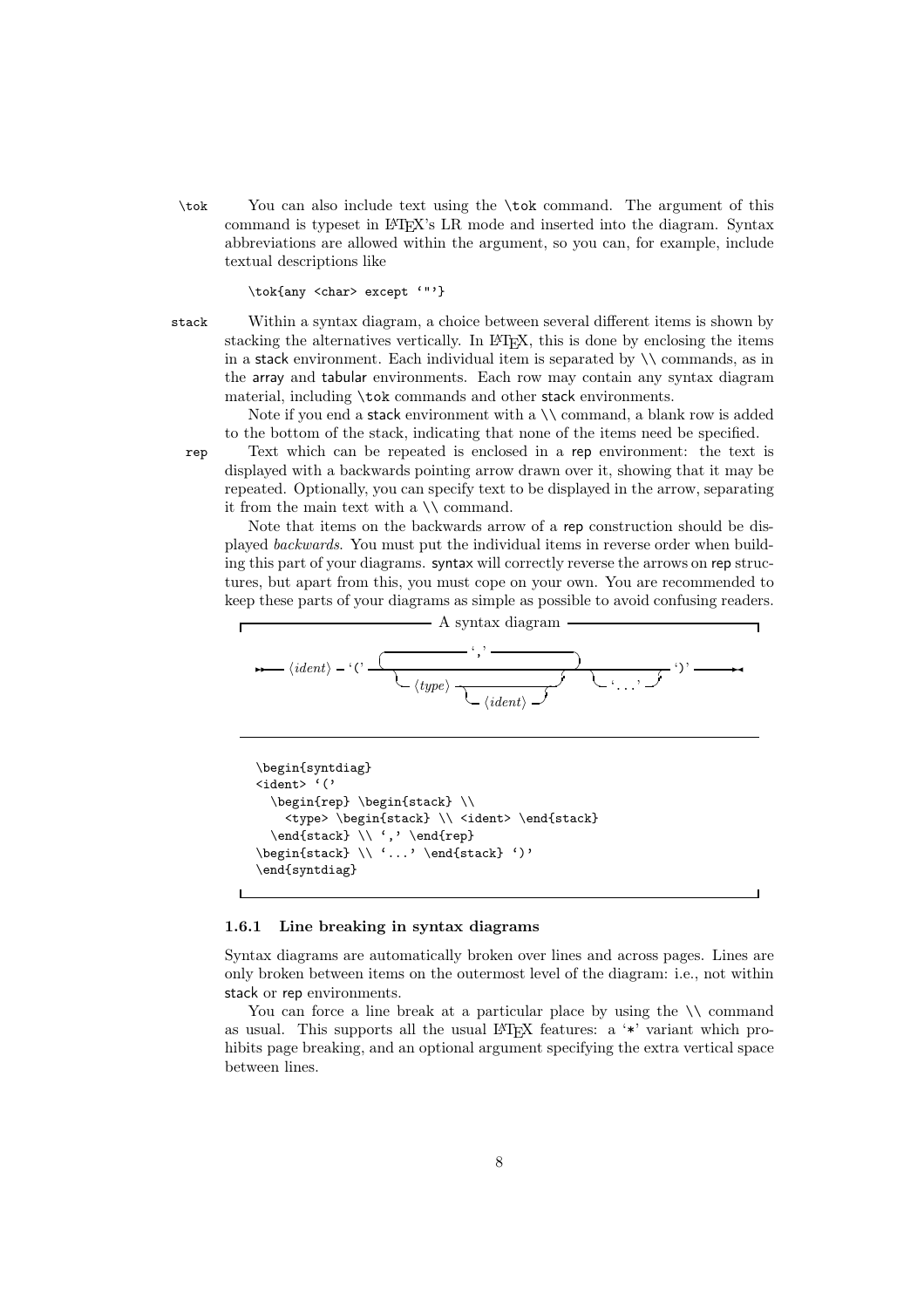`\tok` You can also include text using the `\tok` command. The argument of this command is typeset in LaTeX's LR mode and inserted into the diagram. Syntax abbreviations are allowed within the argument, so you can, for example, include textual descriptions like

```
\tok{any <char> except '"'}
```

`stack` Within a syntax diagram, a choice between several different items is shown by stacking the alternatives vertically. In LaTeX, this is done by enclosing the items in a stack environment. Each individual item is separated by `\\` commands, as in the array and tabular environments. Each row may contain any syntax diagram material, including `\tok` commands and other stack environments.

Note if you end a stack environment with a `\\` command, a blank row is added to the bottom of the stack, indicating that none of the items need be specified.

`rep` Text which can be repeated is enclosed in a rep environment: the text is displayed with a backwards pointing arrow drawn over it, showing that it may be repeated. Optionally, you can specify text to be displayed in the arrow, separating it from the main text with a `\\` command.

Note that items on the backwards arrow of a rep construction should be displayed *backwards*. You must put the individual items in reverse order when building this part of your diagrams. syntax will correctly reverse the arrows on rep structures, but apart from this, you must cope on your own. You are recommended to keep these parts of your diagrams as simple as possible to avoid confusing readers.

A syntax diagram

⟨*ident*⟩ '(' [ ⟨*type*⟩ [ ⟨*ident*⟩ ] ] repeated with ',' [ '...' ] ')'

```
\begin{syntdiag}
<ident> '('
  \begin{rep} \begin{stack} \\
    <type> \begin{stack} \\ <ident> \end{stack}
  \end{stack} \\ ',' \end{rep}
\begin{stack} \\ '...' \end{stack} ')'
\end{syntdiag}
```

### 1.6.1 Line breaking in syntax diagrams

Syntax diagrams are automatically broken over lines and across pages. Lines are only broken between items on the outermost level of the diagram: i.e., not within stack or rep environments.

You can force a line break at a particular place by using the `\\` command as usual. This supports all the usual LaTeX features: a '*' variant which prohibits page breaking, and an optional argument specifying the extra vertical space between lines.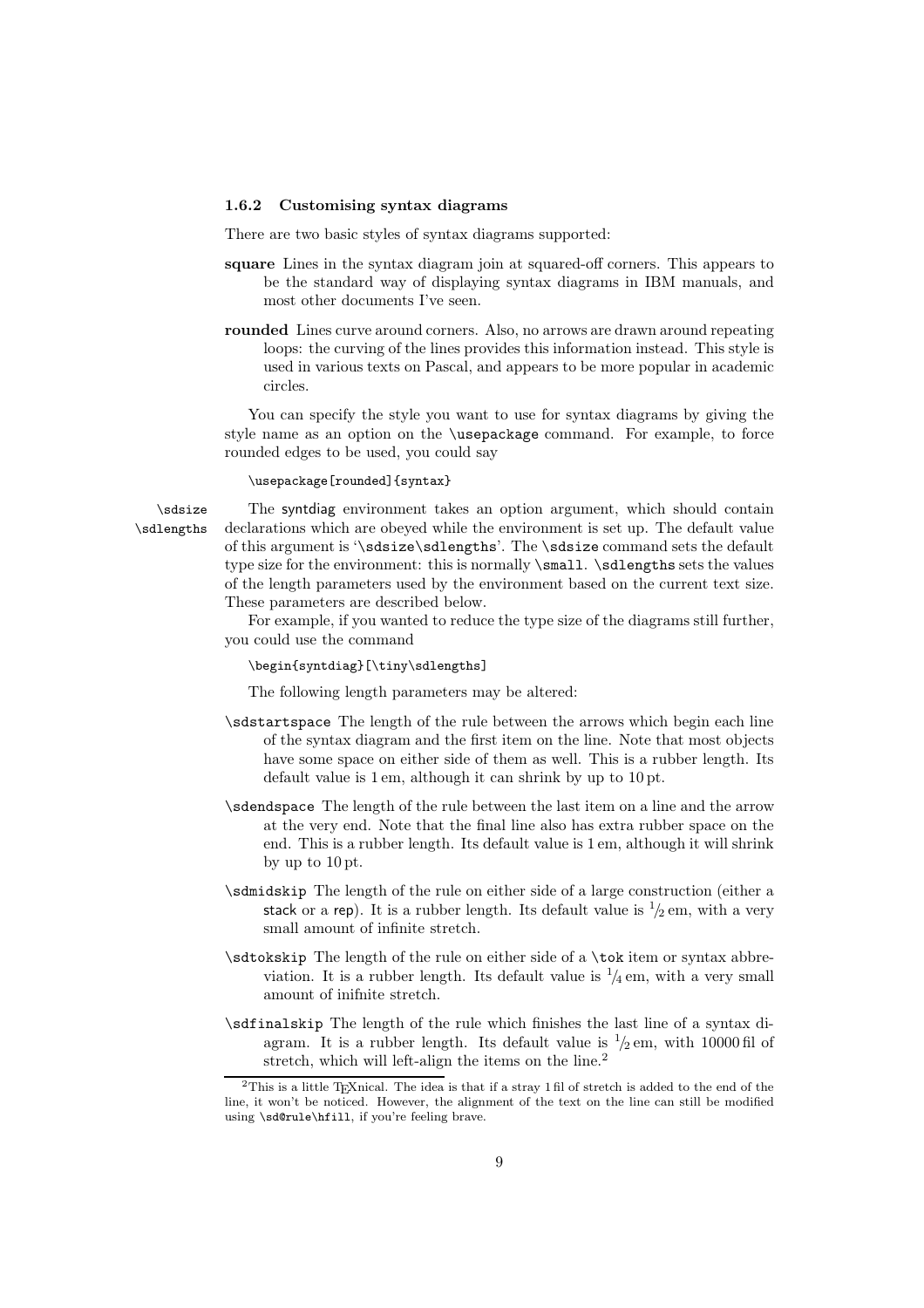### 1.6.2 Customising syntax diagrams

There are two basic styles of syntax diagrams supported:

**square** Lines in the syntax diagram join at squared-off corners. This appears to be the standard way of displaying syntax diagrams in IBM manuals, and most other documents I've seen.

**rounded** Lines curve around corners. Also, no arrows are drawn around repeating loops: the curving of the lines provides this information instead. This style is used in various texts on Pascal, and appears to be more popular in academic circles.

You can specify the style you want to use for syntax diagrams by giving the style name as an option on the `\usepackage` command. For example, to force rounded edges to be used, you could say

```
\usepackage[rounded]{syntax}
```

`\sdsize` `\sdlengths`

The syntdiag environment takes an option argument, which should contain declarations which are obeyed while the environment is set up. The default value of this argument is '`\sdsize\sdlengths`'. The `\sdsize` command sets the default type size for the environment: this is normally `\small`. `\sdlengths` sets the values of the length parameters used by the environment based on the current text size. These parameters are described below.

For example, if you wanted to reduce the type size of the diagrams still further, you could use the command

```
\begin{syntdiag}[\tiny\sdlengths]
```

The following length parameters may be altered:

`\sdstartspace` The length of the rule between the arrows which begin each line of the syntax diagram and the first item on the line. Note that most objects have some space on either side of them as well. This is a rubber length. Its default value is 1 em, although it can shrink by up to 10 pt.

`\sdendspace` The length of the rule between the last item on a line and the arrow at the very end. Note that the final line also has extra rubber space on the end. This is a rubber length. Its default value is 1 em, although it will shrink by up to 10 pt.

`\sdmidskip` The length of the rule on either side of a large construction (either a stack or a rep). It is a rubber length. Its default value is 1/2 em, with a very small amount of infinite stretch.

`\sdtokskip` The length of the rule on either side of a `\tok` item or syntax abbreviation. It is a rubber length. Its default value is 1/4 em, with a very small amount of inifnite stretch.

`\sdfinalskip` The length of the rule which finishes the last line of a syntax diagram. It is a rubber length. Its default value is 1/2 em, with 10000 fil of stretch, which will left-align the items on the line.[2]

[2] This is a little TeXnical. The idea is that if a stray 1 fil of stretch is added to the end of the line, it won't be noticed. However, the alignment of the text on the line can still be modified using `\sd@rule\hfill`, if you're feeling brave.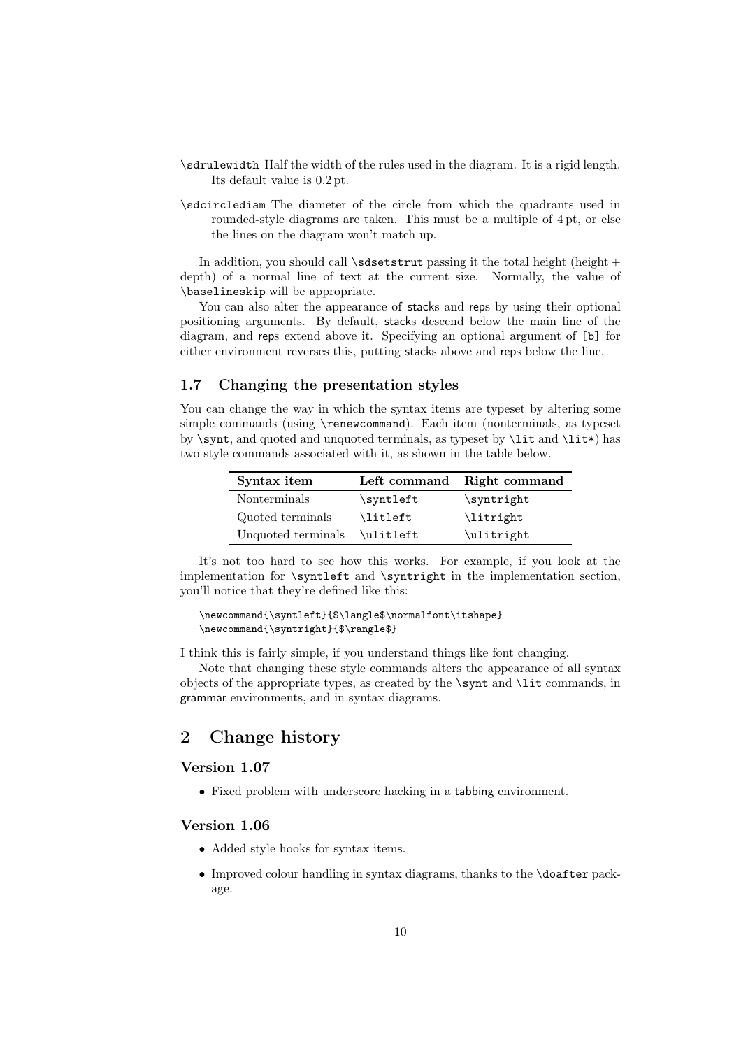`\sdrulewidth` Half the width of the rules used in the diagram. It is a rigid length. Its default value is 0.2 pt.

`\sdcirclediam` The diameter of the circle from which the quadrants used in rounded-style diagrams are taken. This must be a multiple of 4 pt, or else the lines on the diagram won't match up.

In addition, you should call `\sdsetstrut` passing it the total height (height + depth) of a normal line of text at the current size. Normally, the value of `\baselineskip` will be appropriate.

You can also alter the appearance of stacks and reps by using their optional positioning arguments. By default, stacks descend below the main line of the diagram, and reps extend above it. Specifying an optional argument of `[b]` for either environment reverses this, putting stacks above and reps below the line.

### 1.7 Changing the presentation styles

You can change the way in which the syntax items are typeset by altering some simple commands (using `\renewcommand`). Each item (nonterminals, as typeset by `\synt`, and quoted and unquoted terminals, as typeset by `\lit` and `\lit*`) has two style commands associated with it, as shown in the table below.

| Syntax item | Left command | Right command |
|---|---|---|
| Nonterminals | `\syntleft` | `\syntright` |
| Quoted terminals | `\litleft` | `\litright` |
| Unquoted terminals | `\ulitleft` | `\ulitright` |

It's not too hard to see how this works. For example, if you look at the implementation for `\syntleft` and `\syntright` in the implementation section, you'll notice that they're defined like this:

```
\newcommand{\syntleft}{$\langle$\normalfont\itshape}
\newcommand{\syntright}{$\rangle$}
```

I think this is fairly simple, if you understand things like font changing.

Note that changing these style commands alters the appearance of all syntax objects of the appropriate types, as created by the `\synt` and `\lit` commands, in grammar environments, and in syntax diagrams.

## 2 Change history

### Version 1.07

- Fixed problem with underscore hacking in a tabbing environment.

### Version 1.06

- Added style hooks for syntax items.
- Improved colour handling in syntax diagrams, thanks to the `\doafter` package.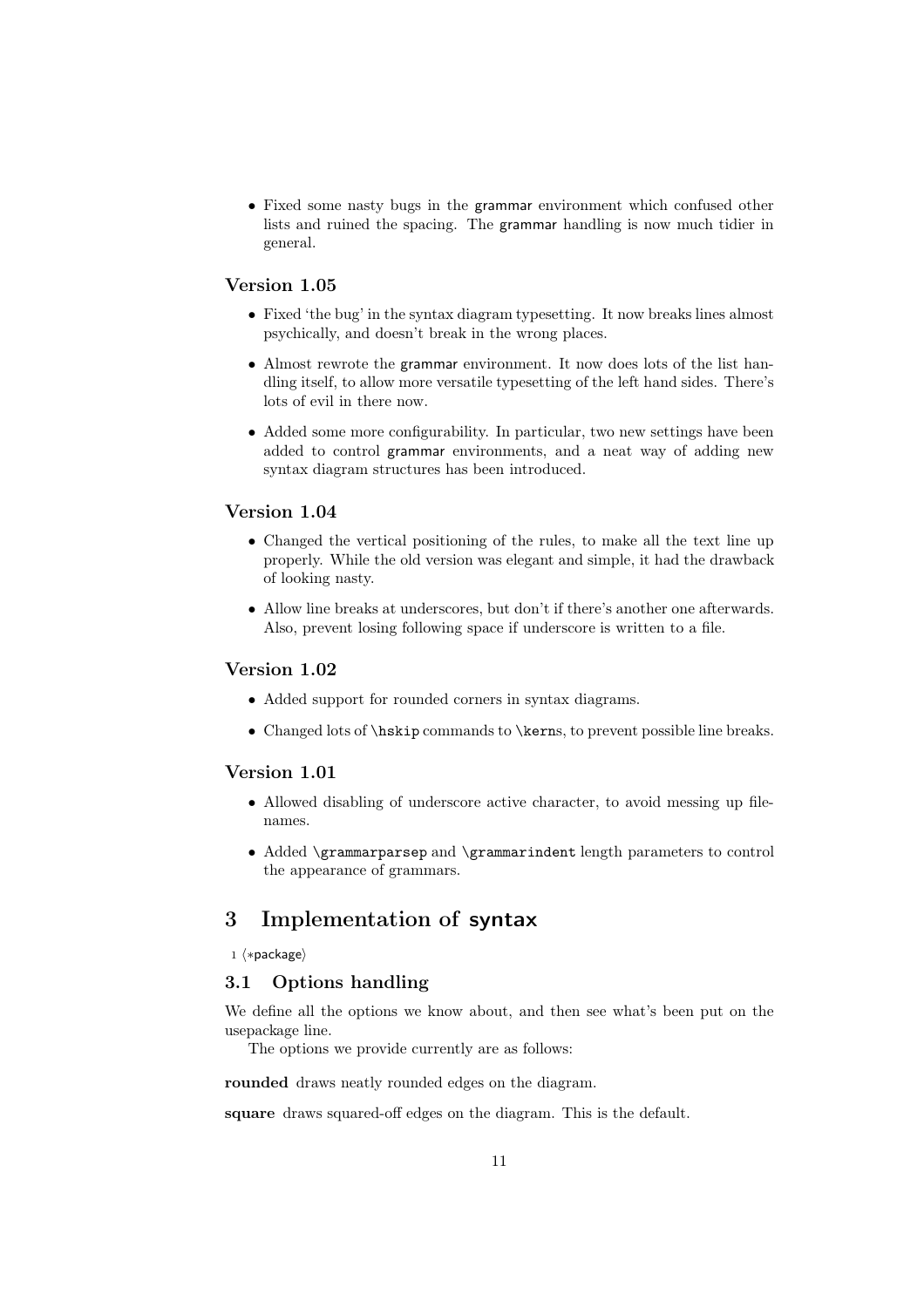- Fixed some nasty bugs in the grammar environment which confused other lists and ruined the spacing. The grammar handling is now much tidier in general.

### Version 1.05

- Fixed 'the bug' in the syntax diagram typesetting. It now breaks lines almost psychically, and doesn't break in the wrong places.
- Almost rewrote the grammar environment. It now does lots of the list handling itself, to allow more versatile typesetting of the left hand sides. There's lots of evil in there now.
- Added some more configurability. In particular, two new settings have been added to control grammar environments, and a neat way of adding new syntax diagram structures has been introduced.

### Version 1.04

- Changed the vertical positioning of the rules, to make all the text line up properly. While the old version was elegant and simple, it had the drawback of looking nasty.
- Allow line breaks at underscores, but don't if there's another one afterwards. Also, prevent losing following space if underscore is written to a file.

### Version 1.02

- Added support for rounded corners in syntax diagrams.
- Changed lots of `\hskip` commands to `\kern`s, to prevent possible line breaks.

### Version 1.01

- Allowed disabling of underscore active character, to avoid messing up filenames.
- Added `\grammarparsep` and `\grammarindent` length parameters to control the appearance of grammars.

# 3 Implementation of syntax

1 ⟨*package⟩

## 3.1 Options handling

We define all the options we know about, and then see what's been put on the usepackage line.

The options we provide currently are as follows:

**rounded** draws neatly rounded edges on the diagram.

**square** draws squared-off edges on the diagram. This is the default.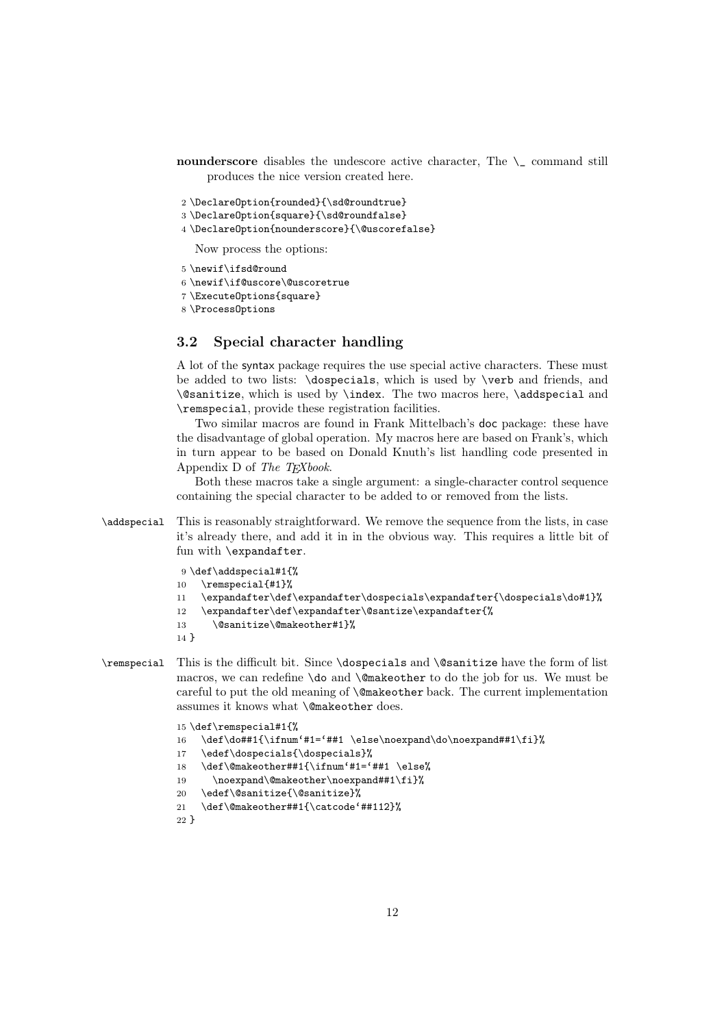**nounderscore** disables the undescore active character, The `\_` command still produces the nice version created here.

```
2 \DeclareOption{rounded}{\sd@roundtrue}
3 \DeclareOption{square}{\sd@roundfalse}
4 \DeclareOption{nounderscore}{\@uscorefalse}
```

Now process the options:

```
5 \newif\ifsd@round
6 \newif\if@uscore\@uscoretrue
7 \ExecuteOptions{square}
8 \ProcessOptions
```

## 3.2 Special character handling

A lot of the syntax package requires the use special active characters. These must be added to two lists: `\dospecials`, which is used by `\verb` and friends, and `\@sanitize`, which is used by `\index`. The two macros here, `\addspecial` and `\remspecial`, provide these registration facilities.

Two similar macros are found in Frank Mittelbach's doc package: these have the disadvantage of global operation. My macros here are based on Frank's, which in turn appear to be based on Donald Knuth's list handling code presented in Appendix D of *The TEXbook*.

Both these macros take a single argument: a single-character control sequence containing the special character to be added to or removed from the lists.

`\addspecial` This is reasonably straightforward. We remove the sequence from the lists, in case it's already there, and add it in in the obvious way. This requires a little bit of fun with `\expandafter`.

```
9 \def\addspecial#1{%
10   \remspecial{#1}%
11   \expandafter\def\expandafter\dospecials\expandafter{\dospecials\do#1}%
12   \expandafter\def\expandafter\@santize\expandafter{%
13     \@sanitize\@makeother#1}%
14 }
```

`\remspecial` This is the difficult bit. Since `\dospecials` and `\@sanitize` have the form of list macros, we can redefine `\do` and `\@makeother` to do the job for us. We must be careful to put the old meaning of `\@makeother` back. The current implementation assumes it knows what `\@makeother` does.

```
15 \def\remspecial#1{%
16   \def\do##1{\ifnum`#1=`##1 \else\noexpand\do\noexpand##1\fi}%
17   \edef\dospecials{\dospecials}%
18   \def\@makeother##1{\ifnum`#1=`##1 \else%
19     \noexpand\@makeother\noexpand##1\fi}%
20   \edef\@sanitize{\@sanitize}%
21   \def\@makeother##1{\catcode`##112}%
22 }
```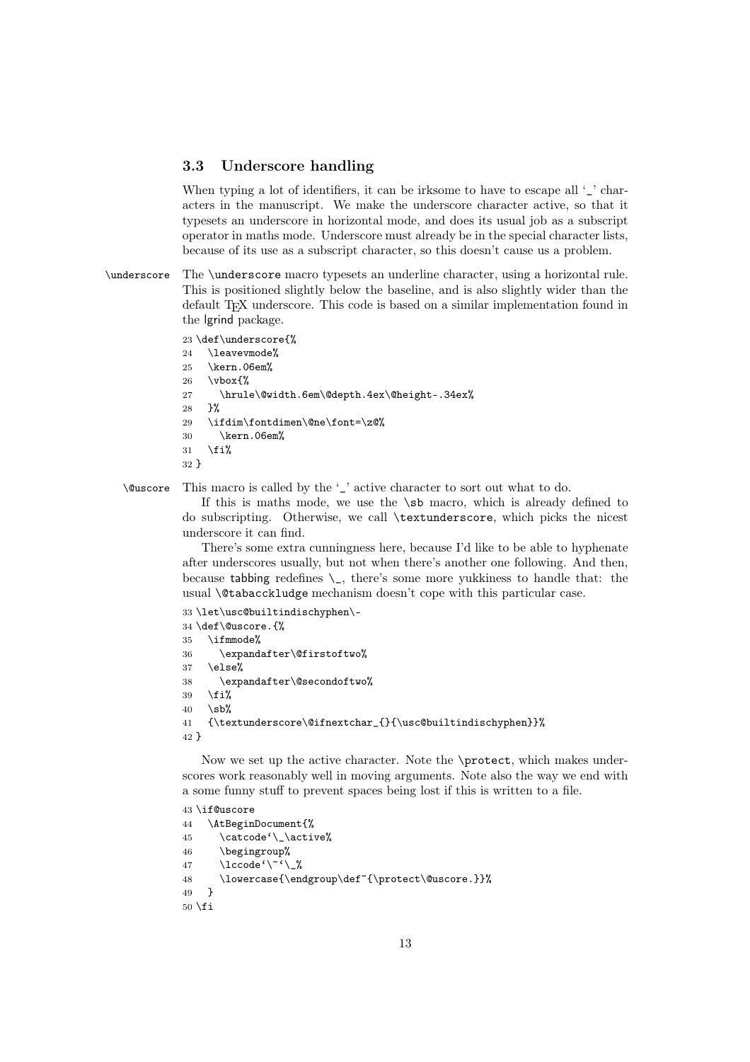### 3.3 Underscore handling

When typing a lot of identifiers, it can be irksome to have to escape all '_' characters in the manuscript. We make the underscore character active, so that it typesets an underscore in horizontal mode, and does its usual job as a subscript operator in maths mode. Underscore must already be in the special character lists, because of its use as a subscript character, so this doesn't cause us a problem.

\underscore The \underscore macro typesets an underline character, using a horizontal rule. This is positioned slightly below the baseline, and is also slightly wider than the default TEX underscore. This code is based on a similar implementation found in the lgrind package.

```
23 \def\underscore{%
24   \leavevmode%
25   \kern.06em%
26   \vbox{%
27     \hrule\@width.6em\@depth.4ex\@height-.34ex%
28   }%
29   \ifdim\fontdimen\@ne\font=\z@%
30     \kern.06em%
31   \fi%
32 }
```

\@uscore This macro is called by the '_' active character to sort out what to do.

If this is maths mode, we use the \sb macro, which is already defined to do subscripting. Otherwise, we call \textunderscore, which picks the nicest underscore it can find.

There's some extra cunningness here, because I'd like to be able to hyphenate after underscores usually, but not when there's another one following. And then, because tabbing redefines \_, there's some more yukkiness to handle that: the usual \@tabacckludge mechanism doesn't cope with this particular case.

```
33 \let\usc@builtindischyphen\-
34 \def\@uscore.{%
35   \ifmmode%
36     \expandafter\@firstoftwo%
37   \else%
38     \expandafter\@secondoftwo%
39   \fi%
40   \sb%
41   {\textunderscore\@ifnextchar_{}{\usc@builtindischyphen}}%
42 }
```

Now we set up the active character. Note the \protect, which makes underscores work reasonably well in moving arguments. Note also the way we end with a some funny stuff to prevent spaces being lost if this is written to a file.

```
43 \if@uscore
44   \AtBeginDocument{%
45     \catcode`\_\active%
46     \begingroup%
47     \lccode`\~`\_%
48     \lowercase{\endgroup\def~{\protect\@uscore.}}%
49   }
50 \fi
```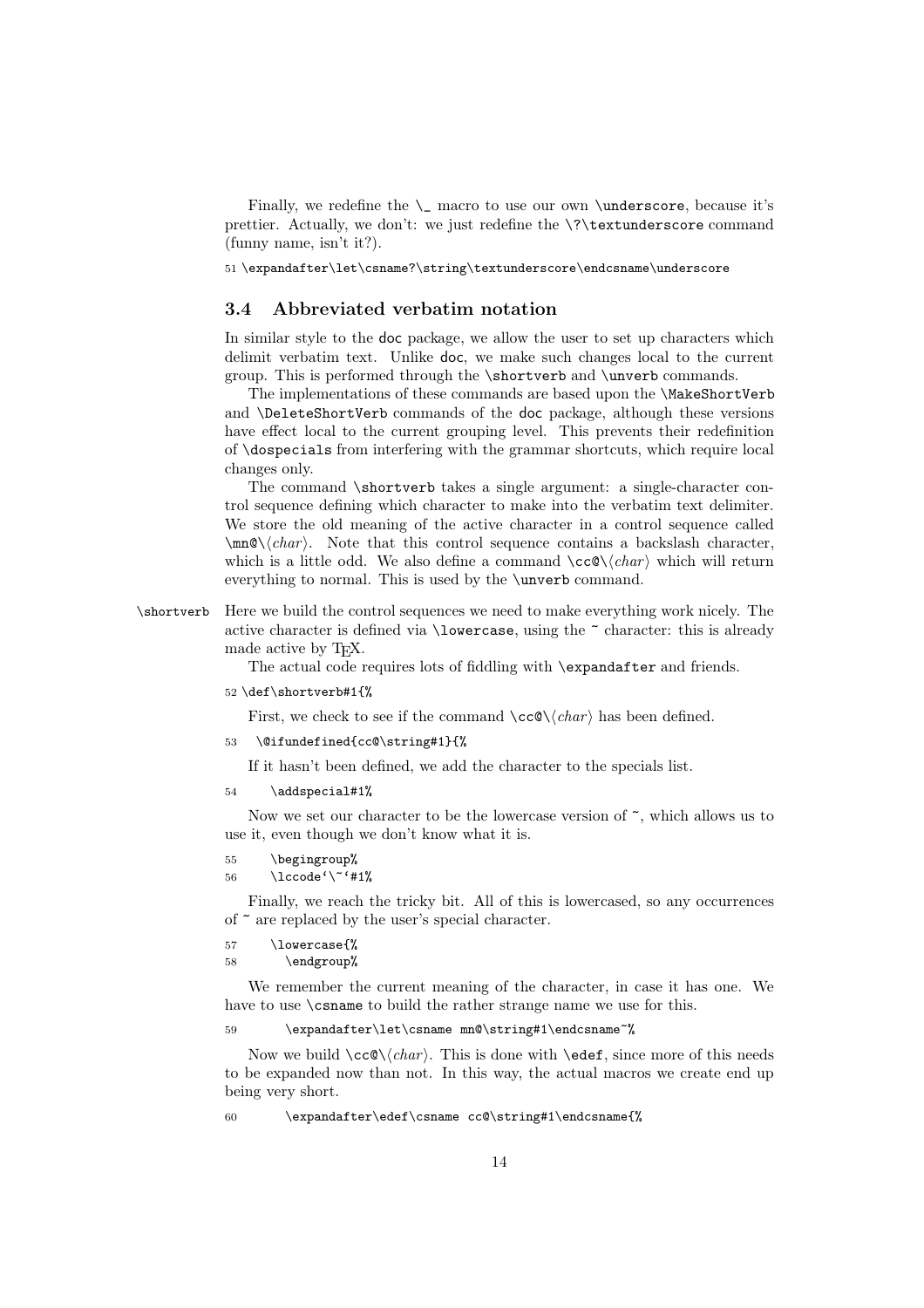Finally, we redefine the `\_` macro to use our own `\underscore`, because it's prettier. Actually, we don't: we just redefine the `\?\textunderscore` command (funny name, isn't it?).

```
51 \expandafter\let\csname?\string\textunderscore\endcsname\underscore
```

### 3.4 Abbreviated verbatim notation

In similar style to the doc package, we allow the user to set up characters which delimit verbatim text. Unlike doc, we make such changes local to the current group. This is performed through the `\shortverb` and `\unverb` commands.

The implementations of these commands are based upon the `\MakeShortVerb` and `\DeleteShortVerb` commands of the doc package, although these versions have effect local to the current grouping level. This prevents their redefinition of `\dospecials` from interfering with the grammar shortcuts, which require local changes only.

The command `\shortverb` takes a single argument: a single-character control sequence defining which character to make into the verbatim text delimiter. We store the old meaning of the active character in a control sequence called `\mn@\`⟨*char*⟩. Note that this control sequence contains a backslash character, which is a little odd. We also define a command `\cc@\`⟨*char*⟩ which will return everything to normal. This is used by the `\unverb` command.

`\shortverb` Here we build the control sequences we need to make everything work nicely. The active character is defined via `\lowercase`, using the `~` character: this is already made active by TeX.

The actual code requires lots of fiddling with `\expandafter` and friends.

```
52 \def\shortverb#1{%
```

First, we check to see if the command `\cc@\`⟨*char*⟩ has been defined.

```
53   \@ifundefined{cc@\string#1}{%
```

If it hasn't been defined, we add the character to the specials list.

```
54     \addspecial#1%
```

Now we set our character to be the lowercase version of `~`, which allows us to use it, even though we don't know what it is.

```
55     \begingroup%
56     \lccode`\~`#1%
```

Finally, we reach the tricky bit. All of this is lowercased, so any occurrences of `~` are replaced by the user's special character.

```
57     \lowercase{%
58       \endgroup%
```

We remember the current meaning of the character, in case it has one. We have to use `\csname` to build the rather strange name we use for this.

```
59       \expandafter\let\csname mn@\string#1\endcsname~%
```

Now we build `\cc@\`⟨*char*⟩. This is done with `\edef`, since more of this needs to be expanded now than not. In this way, the actual macros we create end up being very short.

```
60       \expandafter\edef\csname cc@\string#1\endcsname{%
```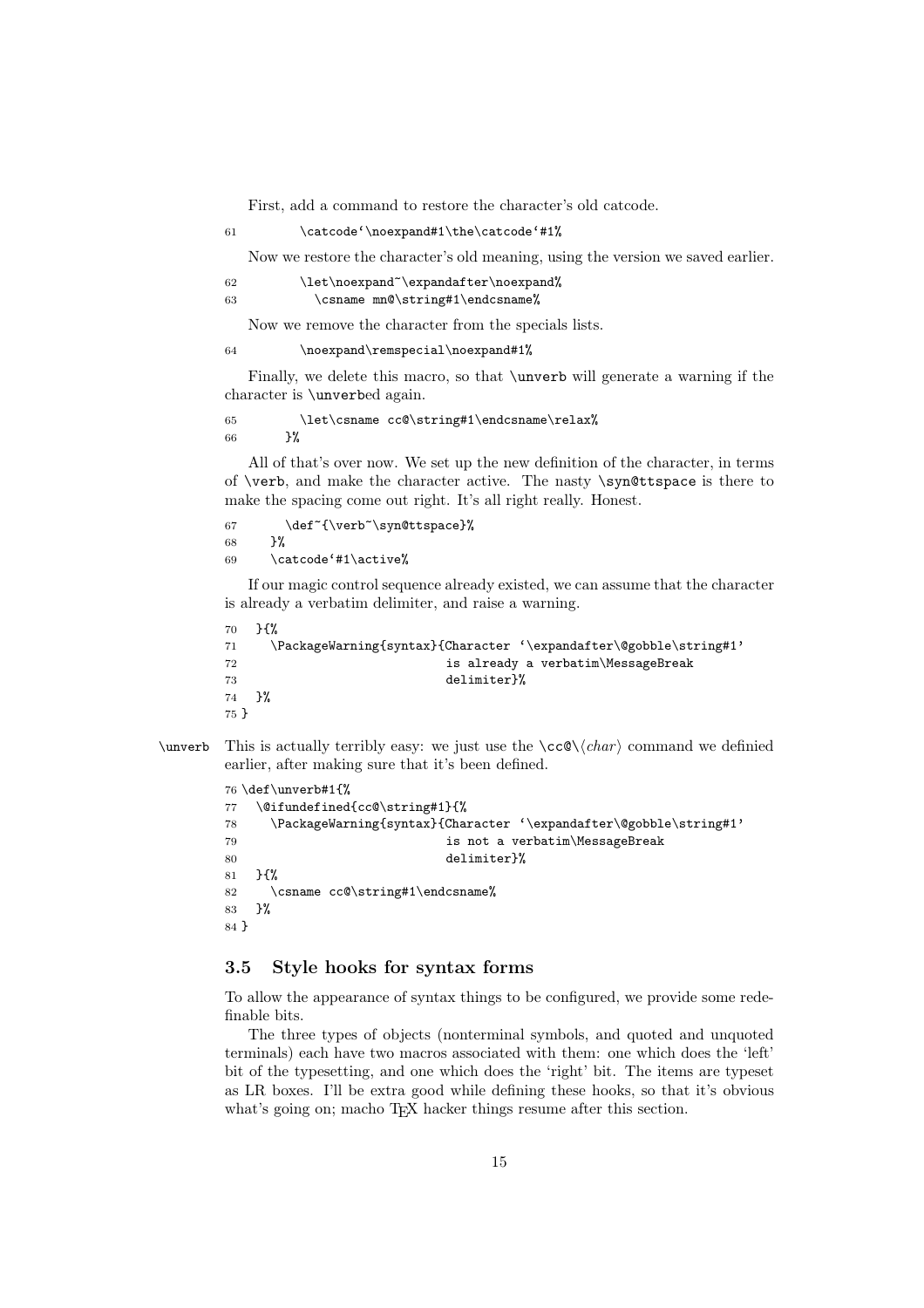First, add a command to restore the character's old catcode.

```
61         \catcode`\noexpand#1\the\catcode`#1%
```

Now we restore the character's old meaning, using the version we saved earlier.

```
62         \let\noexpand~\expandafter\noexpand%
63           \csname mn@\string#1\endcsname%
```

Now we remove the character from the specials lists.

```
64         \noexpand\remspecial\noexpand#1%
```

Finally, we delete this macro, so that `\unverb` will generate a warning if the character is `\unverb`ed again.

```
65         \let\csname cc@\string#1\endcsname\relax%
66       }%
```

All of that's over now. We set up the new definition of the character, in terms of `\verb`, and make the character active. The nasty `\syn@ttspace` is there to make the spacing come out right. It's all right really. Honest.

```
67       \def~{\verb~\syn@ttspace}%
68     }%
69     \catcode`#1\active%
```

If our magic control sequence already existed, we can assume that the character is already a verbatim delimiter, and raise a warning.

```
70   }{%
71     \PackageWarning{syntax}{Character `\expandafter\@gobble\string#1'
72                             is already a verbatim\MessageBreak
73                             delimiter}%
74   }%
75 }
```

`\unverb` This is actually terribly easy: we just use the `\cc@\`⟨*char*⟩ command we definied earlier, after making sure that it's been defined.

```
76 \def\unverb#1{%
77   \@ifundefined{cc@\string#1}{%
78     \PackageWarning{syntax}{Character `\expandafter\@gobble\string#1'
79                             is not a verbatim\MessageBreak
80                             delimiter}%
81   }{%
82     \csname cc@\string#1\endcsname%
83   }%
84 }
```

### 3.5 Style hooks for syntax forms

To allow the appearance of syntax things to be configured, we provide some redefinable bits.

The three types of objects (nonterminal symbols, and quoted and unquoted terminals) each have two macros associated with them: one which does the 'left' bit of the typesetting, and one which does the 'right' bit. The items are typeset as LR boxes. I'll be extra good while defining these hooks, so that it's obvious what's going on; macho TEX hacker things resume after this section.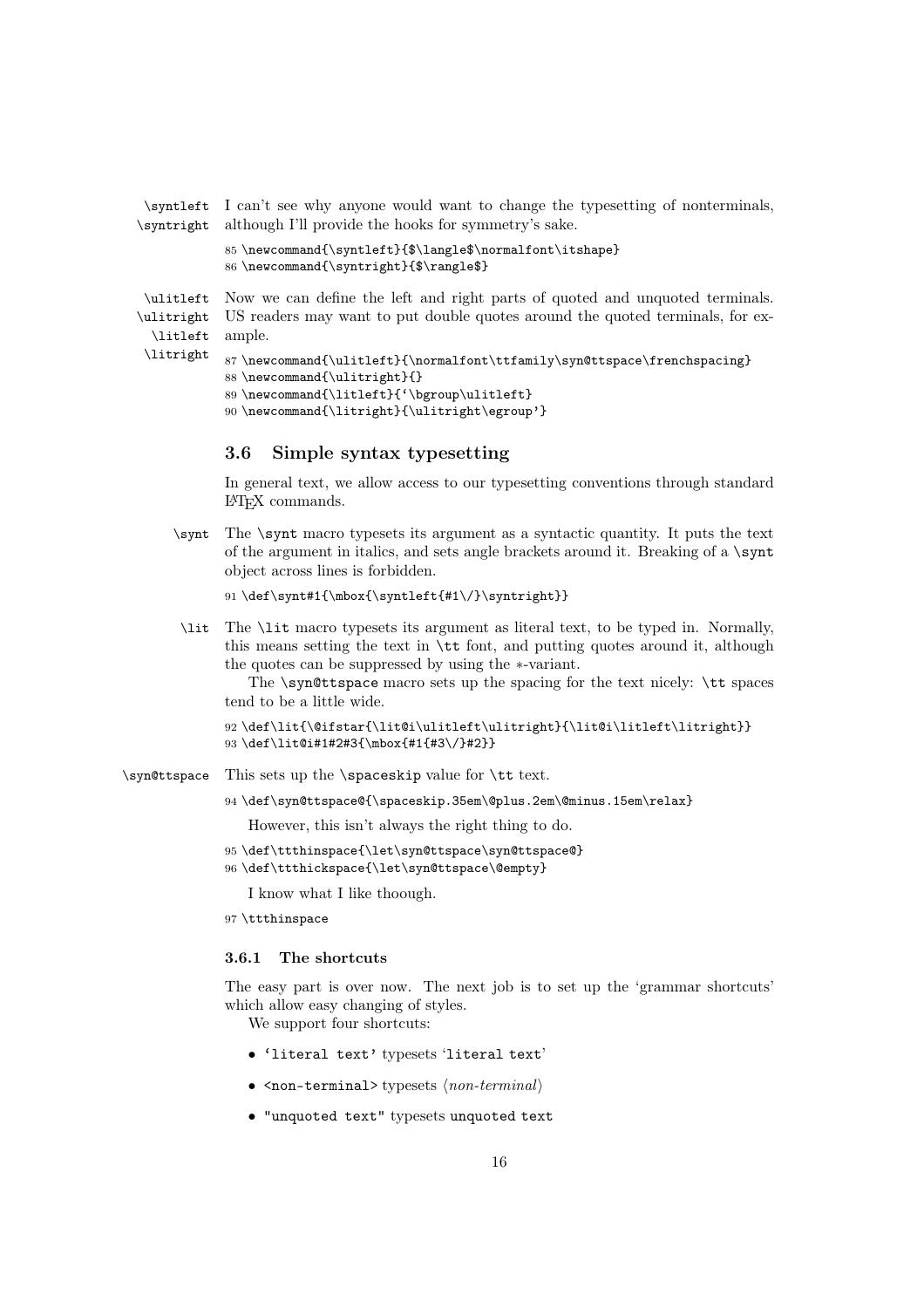`\syntleft` `\syntright` I can't see why anyone would want to change the typesetting of nonterminals, although I'll provide the hooks for symmetry's sake.

```
85 \newcommand{\syntleft}{$\langle$\normalfont\itshape}
86 \newcommand{\syntright}{$\rangle$}
```

`\ulitleft` `\ulitright` `\litleft` `\litright` Now we can define the left and right parts of quoted and unquoted terminals. US readers may want to put double quotes around the quoted terminals, for example.

```
87 \newcommand{\ulitleft}{\normalfont\ttfamily\syn@ttspace\frenchspacing}
88 \newcommand{\ulitright}{}
89 \newcommand{\litleft}{`\bgroup\ulitleft}
90 \newcommand{\litright}{\ulitright\egroup'}
```

### 3.6 Simple syntax typesetting

In general text, we allow access to our typesetting conventions through standard LaTeX commands.

`\synt` The `\synt` macro typesets its argument as a syntactic quantity. It puts the text of the argument in italics, and sets angle brackets around it. Breaking of a `\synt` object across lines is forbidden.

```
91 \def\synt#1{\mbox{\syntleft{#1\/}\syntright}}
```

`\lit` The `\lit` macro typesets its argument as literal text, to be typed in. Normally, this means setting the text in `\tt` font, and putting quotes around it, although the quotes can be suppressed by using the ∗-variant.

The `\syn@ttspace` macro sets up the spacing for the text nicely: `\tt` spaces tend to be a little wide.

```
92 \def\lit{\@ifstar{\lit@i\ulitleft\ulitright}{\lit@i\litleft\litright}}
93 \def\lit@i#1#2#3{\mbox{#1{#3\/}#2}}
```

`\syn@ttspace` This sets up the `\spaceskip` value for `\tt` text.

```
94 \def\syn@ttspace@{\spaceskip.35em\@plus.2em\@minus.15em\relax}
```

However, this isn't always the right thing to do.

```
95 \def\ttthinspace{\let\syn@ttspace\syn@ttspace@}
96 \def\ttthickspace{\let\syn@ttspace\@empty}
```

I know what I like thoough.

```
97 \ttthinspace
```

#### 3.6.1 The shortcuts

The easy part is over now. The next job is to set up the 'grammar shortcuts' which allow easy changing of styles.

We support four shortcuts:

- `'literal text'` typesets '`literal text`'
- `<non-terminal>` typesets ⟨*non-terminal*⟩
- `"unquoted text"` typesets `unquoted text`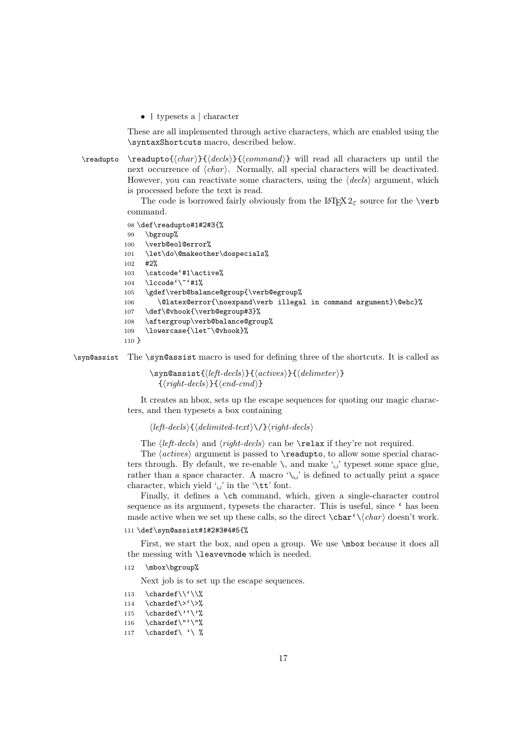- | typesets a | character

These are all implemented through active characters, which are enabled using the `\syntaxShortcuts` macro, described below.

**\readupto** `\readupto{`⟨*char*⟩`}{`⟨*decls*⟩`}{`⟨*command*⟩`}` will read all characters up until the next occurrence of ⟨*char*⟩. Normally, all special characters will be deactivated. However, you can reactivate some characters, using the ⟨*decls*⟩ argument, which is processed before the text is read.

The code is borrowed fairly obviously from the LaTeX $2_\varepsilon$ source for the `\verb` command.

```
98 \def\readupto#1#2#3{%
99   \bgroup%
100  \verb@eol@error%
101  \let\do\@makeother\dospecials%
102  #2%
103  \catcode`#1\active%
104  \lccode`\~`#1%
105  \gdef\verb@balance@group{\verb@egroup%
106     \@latex@error{\noexpand\verb illegal in command argument}\@ehc}%
107  \def\@vhook{\verb@egroup#3}%
108  \aftergroup\verb@balance@group%
109  \lowercase{\let~\@vhook}%
110 }
```

**\syn@assist** The `\syn@assist` macro is used for defining three of the shortcuts. It is called as

> `\syn@assist{`⟨*left-decls*⟩`}{`⟨*actives*⟩`}{`⟨*delimeter*⟩`}`
> `{`⟨*right-decls*⟩`}{`⟨*end-cmd*⟩`}`

It creates an hbox, sets up the escape sequences for quoting our magic characters, and then typesets a box containing

> ⟨*left-decls*⟩`{`⟨*delimited-text*⟩`\/}`⟨*right-decls*⟩

The ⟨*left-decls*⟩ and ⟨*right-decls*⟩ can be `\relax` if they're not required.

The ⟨*actives*⟩ argument is passed to `\readupto`, to allow some special characters through. By default, we re-enable `\`, and make '␣' typeset some space glue, rather than a space character. A macro '`\␣`' is defined to actually print a space character, which yield '␣' in the '`\tt`' font.

Finally, it defines a `\ch` command, which, given a single-character control sequence as its argument, typesets the character. This is useful, since ` has been made active when we set up these calls, so the direct `\char`\`⟨*char*⟩ doesn't work.

```
111 \def\syn@assist#1#2#3#4#5{%
```

First, we start the box, and open a group. We use `\mbox` because it does all the messing with `\leavevmode` which is needed.

```
112   \mbox\bgroup%
```

Next job is to set up the escape sequences.

```
113   \chardef\\`\\%
114   \chardef\>`\>%
115   \chardef\'`\'%
116   \chardef\"`\"%
117   \chardef\ `\ %
```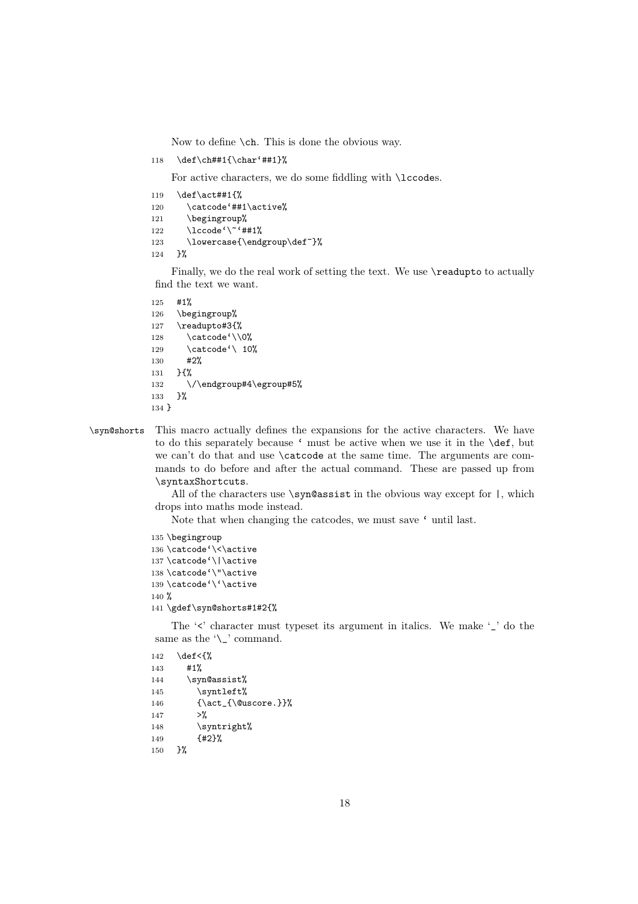Now to define \ch. This is done the obvious way.

```
118   \def\ch##1{\char`##1}%
```

For active characters, we do some fiddling with \lccodes.

```
119   \def\act##1{%
120     \catcode`##1\active%
121     \begingroup%
122     \lccode`\~`##1%
123     \lowercase{\endgroup\def~}%
124   }%
```

Finally, we do the real work of setting the text. We use \readupto to actually find the text we want.

```
125   #1%
126   \begingroup%
127   \readupto#3{%
128     \catcode`\\0%
129     \catcode`\ 10%
130     #2%
131   }{%
132     \/\endgroup#4\egroup#5%
133   }%
134 }
```

\syn@shorts This macro actually defines the expansions for the active characters. We have to do this separately because ` must be active when we use it in the \def, but we can't do that and use \catcode at the same time. The arguments are commands to do before and after the actual command. These are passed up from \syntaxShortcuts.

All of the characters use \syn@assist in the obvious way except for |, which drops into maths mode instead.

Note that when changing the catcodes, we must save ` until last.

```
135 \begingroup
136 \catcode`\<\active
137 \catcode`\|\active
138 \catcode`\"\active
139 \catcode`\`\active
140 %
141 \gdef\syn@shorts#1#2{%
```

The '<' character must typeset its argument in italics. We make '_' do the same as the '\_' command.

```
142   \def<{%
143     #1%
144     \syn@assist%
145       \syntleft%
146       {\act_{\@uscore.}}%
147       >%
148       \syntright%
149       {#2}%
150   }%
```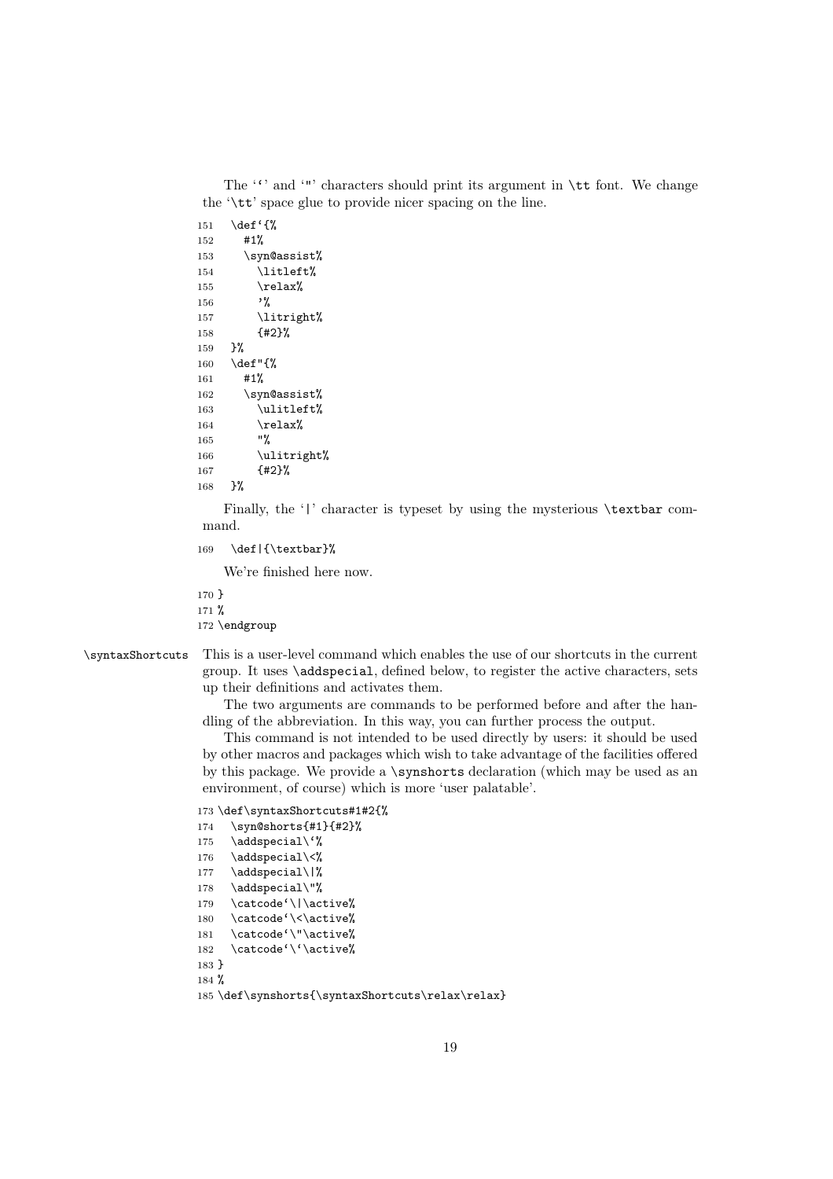The '`' and '"' characters should print its argument in `\tt` font. We change the '`\tt`' space glue to provide nicer spacing on the line.

```
151   \def`{%
152     #1%
153     \syn@assist%
154       \litleft%
155       \relax%
156       '%
157       \litright%
158       {#2}%
159   }%
160   \def"{%
161     #1%
162     \syn@assist%
163       \ulitleft%
164       \relax%
165       "%
166       \ulitright%
167       {#2}%
168   }%
```

Finally, the '|' character is typeset by using the mysterious `\textbar` command.

```
169   \def|{\textbar}%
```

We're finished here now.

```
170 }
171 %
172 \endgroup
```

`\syntaxShortcuts` This is a user-level command which enables the use of our shortcuts in the current group. It uses `\addspecial`, defined below, to register the active characters, sets up their definitions and activates them.

The two arguments are commands to be performed before and after the handling of the abbreviation. In this way, you can further process the output.

This command is not intended to be used directly by users: it should be used by other macros and packages which wish to take advantage of the facilities offered by this package. We provide a `\synshorts` declaration (which may be used as an environment, of course) which is more 'user palatable'.

```
173 \def\syntaxShortcuts#1#2{%
174   \syn@shorts{#1}{#2}%
175   \addspecial\`%
176   \addspecial\<%
177   \addspecial\|%
178   \addspecial\"%
179   \catcode`\|\active%
180   \catcode`\<\active%
181   \catcode`\"\active%
182   \catcode`\`\active%
183 }
184 %
185 \def\synshorts{\syntaxShortcuts\relax\relax}
```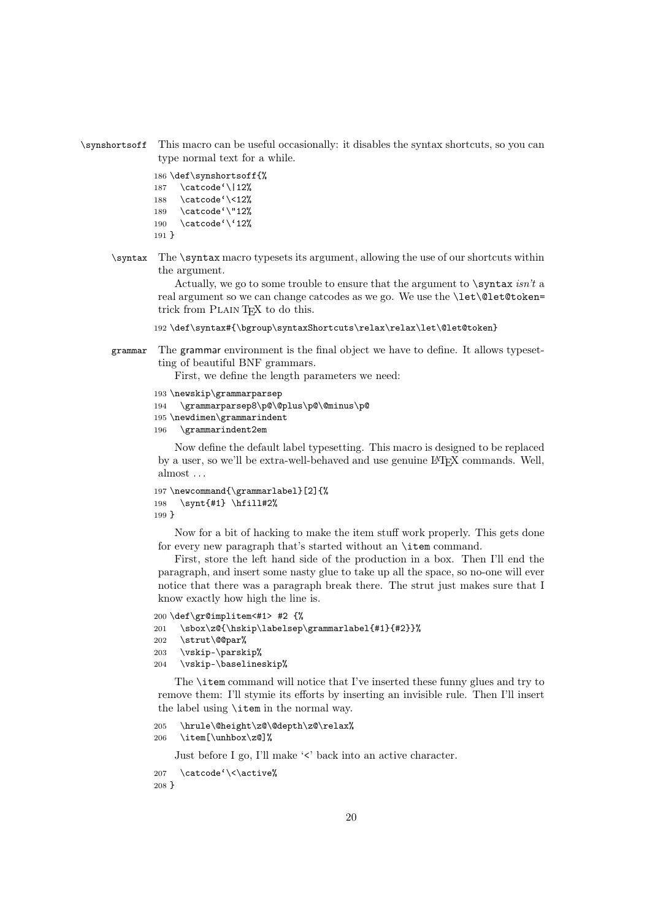`\synshortsoff` This macro can be useful occasionally: it disables the syntax shortcuts, so you can type normal text for a while.

```
186 \def\synshortsoff{%
187   \catcode`\|12%
188   \catcode`\<12%
189   \catcode`\"12%
190   \catcode`\`12%
191 }
```

`\syntax` The `\syntax` macro typesets its argument, allowing the use of our shortcuts within the argument.

Actually, we go to some trouble to ensure that the argument to `\syntax` *isn't* a real argument so we can change catcodes as we go. We use the `\let\@let@token=` trick from PLAIN TEX to do this.

```
192 \def\syntax#{\bgroup\syntaxShortcuts\relax\relax\let\@let@token}
```

grammar The grammar environment is the final object we have to define. It allows typesetting of beautiful BNF grammars.

First, we define the length parameters we need:

```
193 \newskip\grammarparsep
194   \grammarparsep8\p@\@plus\p@\@minus\p@
195 \newdimen\grammarindent
196   \grammarindent2em
```

Now define the default label typesetting. This macro is designed to be replaced by a user, so we'll be extra-well-behaved and use genuine LaTeX commands. Well, almost ...

```
197 \newcommand{\grammarlabel}[2]{%
198   \synt{#1} \hfill#2%
199 }
```

Now for a bit of hacking to make the item stuff work properly. This gets done for every new paragraph that's started without an `\item` command.

First, store the left hand side of the production in a box. Then I'll end the paragraph, and insert some nasty glue to take up all the space, so no-one will ever notice that there was a paragraph break there. The strut just makes sure that I know exactly how high the line is.

```
200 \def\gr@implitem<#1> #2 {%
201   \sbox\z@{\hskip\labelsep\grammarlabel{#1}{#2}}%
202   \strut\@@par%
203   \vskip-\parskip%
204   \vskip-\baselineskip%
```

The `\item` command will notice that I've inserted these funny glues and try to remove them: I'll stymie its efforts by inserting an invisible rule. Then I'll insert the label using `\item` in the normal way.

```
205   \hrule\@height\z@\@depth\z@\relax%
206   \item[\unhbox\z@]%
```

Just before I go, I'll make '<' back into an active character.

```
207   \catcode`\<\active%
208 }
```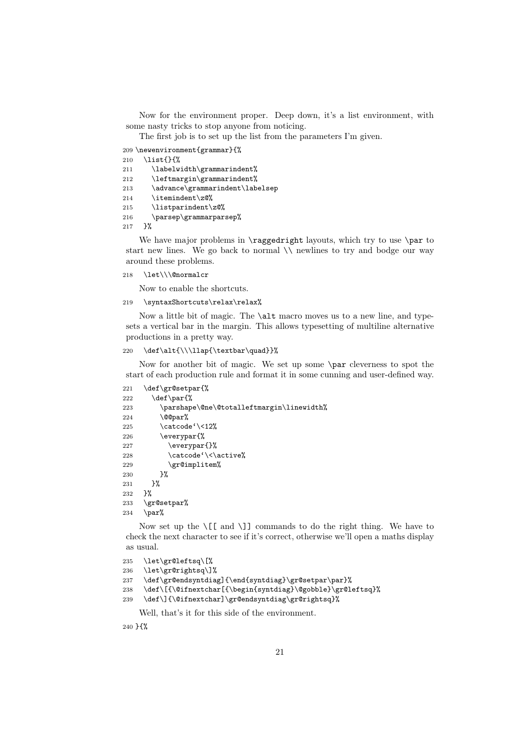Now for the environment proper. Deep down, it's a list environment, with some nasty tricks to stop anyone from noticing.

The first job is to set up the list from the parameters I'm given.

```
209 \newenvironment{grammar}{%
210   \list{}{%
211     \labelwidth\grammarindent%
212     \leftmargin\grammarindent%
213     \advance\grammarindent\labelsep
214     \itemindent\z@%
215     \listparindent\z@%
216     \parsep\grammarparsep%
217   }%
```

We have major problems in `\raggedright` layouts, which try to use `\par` to start new lines. We go back to normal `\\` newlines to try and bodge our way around these problems.

```
218   \let\\\@normalcr
```

Now to enable the shortcuts.

```
219   \syntaxShortcuts\relax\relax%
```

Now a little bit of magic. The `\alt` macro moves us to a new line, and typesets a vertical bar in the margin. This allows typesetting of multiline alternative productions in a pretty way.

```
220   \def\alt{\\\llap{\textbar\quad}}%
```

Now for another bit of magic. We set up some `\par` cleverness to spot the start of each production rule and format it in some cunning and user-defined way.

```
221   \def\gr@setpar{%
222     \def\par{%
223       \parshape\@ne\@totalleftmargin\linewidth%
224       \@@par%
225       \catcode`\<12%
226       \everypar{%
227         \everypar{}%
228         \catcode`\<\active%
229         \gr@implitem%
230       }%
231     }%
232   }%
233   \gr@setpar%
234   \par%
```

Now set up the `\[[` and `\]]` commands to do the right thing. We have to check the next character to see if it's correct, otherwise we'll open a maths display as usual.

```
235   \let\gr@leftsq\[%
236   \let\gr@rightsq\]%
237   \def\gr@endsyntdiag]{\end{syntdiag}\gr@setpar\par}%
238   \def\[{\@ifnextchar[{\begin{syntdiag}\@gobble}\gr@leftsq}%
239   \def\]{\@ifnextchar]\gr@endsyntdiag\gr@rightsq}%
```

Well, that's it for this side of the environment.

```
240 }{%
```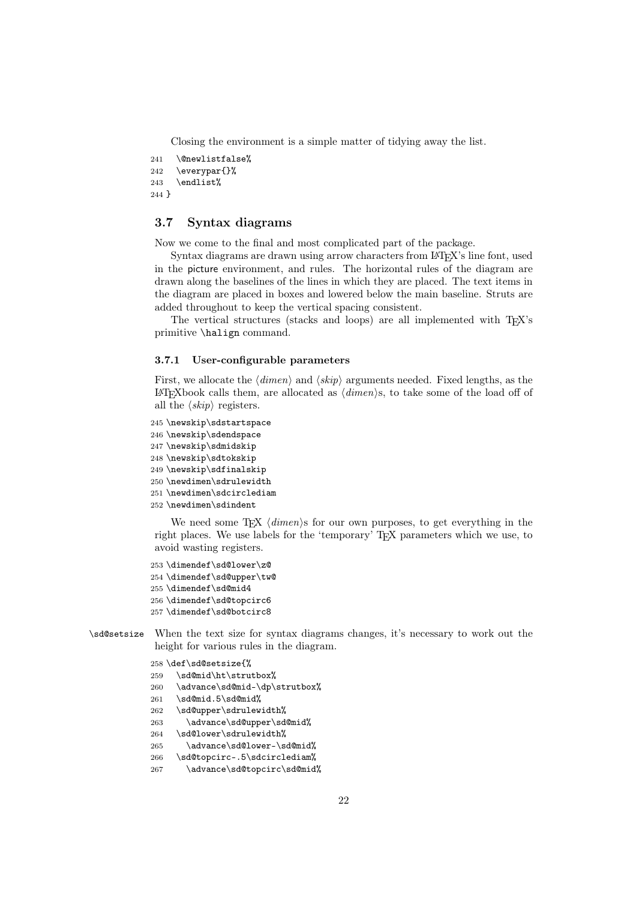Closing the environment is a simple matter of tidying away the list.

```
241   \@newlistfalse%
242   \everypar{}%
243   \endlist%
244 }
```

## 3.7 Syntax diagrams

Now we come to the final and most complicated part of the package.

Syntax diagrams are drawn using arrow characters from LaTeX's line font, used in the picture environment, and rules. The horizontal rules of the diagram are drawn along the baselines of the lines in which they are placed. The text items in the diagram are placed in boxes and lowered below the main baseline. Struts are added throughout to keep the vertical spacing consistent.

The vertical structures (stacks and loops) are all implemented with TeX's primitive `\halign` command.

### 3.7.1 User-configurable parameters

First, we allocate the ⟨*dimen*⟩ and ⟨*skip*⟩ arguments needed. Fixed lengths, as the LaTeXbook calls them, are allocated as ⟨*dimen*⟩s, to take some of the load off of all the ⟨*skip*⟩ registers.

```
245 \newskip\sdstartspace
246 \newskip\sdendspace
247 \newskip\sdmidskip
248 \newskip\sdtokskip
249 \newskip\sdfinalskip
250 \newdimen\sdrulewidth
251 \newdimen\sdcirclediam
252 \newdimen\sdindent
```

We need some TeX ⟨*dimen*⟩s for our own purposes, to get everything in the right places. We use labels for the 'temporary' TeX parameters which we use, to avoid wasting registers.

```
253 \dimendef\sd@lower\z@
254 \dimendef\sd@upper\tw@
255 \dimendef\sd@mid4
256 \dimendef\sd@topcirc6
257 \dimendef\sd@botcirc8
```

`\sd@setsize` When the text size for syntax diagrams changes, it's necessary to work out the height for various rules in the diagram.

```
258 \def\sd@setsize{%
259   \sd@mid\ht\strutbox%
260   \advance\sd@mid-\dp\strutbox%
261   \sd@mid.5\sd@mid%
262   \sd@upper\sdrulewidth%
263     \advance\sd@upper\sd@mid%
264   \sd@lower\sdrulewidth%
265     \advance\sd@lower-\sd@mid%
266   \sd@topcirc-.5\sdcirclediam%
267     \advance\sd@topcirc\sd@mid%
```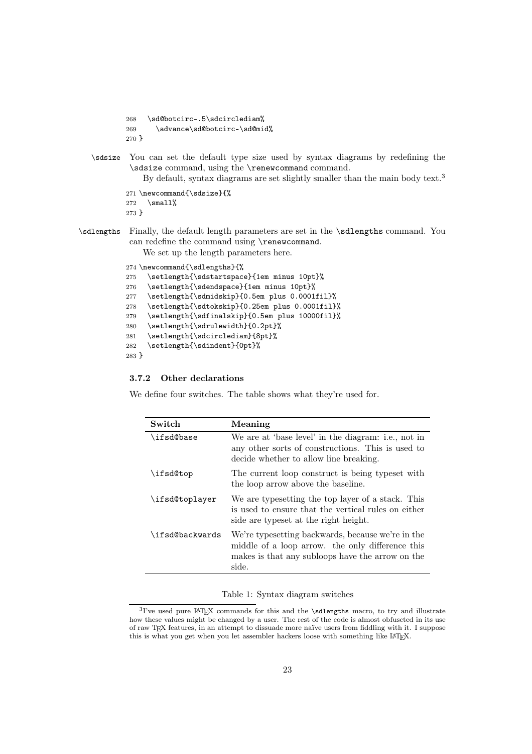```
268   \sd@botcirc-.5\sdcirclediam%
269     \advance\sd@botcirc-\sd@mid%
270 }
```

\sdsize You can set the default type size used by syntax diagrams by redefining the `\sdsize` command, using the `\renewcommand` command.

By default, syntax diagrams are set slightly smaller than the main body text.[3]

```
271 \newcommand{\sdsize}{%
272   \small%
273 }
```

\sdlengths Finally, the default length parameters are set in the `\sdlengths` command. You can redefine the command using `\renewcommand`.

We set up the length parameters here.

```
274 \newcommand{\sdlengths}{%
275   \setlength{\sdstartspace}{1em minus 10pt}%
276   \setlength{\sdendspace}{1em minus 10pt}%
277   \setlength{\sdmidskip}{0.5em plus 0.0001fil}%
278   \setlength{\sdtokskip}{0.25em plus 0.0001fil}%
279   \setlength{\sdfinalskip}{0.5em plus 10000fil}%
280   \setlength{\sdrulewidth}{0.2pt}%
281   \setlength{\sdcirclediam}{8pt}%
282   \setlength{\sdindent}{0pt}%
283 }
```

### 3.7.2 Other declarations

We define four switches. The table shows what they're used for.

| Switch | Meaning |
|---|---|
| `\ifsd@base` | We are at 'base level' in the diagram: i.e., not in any other sorts of constructions. This is used to decide whether to allow line breaking. |
| `\ifsd@top` | The current loop construct is being typeset with the loop arrow above the baseline. |
| `\ifsd@toplayer` | We are typesetting the top layer of a stack. This is used to ensure that the vertical rules on either side are typeset at the right height. |
| `\ifsd@backwards` | We're typesetting backwards, because we're in the middle of a loop arrow. the only difference this makes is that any subloops have the arrow on the side. |

Table 1: Syntax diagram switches

[3] I've used pure LaTeX commands for this and the `\sdlengths` macro, to try and illustrate how these values might be changed by a user. The rest of the code is almost obfuscted in its use of raw TeX features, in an attempt to dissuade more naïve users from fiddling with it. I suppose this is what you get when you let assembler hackers loose with something like LaTeX.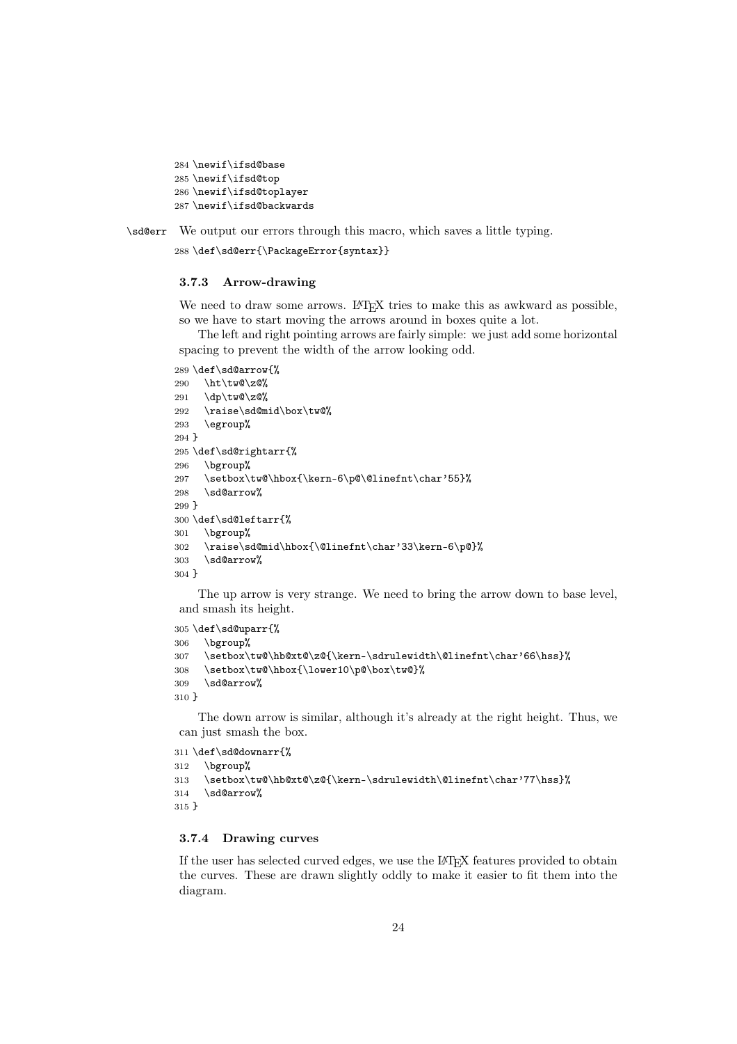```
284 \newif\ifsd@base
285 \newif\ifsd@top
286 \newif\ifsd@toplayer
287 \newif\ifsd@backwards
```

`\sd@err` We output our errors through this macro, which saves a little typing.

```
288 \def\sd@err{\PackageError{syntax}}
```

### 3.7.3 Arrow-drawing

We need to draw some arrows. LaTeX tries to make this as awkward as possible, so we have to start moving the arrows around in boxes quite a lot.

The left and right pointing arrows are fairly simple: we just add some horizontal spacing to prevent the width of the arrow looking odd.

```
289 \def\sd@arrow{%
290   \ht\tw@\z@%
291   \dp\tw@\z@%
292   \raise\sd@mid\box\tw@%
293   \egroup%
294 }
295 \def\sd@rightarr{%
296   \bgroup%
297   \setbox\tw@\hbox{\kern-6\p@\@linefnt\char'55}%
298   \sd@arrow%
299 }
300 \def\sd@leftarr{%
301   \bgroup%
302   \raise\sd@mid\hbox{\@linefnt\char'33\kern-6\p@}%
303   \sd@arrow%
304 }
```

The up arrow is very strange. We need to bring the arrow down to base level, and smash its height.

```
305 \def\sd@uparr{%
306   \bgroup%
307   \setbox\tw@\hb@xt@\z@{\kern-\sdrulewidth\@linefnt\char'66\hss}%
308   \setbox\tw@\hbox{\lower10\p@\box\tw@}%
309   \sd@arrow%
310 }
```

The down arrow is similar, although it's already at the right height. Thus, we can just smash the box.

```
311 \def\sd@downarr{%
312   \bgroup%
313   \setbox\tw@\hb@xt@\z@{\kern-\sdrulewidth\@linefnt\char'77\hss}%
314   \sd@arrow%
315 }
```

### 3.7.4 Drawing curves

If the user has selected curved edges, we use the LaTeX features provided to obtain the curves. These are drawn slightly oddly to make it easier to fit them into the diagram.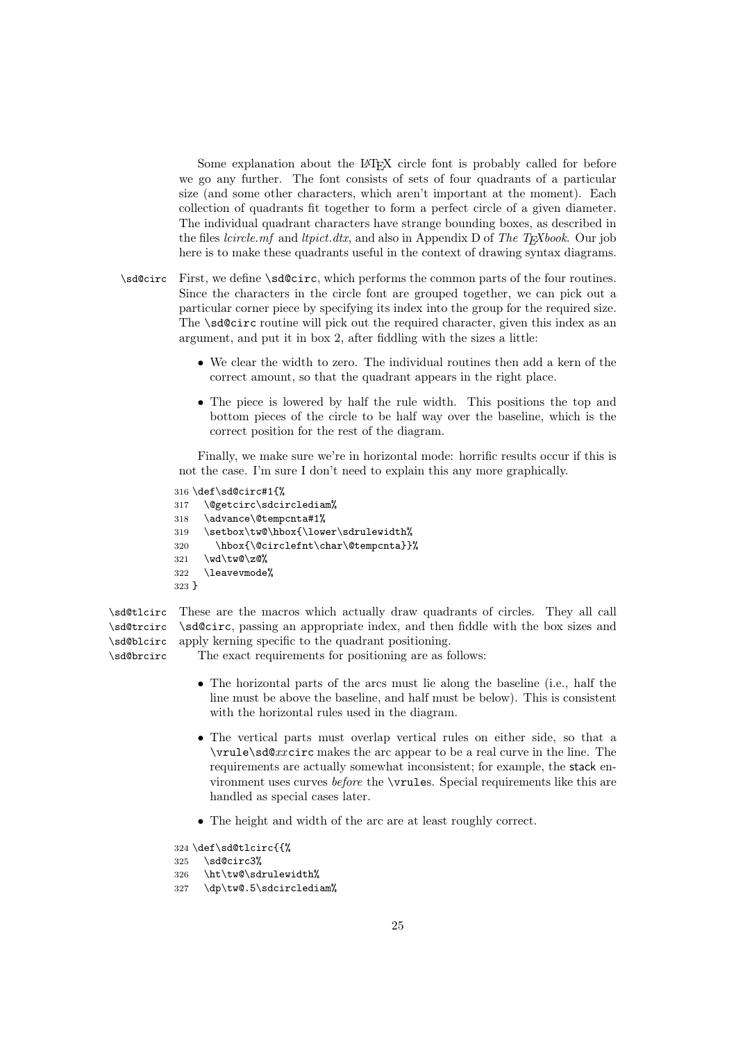Some explanation about the LaTeX circle font is probably called for before we go any further. The font consists of sets of four quadrants of a particular size (and some other characters, which aren't important at the moment). Each collection of quadrants fit together to form a perfect circle of a given diameter. The individual quadrant characters have strange bounding boxes, as described in the files *lcircle.mf* and *ltpict.dtx*, and also in Appendix D of *The TEXbook*. Our job here is to make these quadrants useful in the context of drawing syntax diagrams.

`\sd@circ` First, we define `\sd@circ`, which performs the common parts of the four routines. Since the characters in the circle font are grouped together, we can pick out a particular corner piece by specifying its index into the group for the required size. The `\sd@circ` routine will pick out the required character, given this index as an argument, and put it in box 2, after fiddling with the sizes a little:

- We clear the width to zero. The individual routines then add a kern of the correct amount, so that the quadrant appears in the right place.
- The piece is lowered by half the rule width. This positions the top and bottom pieces of the circle to be half way over the baseline, which is the correct position for the rest of the diagram.

Finally, we make sure we're in horizontal mode: horrific results occur if this is not the case. I'm sure I don't need to explain this any more graphically.

```
316 \def\sd@circ#1{%
317   \@getcirc\sdcirclediam%
318   \advance\@tempcnta#1%
319   \setbox\tw@\hbox{\lower\sdrulewidth%
320     \hbox{\@circlefnt\char\@tempcnta}}%
321   \wd\tw@\z@%
322   \leavevmode%
323 }
```

`\sd@tlcirc` `\sd@trcirc` `\sd@blcirc` `\sd@brcirc` These are the macros which actually draw quadrants of circles. They all call `\sd@circ`, passing an appropriate index, and then fiddle with the box sizes and apply kerning specific to the quadrant positioning.

The exact requirements for positioning are as follows:

- The horizontal parts of the arcs must lie along the baseline (i.e., half the line must be above the baseline, and half must be below). This is consistent with the horizontal rules used in the diagram.
- The vertical parts must overlap vertical rules on either side, so that a `\vrule\sd@`*xx*`circ` makes the arc appear to be a real curve in the line. The requirements are actually somewhat inconsistent; for example, the `stack` environment uses curves *before* the `\vrule`s. Special requirements like this are handled as special cases later.
- The height and width of the arc are at least roughly correct.

```
324 \def\sd@tlcirc{{%
325   \sd@circ3%
326   \ht\tw@\sdrulewidth%
327   \dp\tw@.5\sdcirclediam%
```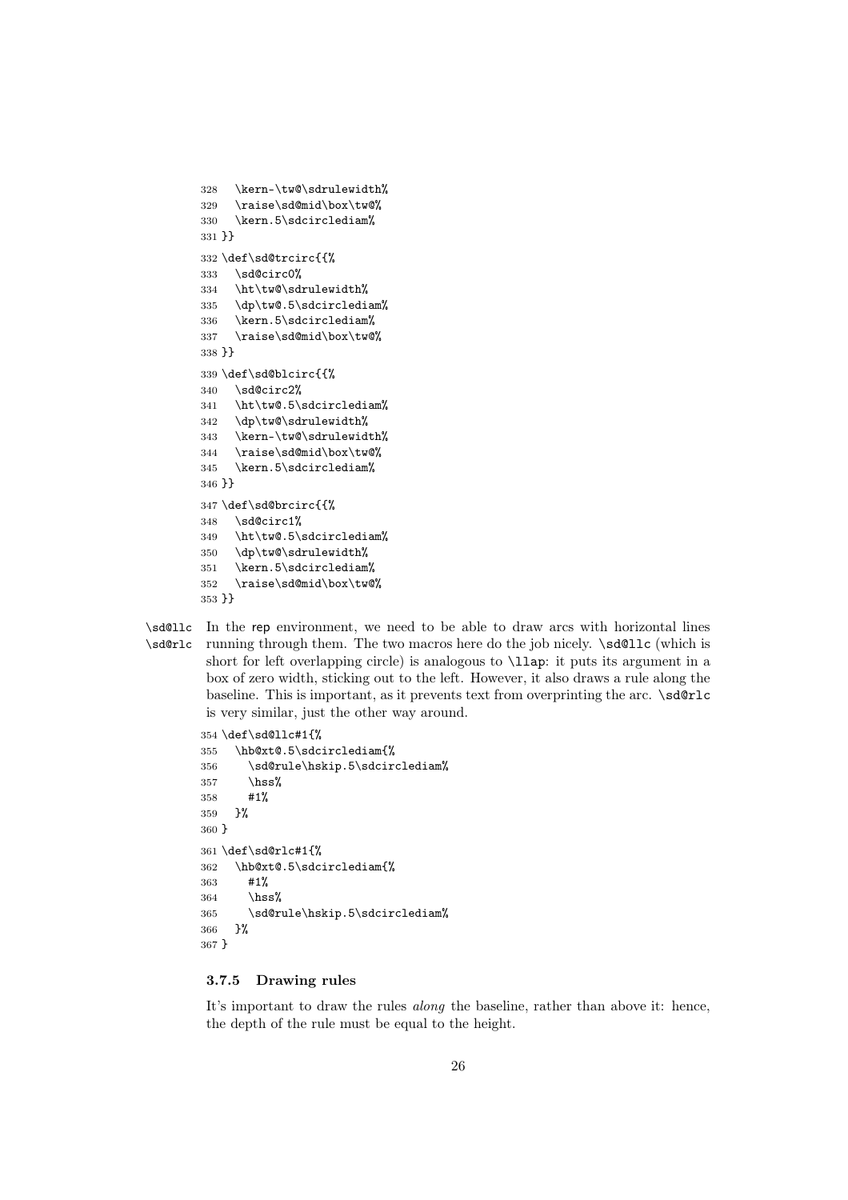```
328   \kern-\tw@\sdrulewidth%
329   \raise\sd@mid\box\tw@%
330   \kern.5\sdcirclediam%
331 }}
332 \def\sd@trcirc{{%
333   \sd@circ0%
334   \ht\tw@\sdrulewidth%
335   \dp\tw@.5\sdcirclediam%
336   \kern.5\sdcirclediam%
337   \raise\sd@mid\box\tw@%
338 }}
339 \def\sd@blcirc{{%
340   \sd@circ2%
341   \ht\tw@.5\sdcirclediam%
342   \dp\tw@\sdrulewidth%
343   \kern-\tw@\sdrulewidth%
344   \raise\sd@mid\box\tw@%
345   \kern.5\sdcirclediam%
346 }}
347 \def\sd@brcirc{{%
348   \sd@circ1%
349   \ht\tw@.5\sdcirclediam%
350   \dp\tw@\sdrulewidth%
351   \kern.5\sdcirclediam%
352   \raise\sd@mid\box\tw@%
353 }}
```

\sd@llc \sd@rlc In the rep environment, we need to be able to draw arcs with horizontal lines running through them. The two macros here do the job nicely. \sd@llc (which is short for left overlapping circle) is analogous to \llap: it puts its argument in a box of zero width, sticking out to the left. However, it also draws a rule along the baseline. This is important, as it prevents text from overprinting the arc. \sd@rlc is very similar, just the other way around.

```
354 \def\sd@llc#1{%
355   \hb@xt@.5\sdcirclediam{%
356     \sd@rule\hskip.5\sdcirclediam%
357     \hss%
358     #1%
359   }%
360 }
361 \def\sd@rlc#1{%
362   \hb@xt@.5\sdcirclediam{%
363     #1%
364     \hss%
365     \sd@rule\hskip.5\sdcirclediam%
366   }%
367 }
```

### 3.7.5 Drawing rules

It's important to draw the rules *along* the baseline, rather than above it: hence, the depth of the rule must be equal to the height.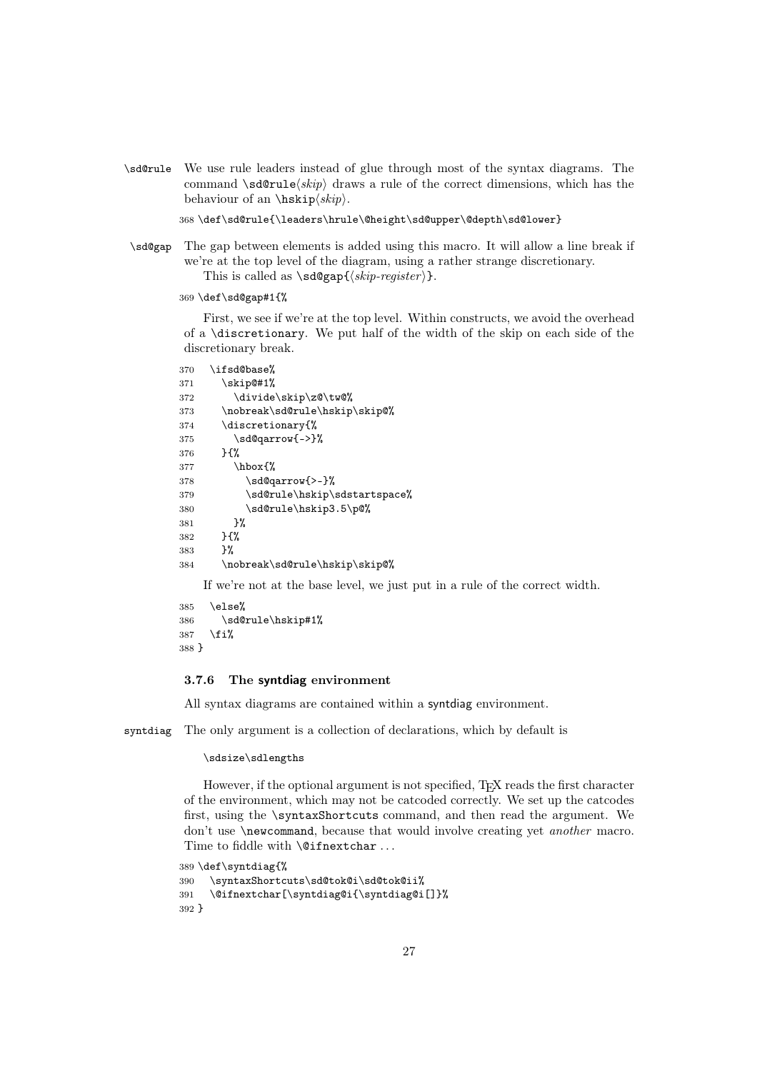`\sd@rule` We use rule leaders instead of glue through most of the syntax diagrams. The command `\sd@rule`⟨*skip*⟩ draws a rule of the correct dimensions, which has the behaviour of an `\hskip`⟨*skip*⟩.

```
368 \def\sd@rule{\leaders\hrule\@height\sd@upper\@depth\sd@lower}
```

`\sd@gap` The gap between elements is added using this macro. It will allow a line break if we're at the top level of the diagram, using a rather strange discretionary.

This is called as `\sd@gap{`⟨*skip-register*⟩`}`.

```
369 \def\sd@gap#1{%
```

First, we see if we're at the top level. Within constructs, we avoid the overhead of a `\discretionary`. We put half of the width of the skip on each side of the discretionary break.

```
370   \ifsd@base%
371     \skip@#1%
372       \divide\skip\z@\tw@%
373     \nobreak\sd@rule\hskip\skip@%
374     \discretionary{%
375       \sd@qarrow{->}%
376     }{%
377       \hbox{%
378         \sd@qarrow{>-}%
379         \sd@rule\hskip\sdstartspace%
380         \sd@rule\hskip3.5\p@%
381       }%
382     }{%
383     }%
384     \nobreak\sd@rule\hskip\skip@%
```

If we're not at the base level, we just put in a rule of the correct width.

```
385   \else%
386     \sd@rule\hskip#1%
387   \fi%
388 }
```

### 3.7.6 The syntdiag environment

All syntax diagrams are contained within a syntdiag environment.

syntdiag The only argument is a collection of declarations, which by default is

```
\sdsize\sdlengths
```

However, if the optional argument is not specified, TeX reads the first character of the environment, which may not be catcoded correctly. We set up the catcodes first, using the `\syntaxShortcuts` command, and then read the argument. We don't use `\newcommand`, because that would involve creating yet *another* macro. Time to fiddle with `\@ifnextchar` ...

```
389 \def\syntdiag{%
390   \syntaxShortcuts\sd@tok@i\sd@tok@ii%
391   \@ifnextchar[\syntdiag@i{\syntdiag@i[]}%
392 }
```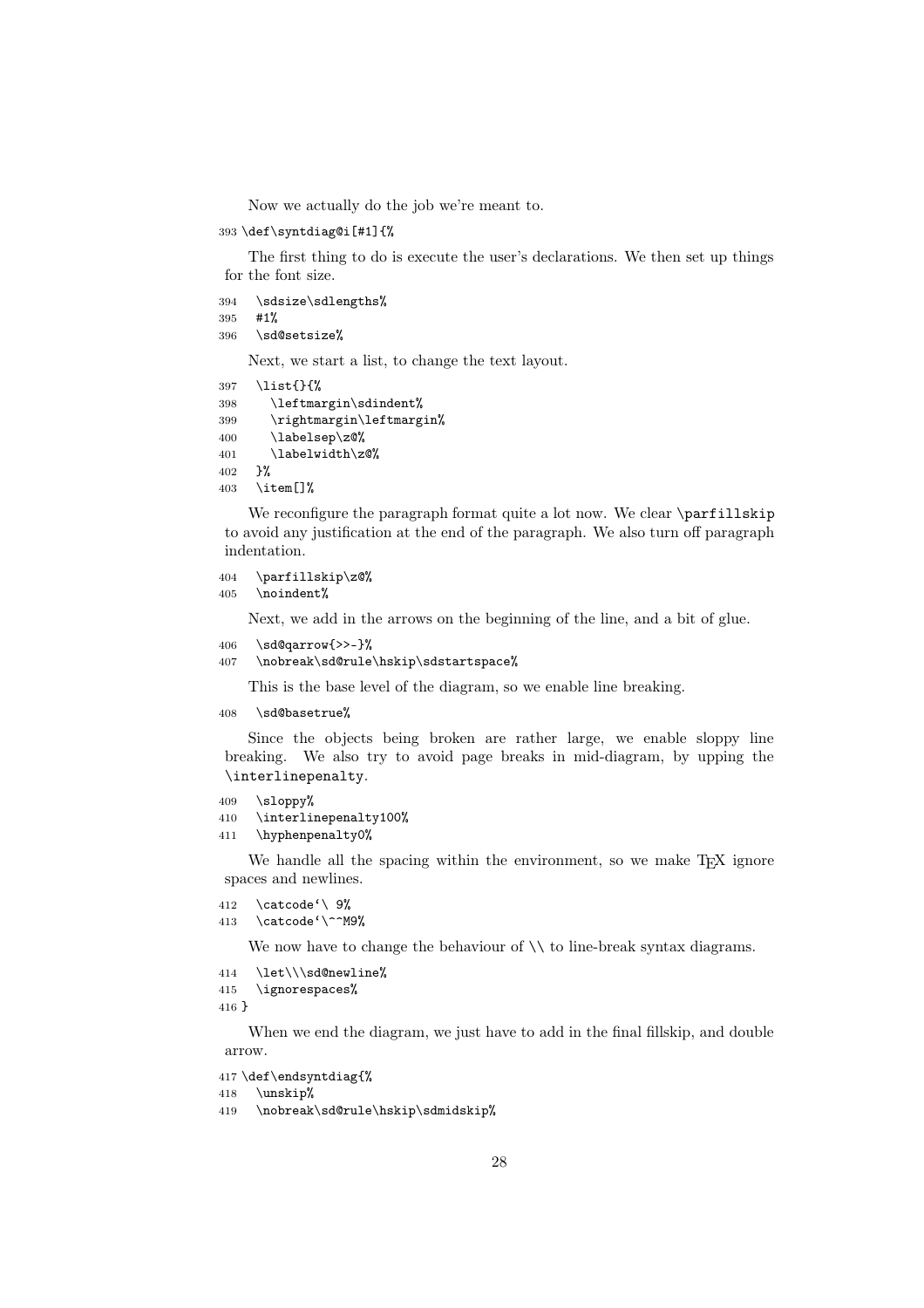Now we actually do the job we're meant to.

```
393 \def\syntdiag@i[#1]{%
```

The first thing to do is execute the user's declarations. We then set up things for the font size.

```
394   \sdsize\sdlengths%
395   #1%
396   \sd@setsize%
```

Next, we start a list, to change the text layout.

```
397   \list{}{%
398     \leftmargin\sdindent%
399     \rightmargin\leftmargin%
400     \labelsep\z@%
401     \labelwidth\z@%
402   }%
403   \item[]%
```

We reconfigure the paragraph format quite a lot now. We clear `\parfillskip` to avoid any justification at the end of the paragraph. We also turn off paragraph indentation.

```
404   \parfillskip\z@%
405   \noindent%
```

Next, we add in the arrows on the beginning of the line, and a bit of glue.

```
406   \sd@qarrow{>>-}%
407   \nobreak\sd@rule\hskip\sdstartspace%
```

This is the base level of the diagram, so we enable line breaking.

```
408   \sd@basetrue%
```

Since the objects being broken are rather large, we enable sloppy line breaking. We also try to avoid page breaks in mid-diagram, by upping the `\interlinepenalty`.

```
409   \sloppy%
410   \interlinepenalty100%
411   \hyphenpenalty0%
```

We handle all the spacing within the environment, so we make TEX ignore spaces and newlines.

```
412   \catcode`\ 9%
413   \catcode`\^^M9%
```

We now have to change the behaviour of `\\` to line-break syntax diagrams.

```
414   \let\\\sd@newline%
415   \ignorespaces%
416 }
```

When we end the diagram, we just have to add in the final fillskip, and double arrow.

```
417 \def\endsyntdiag{%
418   \unskip%
419   \nobreak\sd@rule\hskip\sdmidskip%
```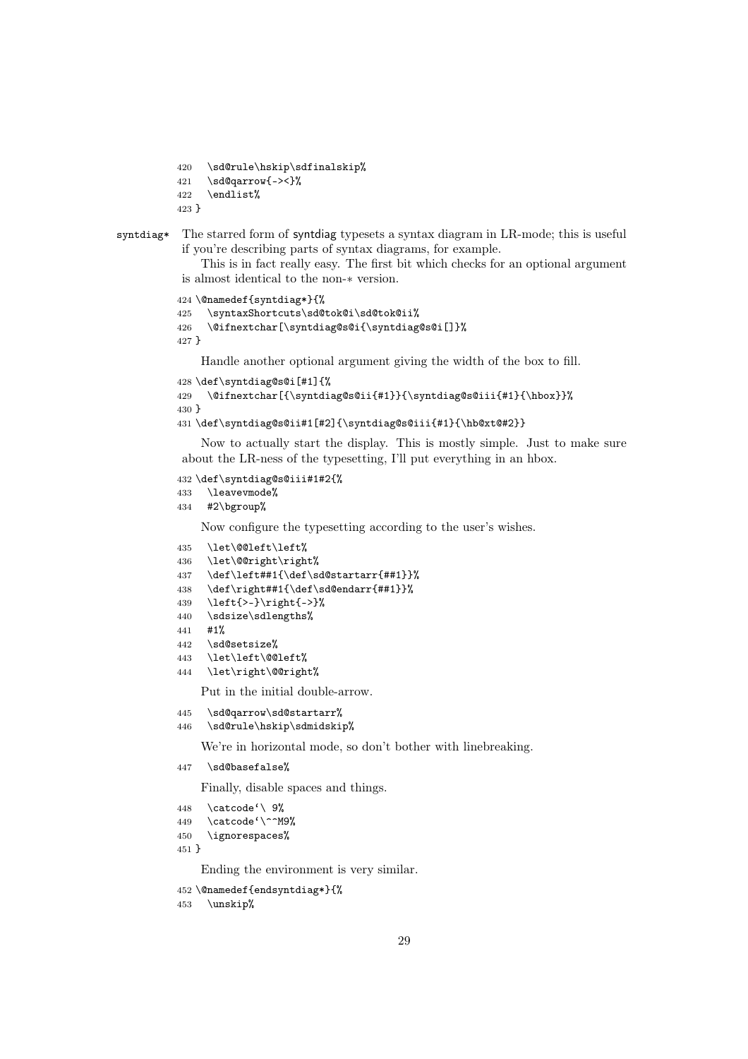```
420   \sd@rule\hskip\sdfinalskip%
421   \sd@qarrow{-><}%
422   \endlist%
423 }
```

**syntdiag*** The starred form of syntdiag typesets a syntax diagram in LR-mode; this is useful if you're describing parts of syntax diagrams, for example.

This is in fact really easy. The first bit which checks for an optional argument is almost identical to the non-∗ version.

```
424 \@namedef{syntdiag*}{%
425   \syntaxShortcuts\sd@tok@i\sd@tok@ii%
426   \@ifnextchar[\syntdiag@s@i{\syntdiag@s@i[]}%
427 }
```

Handle another optional argument giving the width of the box to fill.

```
428 \def\syntdiag@s@i[#1]{%
429   \@ifnextchar[{\syntdiag@s@ii{#1}}{\syntdiag@s@iii{#1}{\hbox}}%
430 }
431 \def\syntdiag@s@ii#1[#2]{\syntdiag@s@iii{#1}{\hb@xt@#2}}
```

Now to actually start the display. This is mostly simple. Just to make sure about the LR-ness of the typesetting, I'll put everything in an hbox.

```
432 \def\syntdiag@s@iii#1#2{%
433   \leavevmode%
434   #2\bgroup%
```

Now configure the typesetting according to the user's wishes.

```
435   \let\@@left\left%
436   \let\@@right\right%
437   \def\left##1{\def\sd@startarr{##1}}%
438   \def\right##1{\def\sd@endarr{##1}}%
439   \left{>-}\right{->}%
440   \sdsize\sdlengths%
441   #1%
442   \sd@setsize%
443   \let\left\@@left%
444   \let\right\@@right%
```

Put in the initial double-arrow.

```
445   \sd@qarrow\sd@startarr%
446   \sd@rule\hskip\sdmidskip%
```

We're in horizontal mode, so don't bother with linebreaking.

```
447   \sd@basefalse%
```

Finally, disable spaces and things.

```
448   \catcode`\ 9%
449   \catcode`\^^M9%
450   \ignorespaces%
451 }
```

Ending the environment is very similar.

```
452 \@namedef{endsyntdiag*}{%
453   \unskip%
```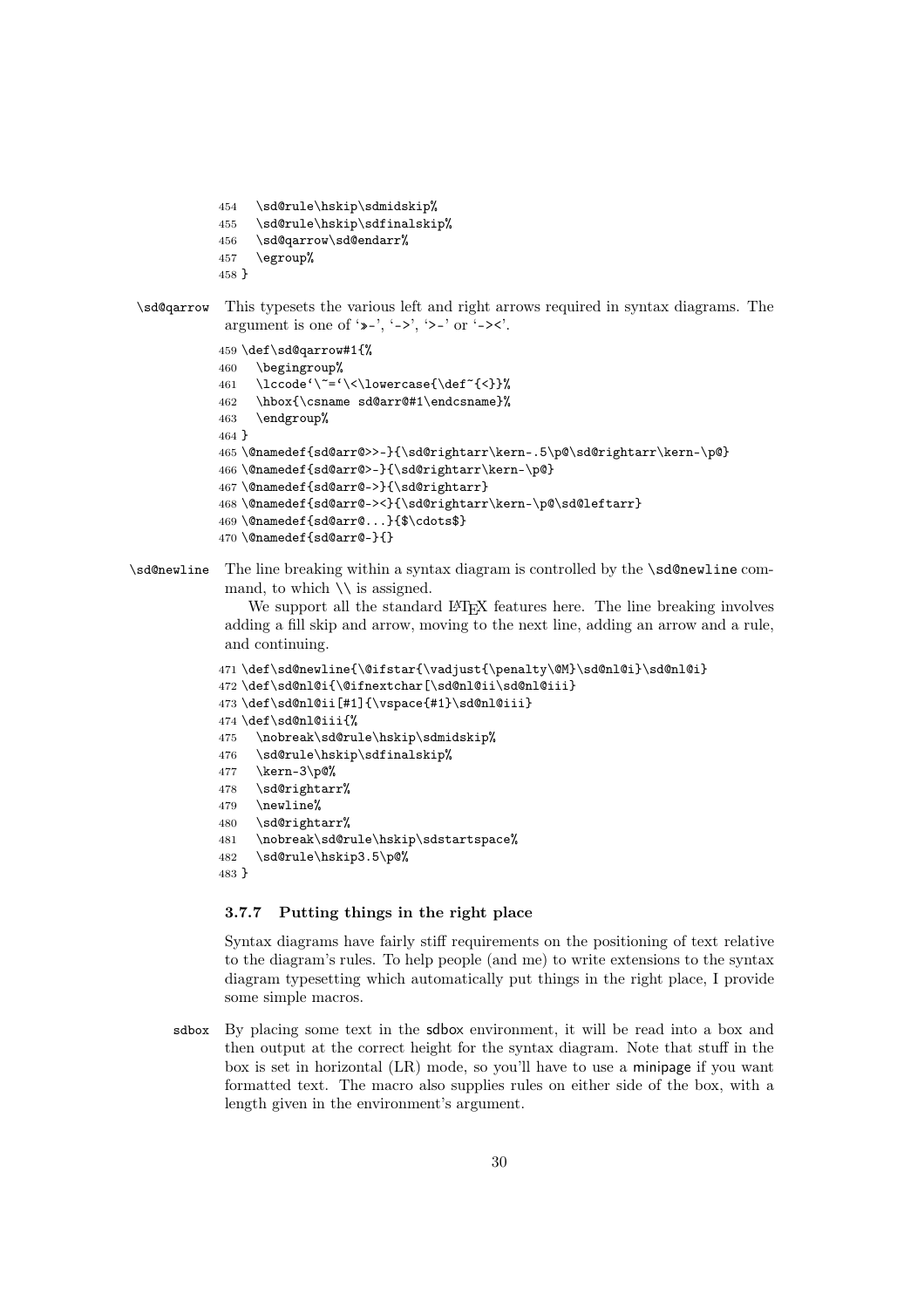```
454   \sd@rule\hskip\sdmidskip%
455   \sd@rule\hskip\sdfinalskip%
456   \sd@qarrow\sd@endarr%
457   \egroup%
458 }
```

`\sd@qarrow` This typesets the various left and right arrows required in syntax diagrams. The argument is one of '>>-', '->', '>-' or '-><'.

```
459 \def\sd@qarrow#1{%
460   \begingroup%
461   \lccode`\~=`\<\lowercase{\def~{<}}%
462   \hbox{\csname sd@arr@#1\endcsname}%
463   \endgroup%
464 }
465 \@namedef{sd@arr@>>-}{\sd@rightarr\kern-.5\p@\sd@rightarr\kern-\p@}
466 \@namedef{sd@arr@>-}{\sd@rightarr\kern-\p@}
467 \@namedef{sd@arr@->}{\sd@rightarr}
468 \@namedef{sd@arr@-><}{\sd@rightarr\kern-\p@\sd@leftarr}
469 \@namedef{sd@arr@...}{$\cdots$}
470 \@namedef{sd@arr@-}{}
```

`\sd@newline` The line breaking within a syntax diagram is controlled by the `\sd@newline` command, to which \\ is assigned.

We support all the standard LaTeX features here. The line breaking involves adding a fill skip and arrow, moving to the next line, adding an arrow and a rule, and continuing.

```
471 \def\sd@newline{\@ifstar{\vadjust{\penalty\@M}\sd@nl@i}\sd@nl@i}
472 \def\sd@nl@i{\@ifnextchar[\sd@nl@ii\sd@nl@iii}
473 \def\sd@nl@ii[#1]{\vspace{#1}\sd@nl@iii}
474 \def\sd@nl@iii{%
475   \nobreak\sd@rule\hskip\sdmidskip%
476   \sd@rule\hskip\sdfinalskip%
477   \kern-3\p@%
478   \sd@rightarr%
479   \newline%
480   \sd@rightarr%
481   \nobreak\sd@rule\hskip\sdstartspace%
482   \sd@rule\hskip3.5\p@%
483 }
```

### 3.7.7 Putting things in the right place

Syntax diagrams have fairly stiff requirements on the positioning of text relative to the diagram's rules. To help people (and me) to write extensions to the syntax diagram typesetting which automatically put things in the right place, I provide some simple macros.

sdbox By placing some text in the sdbox environment, it will be read into a box and then output at the correct height for the syntax diagram. Note that stuff in the box is set in horizontal (LR) mode, so you'll have to use a minipage if you want formatted text. The macro also supplies rules on either side of the box, with a length given in the environment's argument.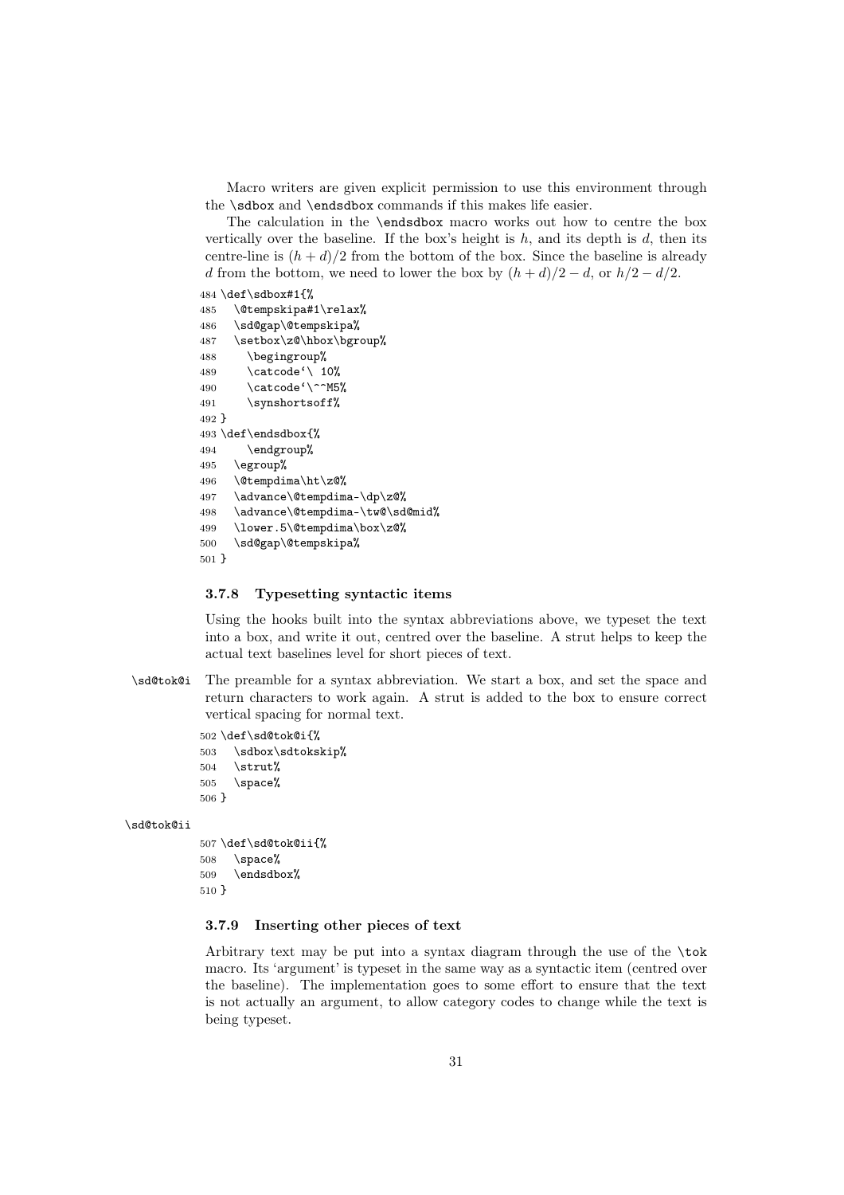Macro writers are given explicit permission to use this environment through the `\sdbox` and `\endsdbox` commands if this makes life easier.

The calculation in the `\endsdbox` macro works out how to centre the box vertically over the baseline. If the box's height is $h$, and its depth is $d$, then its centre-line is $(h + d)/2$ from the bottom of the box. Since the baseline is already $d$ from the bottom, we need to lower the box by $(h + d)/2 - d$, or $h/2 - d/2$.

```
484 \def\sdbox#1{%
485   \@tempskipa#1\relax%
486   \sd@gap\@tempskipa%
487   \setbox\z@\hbox\bgroup%
488     \begingroup%
489     \catcode`\ 10%
490     \catcode`\^^M5%
491     \synshortsoff%
492 }
493 \def\endsdbox{%
494     \endgroup%
495   \egroup%
496   \@tempdima\ht\z@%
497   \advance\@tempdima-\dp\z@%
498   \advance\@tempdima-\tw@\sd@mid%
499   \lower.5\@tempdima\box\z@%
500   \sd@gap\@tempskipa%
501 }
```

### 3.7.8 Typesetting syntactic items

Using the hooks built into the syntax abbreviations above, we typeset the text into a box, and write it out, centred over the baseline. A strut helps to keep the actual text baselines level for short pieces of text.

`\sd@tok@i` The preamble for a syntax abbreviation. We start a box, and set the space and return characters to work again. A strut is added to the box to ensure correct vertical spacing for normal text.

```
502 \def\sd@tok@i{%
503   \sdbox\sdtokskip%
504   \strut%
505   \space%
506 }
```

`\sd@tok@ii`

```
507 \def\sd@tok@ii{%
508   \space%
509   \endsdbox%
510 }
```

### 3.7.9 Inserting other pieces of text

Arbitrary text may be put into a syntax diagram through the use of the `\tok` macro. Its 'argument' is typeset in the same way as a syntactic item (centred over the baseline). The implementation goes to some effort to ensure that the text is not actually an argument, to allow category codes to change while the text is being typeset.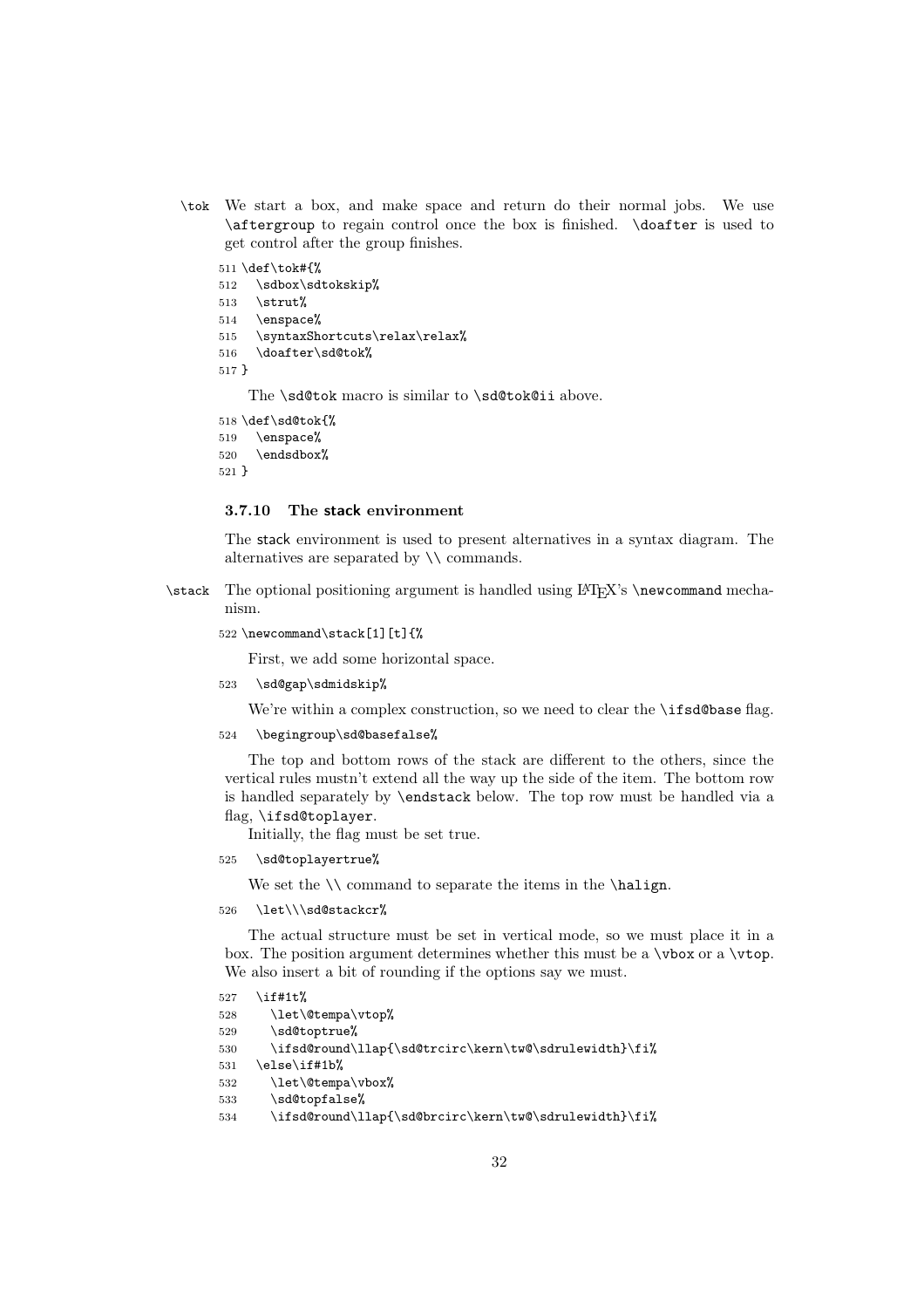\tok We start a box, and make space and return do their normal jobs. We use `\aftergroup` to regain control once the box is finished. `\doafter` is used to get control after the group finishes.

```
511 \def\tok#{%
512   \sdbox\sdtokskip%
513   \strut%
514   \enspace%
515   \syntaxShortcuts\relax\relax%
516   \doafter\sd@tok%
517 }
```

The `\sd@tok` macro is similar to `\sd@tok@ii` above.

```
518 \def\sd@tok{%
519   \enspace%
520   \endsdbox%
521 }
```

### 3.7.10 The stack environment

The stack environment is used to present alternatives in a syntax diagram. The alternatives are separated by `\\` commands.

\stack The optional positioning argument is handled using LaTeX's `\newcommand` mechanism.

```
522 \newcommand\stack[1][t]{%
```

First, we add some horizontal space.

```
523   \sd@gap\sdmidskip%
```

We're within a complex construction, so we need to clear the `\ifsd@base` flag.

```
524   \begingroup\sd@basefalse%
```

The top and bottom rows of the stack are different to the others, since the vertical rules mustn't extend all the way up the side of the item. The bottom row is handled separately by `\endstack` below. The top row must be handled via a flag, `\ifsd@toplayer`.

Initially, the flag must be set true.

```
525   \sd@toplayertrue%
```

We set the `\\` command to separate the items in the `\halign`.

```
526   \let\\\sd@stackcr%
```

The actual structure must be set in vertical mode, so we must place it in a box. The position argument determines whether this must be a `\vbox` or a `\vtop`. We also insert a bit of rounding if the options say we must.

```
527   \if#1t%
528     \let\@tempa\vtop%
529     \sd@toptrue%
530     \ifsd@round\llap{\sd@trcirc\kern\tw@\sdrulewidth}\fi%
531   \else\if#1b%
532     \let\@tempa\vbox%
533     \sd@topfalse%
534     \ifsd@round\llap{\sd@brcirc\kern\tw@\sdrulewidth}\fi%
```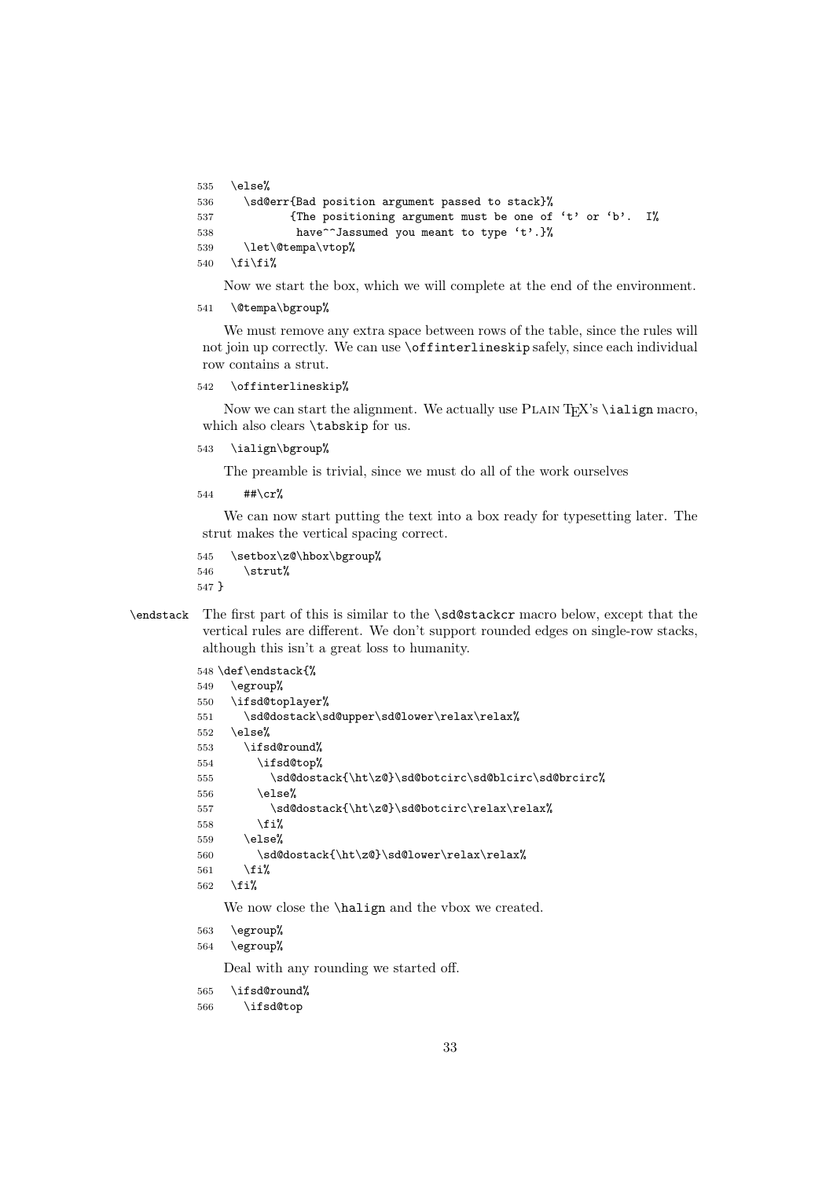```
535   \else%
536     \sd@err{Bad position argument passed to stack}%
537            {The positioning argument must be one of `t' or `b'.  I%
538             have^^Jassumed you meant to type `t'.}%
539     \let\@tempa\vtop%
540   \fi\fi%
```

Now we start the box, which we will complete at the end of the environment.

```
541   \@tempa\bgroup%
```

We must remove any extra space between rows of the table, since the rules will not join up correctly. We can use `\offinterlineskip` safely, since each individual row contains a strut.

```
542   \offinterlineskip%
```

Now we can start the alignment. We actually use Plain TeX's `\ialign` macro, which also clears `\tabskip` for us.

```
543   \ialign\bgroup%
```

The preamble is trivial, since we must do all of the work ourselves

```
544     ##\cr%
```

We can now start putting the text into a box ready for typesetting later. The strut makes the vertical spacing correct.

```
545   \setbox\z@\hbox\bgroup%
546     \strut%
547 }
```

`\endstack` The first part of this is similar to the `\sd@stackcr` macro below, except that the vertical rules are different. We don't support rounded edges on single-row stacks, although this isn't a great loss to humanity.

```
548 \def\endstack{%
549   \egroup%
550   \ifsd@toplayer%
551     \sd@dostack\sd@upper\sd@lower\relax\relax%
552   \else%
553     \ifsd@round%
554       \ifsd@top%
555         \sd@dostack{\ht\z@}\sd@botcirc\sd@blcirc\sd@brcirc%
556       \else%
557         \sd@dostack{\ht\z@}\sd@botcirc\relax\relax%
558       \fi%
559     \else%
560       \sd@dostack{\ht\z@}\sd@lower\relax\relax%
561     \fi%
562   \fi%
```

We now close the `\halign` and the vbox we created.

```
563   \egroup%
564   \egroup%
```

Deal with any rounding we started off.

```
565   \ifsd@round%
566     \ifsd@top
```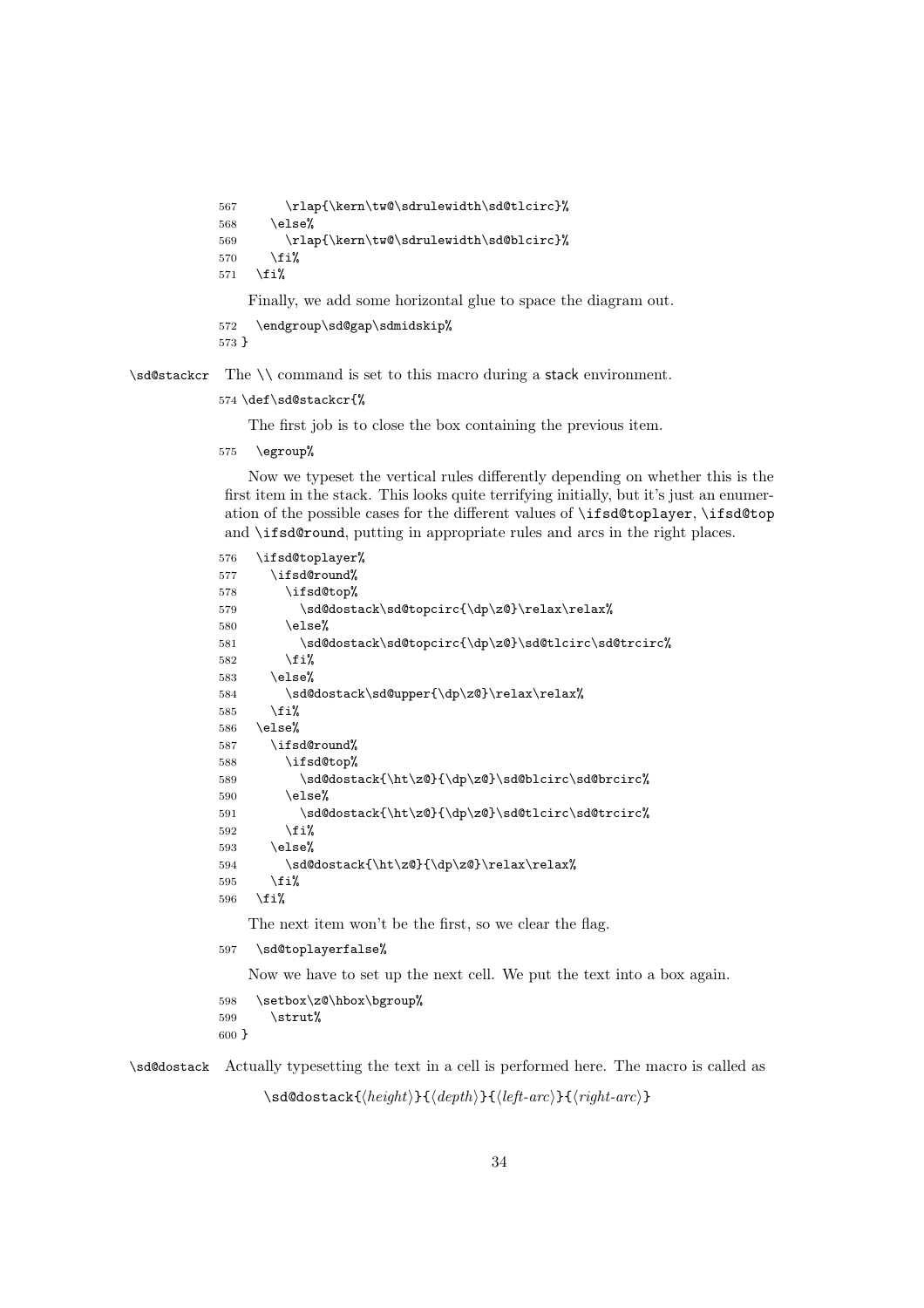```
567       \rlap{\kern\tw@\sdrulewidth\sd@tlcirc}%
568     \else%
569       \rlap{\kern\tw@\sdrulewidth\sd@blcirc}%
570     \fi%
571   \fi%
```

Finally, we add some horizontal glue to space the diagram out.

```
572   \endgroup\sd@gap\sdmidskip%
573 }
```

`\sd@stackcr` The `\\` command is set to this macro during a stack environment.

```
574 \def\sd@stackcr{%
```

The first job is to close the box containing the previous item.

```
575   \egroup%
```

Now we typeset the vertical rules differently depending on whether this is the first item in the stack. This looks quite terrifying initially, but it's just an enumeration of the possible cases for the different values of `\ifsd@toplayer`, `\ifsd@top` and `\ifsd@round`, putting in appropriate rules and arcs in the right places.

```
576   \ifsd@toplayer%
577     \ifsd@round%
578       \ifsd@top%
579         \sd@dostack\sd@topcirc{\dp\z@}\relax\relax%
580       \else%
581         \sd@dostack\sd@topcirc{\dp\z@}\sd@tlcirc\sd@trcirc%
582       \fi%
583     \else%
584       \sd@dostack\sd@upper{\dp\z@}\relax\relax%
585     \fi%
586   \else%
587     \ifsd@round%
588       \ifsd@top%
589         \sd@dostack{\ht\z@}{\dp\z@}\sd@blcirc\sd@brcirc%
590       \else%
591         \sd@dostack{\ht\z@}{\dp\z@}\sd@tlcirc\sd@trcirc%
592       \fi%
593     \else%
594       \sd@dostack{\ht\z@}{\dp\z@}\relax\relax%
595     \fi%
596   \fi%
```

The next item won't be the first, so we clear the flag.

```
597   \sd@toplayerfalse%
```

Now we have to set up the next cell. We put the text into a box again.

```
598   \setbox\z@\hbox\bgroup%
599     \strut%
600 }
```

`\sd@dostack` Actually typesetting the text in a cell is performed here. The macro is called as

`\sd@dostack{⟨height⟩}{⟨depth⟩}{⟨left-arc⟩}{⟨right-arc⟩}`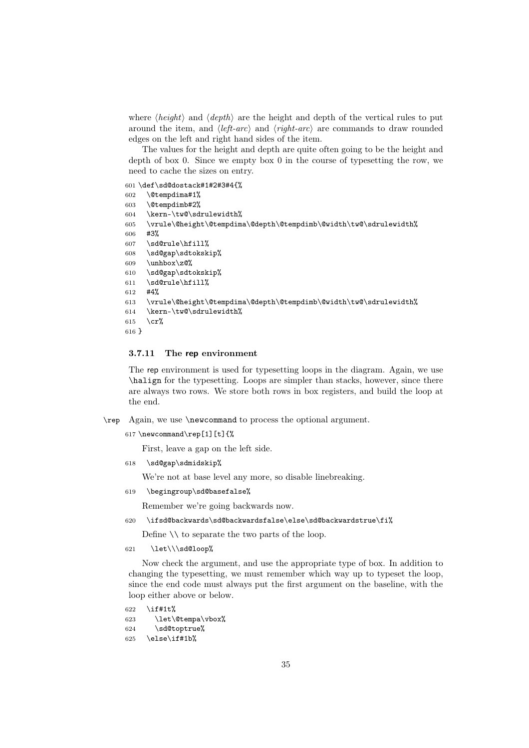where ⟨*height*⟩ and ⟨*depth*⟩ are the height and depth of the vertical rules to put around the item, and ⟨*left-arc*⟩ and ⟨*right-arc*⟩ are commands to draw rounded edges on the left and right hand sides of the item.

The values for the height and depth are quite often going to be the height and depth of box 0. Since we empty box 0 in the course of typesetting the row, we need to cache the sizes on entry.

```
601 \def\sd@dostack#1#2#3#4{%
602   \@tempdima#1%
603   \@tempdimb#2%
604   \kern-\tw@\sdrulewidth%
605   \vrule\@height\@tempdima\@depth\@tempdimb\@width\tw@\sdrulewidth%
606   #3%
607   \sd@rule\hfill%
608   \sd@gap\sdtokskip%
609   \unhbox\z@%
610   \sd@gap\sdtokskip%
611   \sd@rule\hfill%
612   #4%
613   \vrule\@height\@tempdima\@depth\@tempdimb\@width\tw@\sdrulewidth%
614   \kern-\tw@\sdrulewidth%
615   \cr%
616 }
```

#### 3.7.11 The rep environment

The rep environment is used for typesetting loops in the diagram. Again, we use `\halign` for the typesetting. Loops are simpler than stacks, however, since there are always two rows. We store both rows in box registers, and build the loop at the end.

`\rep` Again, we use `\newcommand` to process the optional argument.

```
617 \newcommand\rep[1][t]{%
```

First, leave a gap on the left side.

```
618   \sd@gap\sdmidskip%
```

We're not at base level any more, so disable linebreaking.

```
619   \begingroup\sd@basefalse%
```

Remember we're going backwards now.

```
620   \ifsd@backwards\sd@backwardsfalse\else\sd@backwardstrue\fi%
```

Define `\\` to separate the two parts of the loop.

```
621     \let\\\sd@loop%
```

Now check the argument, and use the appropriate type of box. In addition to changing the typesetting, we must remember which way up to typeset the loop, since the end code must always put the first argument on the baseline, with the loop either above or below.

```
622   \if#1t%
623     \let\@tempa\vbox%
624     \sd@toptrue%
625   \else\if#1b%
```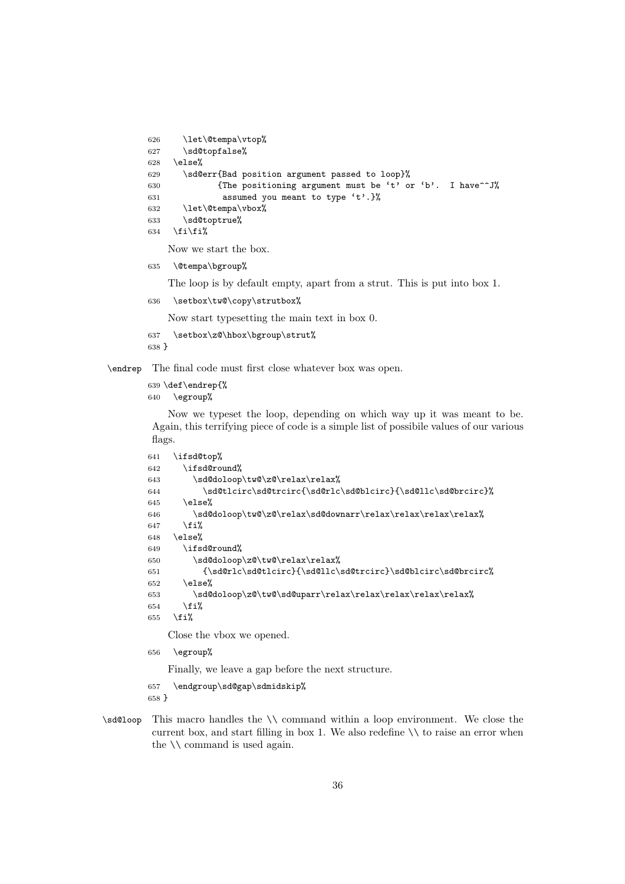```
626     \let\@tempa\vtop%
627     \sd@topfalse%
628   \else%
629     \sd@err{Bad position argument passed to loop}%
630            {The positioning argument must be `t' or `b'.  I have^^J%
631             assumed you meant to type `t'.}%
632     \let\@tempa\vbox%
633     \sd@toptrue%
634   \fi\fi%
```

Now we start the box.

```
635   \@tempa\bgroup%
```

The loop is by default empty, apart from a strut. This is put into box 1.

```
636   \setbox\tw@\copy\strutbox%
```

Now start typesetting the main text in box 0.

```
637   \setbox\z@\hbox\bgroup\strut%
638 }
```

`\endrep` The final code must first close whatever box was open.

```
639 \def\endrep{%
640   \egroup%
```

Now we typeset the loop, depending on which way up it was meant to be. Again, this terrifying piece of code is a simple list of possibile values of our various flags.

```
641   \ifsd@top%
642     \ifsd@round%
643       \sd@doloop\tw@\z@\relax\relax%
644         \sd@tlcirc\sd@trcirc{\sd@rlc\sd@blcirc}{\sd@llc\sd@brcirc}%
645     \else%
646       \sd@doloop\tw@\z@\relax\sd@downarr\relax\relax\relax\relax%
647     \fi%
648   \else%
649     \ifsd@round%
650       \sd@doloop\z@\tw@\relax\relax%
651         {\sd@rlc\sd@tlcirc}{\sd@llc\sd@trcirc}\sd@blcirc\sd@brcirc%
652     \else%
653       \sd@doloop\z@\tw@\sd@uparr\relax\relax\relax\relax\relax%
654     \fi%
655   \fi%
```

Close the vbox we opened.

```
656   \egroup%
```

Finally, we leave a gap before the next structure.

```
657   \endgroup\sd@gap\sdmidskip%
658 }
```

`\sd@loop` This macro handles the `\\` command within a loop environment. We close the current box, and start filling in box 1. We also redefine `\\` to raise an error when the `\\` command is used again.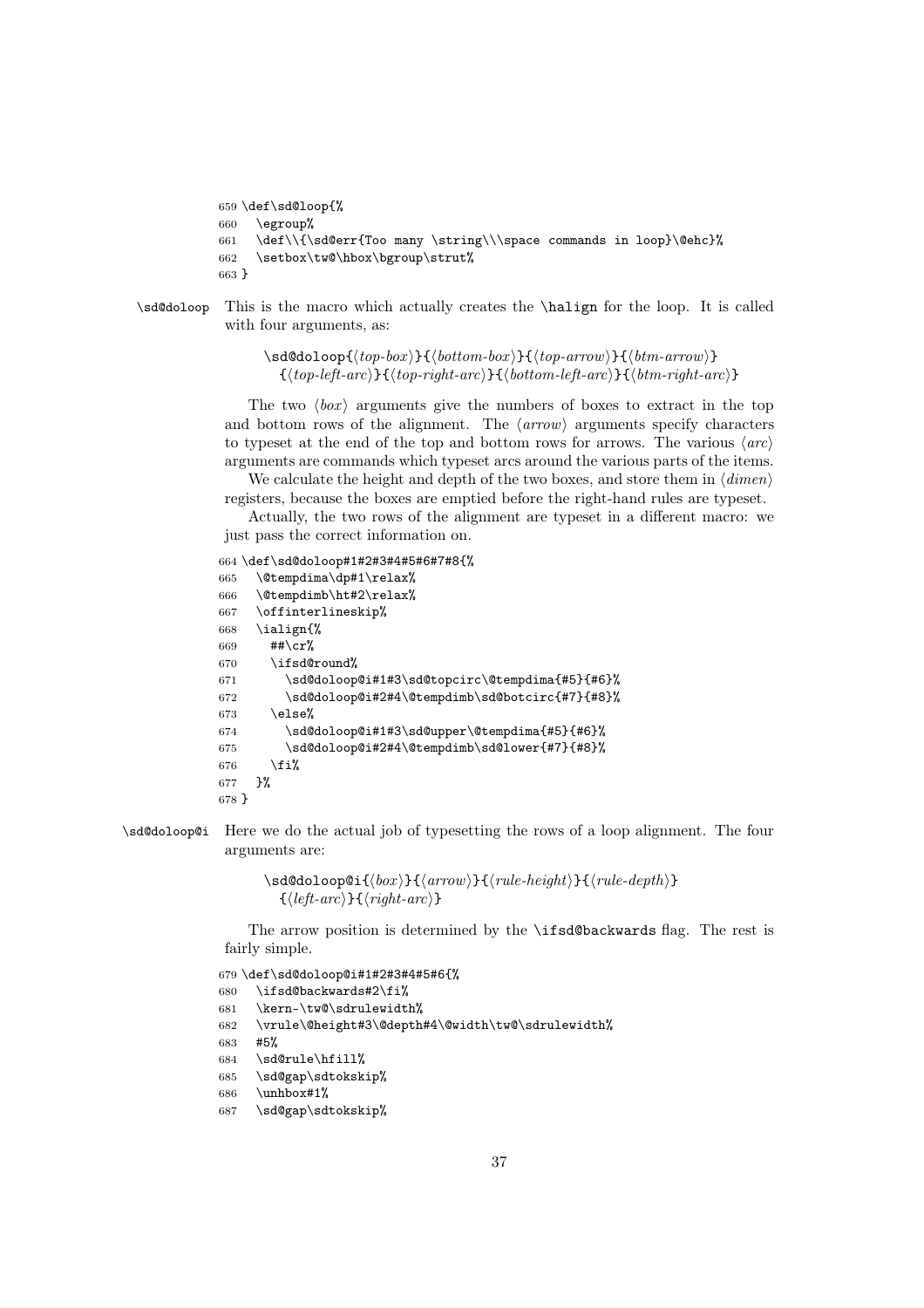```
659 \def\sd@loop{%
660   \egroup%
661   \def\\{\sd@err{Too many \string\\\space commands in loop}\@ehc}%
662   \setbox\tw@\hbox\bgroup\strut%
663 }
```

**\sd@doloop** This is the macro which actually creates the `\halign` for the loop. It is called with four arguments, as:

> `\sd@doloop{`⟨*top-box*⟩`}{`⟨*bottom-box*⟩`}{`⟨*top-arrow*⟩`}{`⟨*btm-arrow*⟩`}`
> `{`⟨*top-left-arc*⟩`}{`⟨*top-right-arc*⟩`}{`⟨*bottom-left-arc*⟩`}{`⟨*btm-right-arc*⟩`}`

The two ⟨*box*⟩ arguments give the numbers of boxes to extract in the top and bottom rows of the alignment. The ⟨*arrow*⟩ arguments specify characters to typeset at the end of the top and bottom rows for arrows. The various ⟨*arc*⟩ arguments are commands which typeset arcs around the various parts of the items.

We calculate the height and depth of the two boxes, and store them in ⟨*dimen*⟩ registers, because the boxes are emptied before the right-hand rules are typeset.

Actually, the two rows of the alignment are typeset in a different macro: we just pass the correct information on.

```
664 \def\sd@doloop#1#2#3#4#5#6#7#8{%
665   \@tempdima\dp#1\relax%
666   \@tempdimb\ht#2\relax%
667   \offinterlineskip%
668   \ialign{%
669     ##\cr%
670     \ifsd@round%
671       \sd@doloop@i#1#3\sd@topcirc\@tempdima{#5}{#6}%
672       \sd@doloop@i#2#4\@tempdimb\sd@botcirc{#7}{#8}%
673     \else%
674       \sd@doloop@i#1#3\sd@upper\@tempdima{#5}{#6}%
675       \sd@doloop@i#2#4\@tempdimb\sd@lower{#7}{#8}%
676     \fi%
677   }%
678 }
```

**\sd@doloop@i** Here we do the actual job of typesetting the rows of a loop alignment. The four arguments are:

> `\sd@doloop@i{`⟨*box*⟩`}{`⟨*arrow*⟩`}{`⟨*rule-height*⟩`}{`⟨*rule-depth*⟩`}`
> `{`⟨*left-arc*⟩`}{`⟨*right-arc*⟩`}`

The arrow position is determined by the `\ifsd@backwards` flag. The rest is fairly simple.

```
679 \def\sd@doloop@i#1#2#3#4#5#6{%
680   \ifsd@backwards#2\fi%
681   \kern-\tw@\sdrulewidth%
682   \vrule\@height#3\@depth#4\@width\tw@\sdrulewidth%
683   #5%
684   \sd@rule\hfill%
685   \sd@gap\sdtokskip%
686   \unhbox#1%
687   \sd@gap\sdtokskip%
```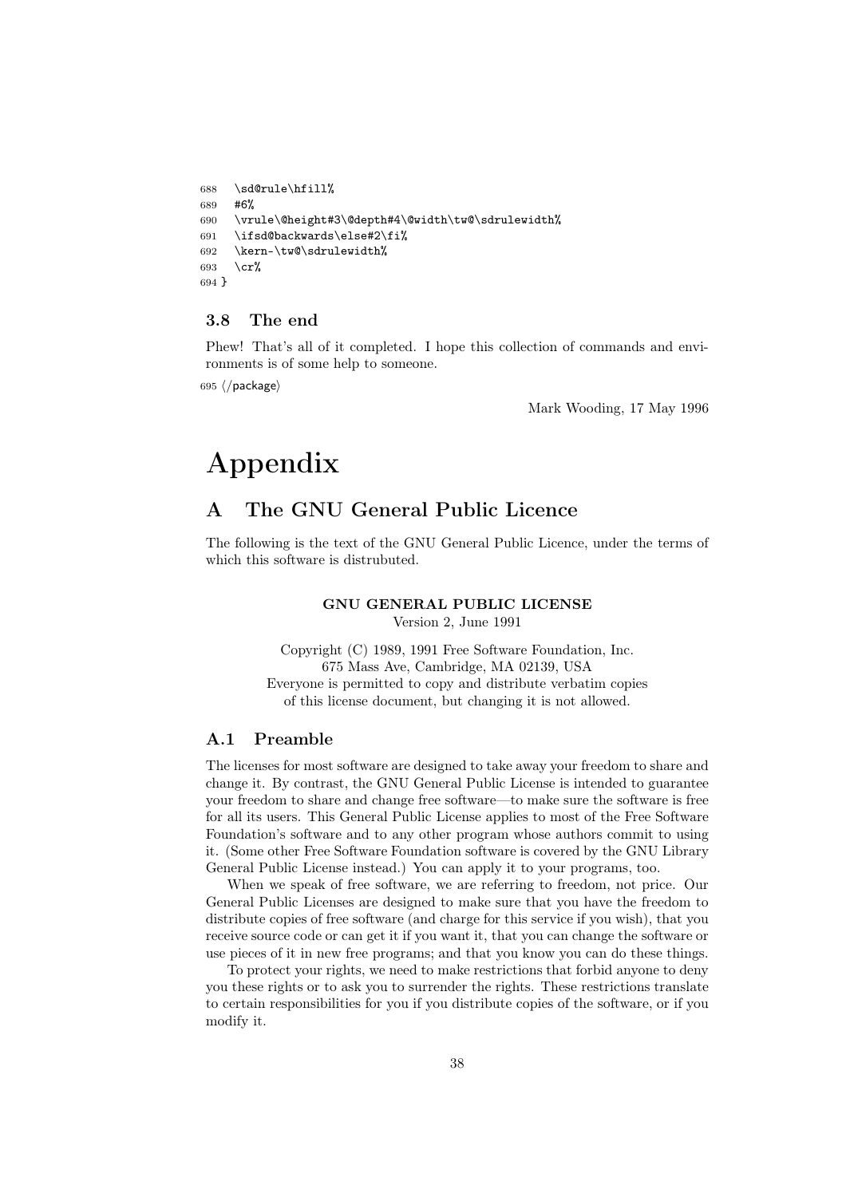```
688   \sd@rule\hfill%
689   #6%
690   \vrule\@height#3\@depth#4\@width\tw@\sdrulewidth%
691   \ifsd@backwards\else#2\fi%
692   \kern-\tw@\sdrulewidth%
693   \cr%
694 }
```

### 3.8 The end

Phew! That's all of it completed. I hope this collection of commands and environments is of some help to someone.

695 ⟨/package⟩

Mark Wooding, 17 May 1996

# Appendix

## A The GNU General Public Licence

The following is the text of the GNU General Public Licence, under the terms of which this software is distrubuted.

**GNU GENERAL PUBLIC LICENSE**
Version 2, June 1991

Copyright (C) 1989, 1991 Free Software Foundation, Inc.
675 Mass Ave, Cambridge, MA 02139, USA
Everyone is permitted to copy and distribute verbatim copies
of this license document, but changing it is not allowed.

### A.1 Preamble

The licenses for most software are designed to take away your freedom to share and change it. By contrast, the GNU General Public License is intended to guarantee your freedom to share and change free software—to make sure the software is free for all its users. This General Public License applies to most of the Free Software Foundation's software and to any other program whose authors commit to using it. (Some other Free Software Foundation software is covered by the GNU Library General Public License instead.) You can apply it to your programs, too.

When we speak of free software, we are referring to freedom, not price. Our General Public Licenses are designed to make sure that you have the freedom to distribute copies of free software (and charge for this service if you wish), that you receive source code or can get it if you want it, that you can change the software or use pieces of it in new free programs; and that you know you can do these things.

To protect your rights, we need to make restrictions that forbid anyone to deny you these rights or to ask you to surrender the rights. These restrictions translate to certain responsibilities for you if you distribute copies of the software, or if you modify it.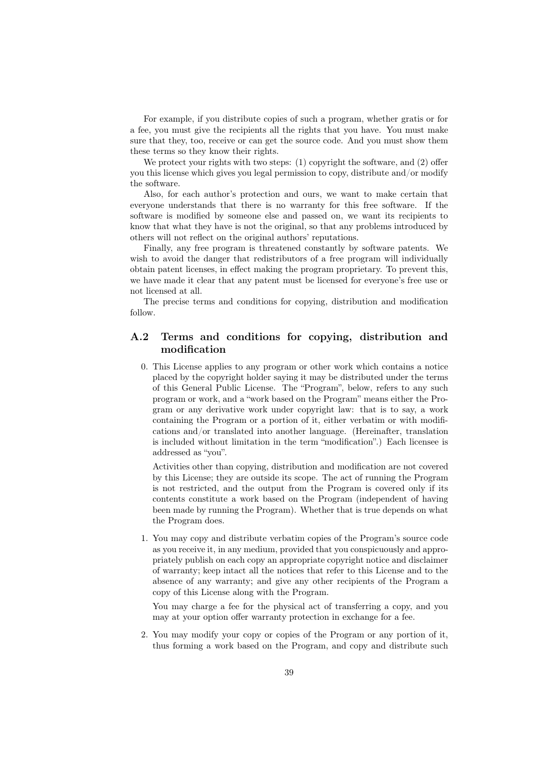For example, if you distribute copies of such a program, whether gratis or for a fee, you must give the recipients all the rights that you have. You must make sure that they, too, receive or can get the source code. And you must show them these terms so they know their rights.

We protect your rights with two steps: (1) copyright the software, and (2) offer you this license which gives you legal permission to copy, distribute and/or modify the software.

Also, for each author's protection and ours, we want to make certain that everyone understands that there is no warranty for this free software. If the software is modified by someone else and passed on, we want its recipients to know that what they have is not the original, so that any problems introduced by others will not reflect on the original authors' reputations.

Finally, any free program is threatened constantly by software patents. We wish to avoid the danger that redistributors of a free program will individually obtain patent licenses, in effect making the program proprietary. To prevent this, we have made it clear that any patent must be licensed for everyone's free use or not licensed at all.

The precise terms and conditions for copying, distribution and modification follow.

## A.2 Terms and conditions for copying, distribution and modification

0. This License applies to any program or other work which contains a notice placed by the copyright holder saying it may be distributed under the terms of this General Public License. The "Program", below, refers to any such program or work, and a "work based on the Program" means either the Program or any derivative work under copyright law: that is to say, a work containing the Program or a portion of it, either verbatim or with modifications and/or translated into another language. (Hereinafter, translation is included without limitation in the term "modification".) Each licensee is addressed as "you".

   Activities other than copying, distribution and modification are not covered by this License; they are outside its scope. The act of running the Program is not restricted, and the output from the Program is covered only if its contents constitute a work based on the Program (independent of having been made by running the Program). Whether that is true depends on what the Program does.

1. You may copy and distribute verbatim copies of the Program's source code as you receive it, in any medium, provided that you conspicuously and appropriately publish on each copy an appropriate copyright notice and disclaimer of warranty; keep intact all the notices that refer to this License and to the absence of any warranty; and give any other recipients of the Program a copy of this License along with the Program.

   You may charge a fee for the physical act of transferring a copy, and you may at your option offer warranty protection in exchange for a fee.

2. You may modify your copy or copies of the Program or any portion of it, thus forming a work based on the Program, and copy and distribute such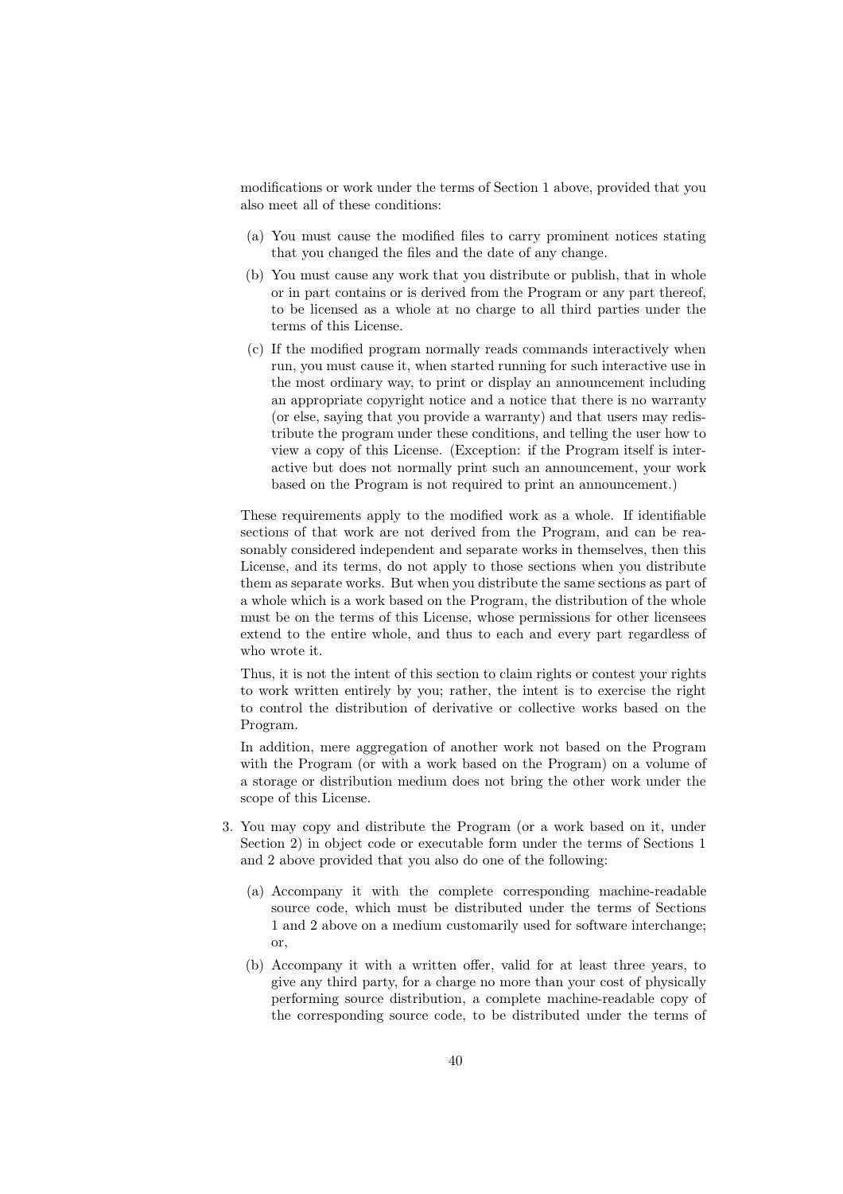modifications or work under the terms of Section 1 above, provided that you also meet all of these conditions:

(a) You must cause the modified files to carry prominent notices stating that you changed the files and the date of any change.

(b) You must cause any work that you distribute or publish, that in whole or in part contains or is derived from the Program or any part thereof, to be licensed as a whole at no charge to all third parties under the terms of this License.

(c) If the modified program normally reads commands interactively when run, you must cause it, when started running for such interactive use in the most ordinary way, to print or display an announcement including an appropriate copyright notice and a notice that there is no warranty (or else, saying that you provide a warranty) and that users may redistribute the program under these conditions, and telling the user how to view a copy of this License. (Exception: if the Program itself is interactive but does not normally print such an announcement, your work based on the Program is not required to print an announcement.)

These requirements apply to the modified work as a whole. If identifiable sections of that work are not derived from the Program, and can be reasonably considered independent and separate works in themselves, then this License, and its terms, do not apply to those sections when you distribute them as separate works. But when you distribute the same sections as part of a whole which is a work based on the Program, the distribution of the whole must be on the terms of this License, whose permissions for other licensees extend to the entire whole, and thus to each and every part regardless of who wrote it.

Thus, it is not the intent of this section to claim rights or contest your rights to work written entirely by you; rather, the intent is to exercise the right to control the distribution of derivative or collective works based on the Program.

In addition, mere aggregation of another work not based on the Program with the Program (or with a work based on the Program) on a volume of a storage or distribution medium does not bring the other work under the scope of this License.

3. You may copy and distribute the Program (or a work based on it, under Section 2) in object code or executable form under the terms of Sections 1 and 2 above provided that you also do one of the following:

   (a) Accompany it with the complete corresponding machine-readable source code, which must be distributed under the terms of Sections 1 and 2 above on a medium customarily used for software interchange; or,

   (b) Accompany it with a written offer, valid for at least three years, to give any third party, for a charge no more than your cost of physically performing source distribution, a complete machine-readable copy of the corresponding source code, to be distributed under the terms of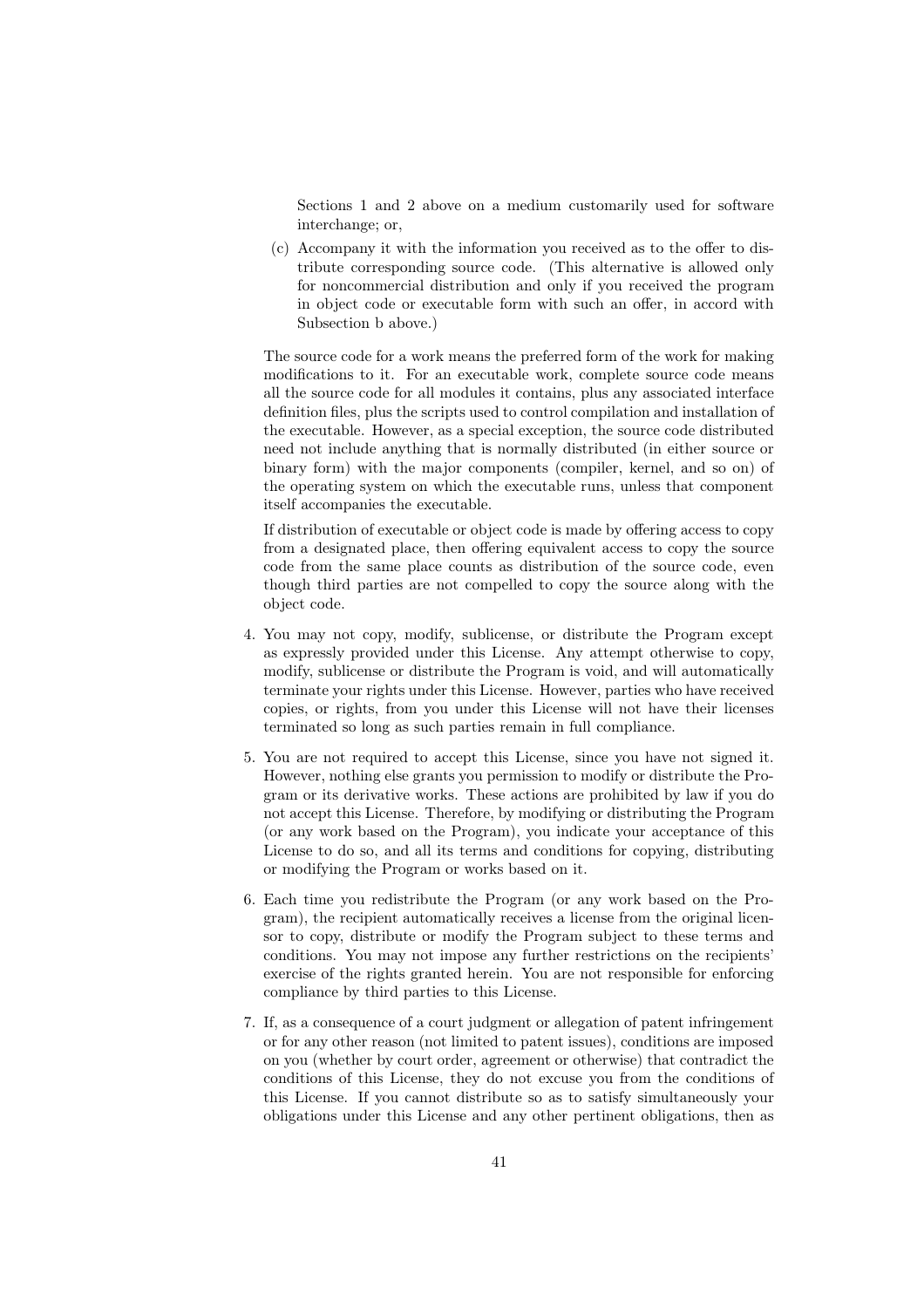Sections 1 and 2 above on a medium customarily used for software interchange; or,

(c) Accompany it with the information you received as to the offer to distribute corresponding source code. (This alternative is allowed only for noncommercial distribution and only if you received the program in object code or executable form with such an offer, in accord with Subsection b above.)

The source code for a work means the preferred form of the work for making modifications to it. For an executable work, complete source code means all the source code for all modules it contains, plus any associated interface definition files, plus the scripts used to control compilation and installation of the executable. However, as a special exception, the source code distributed need not include anything that is normally distributed (in either source or binary form) with the major components (compiler, kernel, and so on) of the operating system on which the executable runs, unless that component itself accompanies the executable.

If distribution of executable or object code is made by offering access to copy from a designated place, then offering equivalent access to copy the source code from the same place counts as distribution of the source code, even though third parties are not compelled to copy the source along with the object code.

4. You may not copy, modify, sublicense, or distribute the Program except as expressly provided under this License. Any attempt otherwise to copy, modify, sublicense or distribute the Program is void, and will automatically terminate your rights under this License. However, parties who have received copies, or rights, from you under this License will not have their licenses terminated so long as such parties remain in full compliance.

5. You are not required to accept this License, since you have not signed it. However, nothing else grants you permission to modify or distribute the Program or its derivative works. These actions are prohibited by law if you do not accept this License. Therefore, by modifying or distributing the Program (or any work based on the Program), you indicate your acceptance of this License to do so, and all its terms and conditions for copying, distributing or modifying the Program or works based on it.

6. Each time you redistribute the Program (or any work based on the Program), the recipient automatically receives a license from the original licensor to copy, distribute or modify the Program subject to these terms and conditions. You may not impose any further restrictions on the recipients' exercise of the rights granted herein. You are not responsible for enforcing compliance by third parties to this License.

7. If, as a consequence of a court judgment or allegation of patent infringement or for any other reason (not limited to patent issues), conditions are imposed on you (whether by court order, agreement or otherwise) that contradict the conditions of this License, they do not excuse you from the conditions of this License. If you cannot distribute so as to satisfy simultaneously your obligations under this License and any other pertinent obligations, then as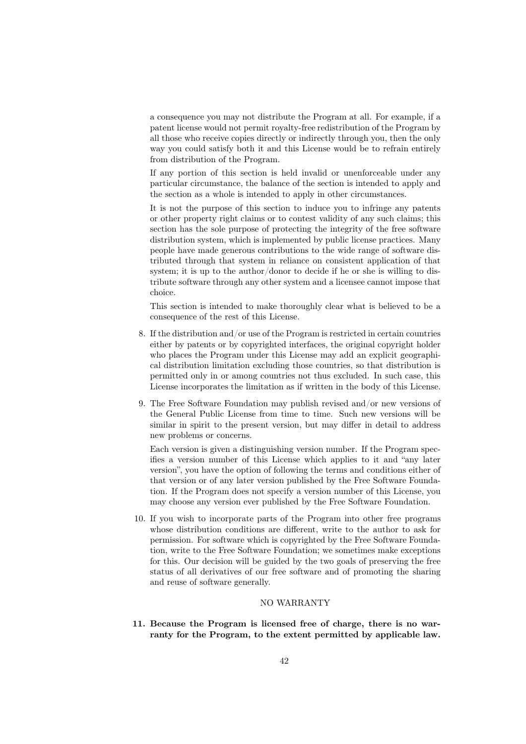a consequence you may not distribute the Program at all. For example, if a patent license would not permit royalty-free redistribution of the Program by all those who receive copies directly or indirectly through you, then the only way you could satisfy both it and this License would be to refrain entirely from distribution of the Program.

If any portion of this section is held invalid or unenforceable under any particular circumstance, the balance of the section is intended to apply and the section as a whole is intended to apply in other circumstances.

It is not the purpose of this section to induce you to infringe any patents or other property right claims or to contest validity of any such claims; this section has the sole purpose of protecting the integrity of the free software distribution system, which is implemented by public license practices. Many people have made generous contributions to the wide range of software distributed through that system in reliance on consistent application of that system; it is up to the author/donor to decide if he or she is willing to distribute software through any other system and a licensee cannot impose that choice.

This section is intended to make thoroughly clear what is believed to be a consequence of the rest of this License.

8. If the distribution and/or use of the Program is restricted in certain countries either by patents or by copyrighted interfaces, the original copyright holder who places the Program under this License may add an explicit geographical distribution limitation excluding those countries, so that distribution is permitted only in or among countries not thus excluded. In such case, this License incorporates the limitation as if written in the body of this License.

9. The Free Software Foundation may publish revised and/or new versions of the General Public License from time to time. Such new versions will be similar in spirit to the present version, but may differ in detail to address new problems or concerns.

   Each version is given a distinguishing version number. If the Program specifies a version number of this License which applies to it and "any later version", you have the option of following the terms and conditions either of that version or of any later version published by the Free Software Foundation. If the Program does not specify a version number of this License, you may choose any version ever published by the Free Software Foundation.

10. If you wish to incorporate parts of the Program into other free programs whose distribution conditions are different, write to the author to ask for permission. For software which is copyrighted by the Free Software Foundation, write to the Free Software Foundation; we sometimes make exceptions for this. Our decision will be guided by the two goals of preserving the free status of all derivatives of our free software and of promoting the sharing and reuse of software generally.

NO WARRANTY

**11. Because the Program is licensed free of charge, there is no warranty for the Program, to the extent permitted by applicable law.**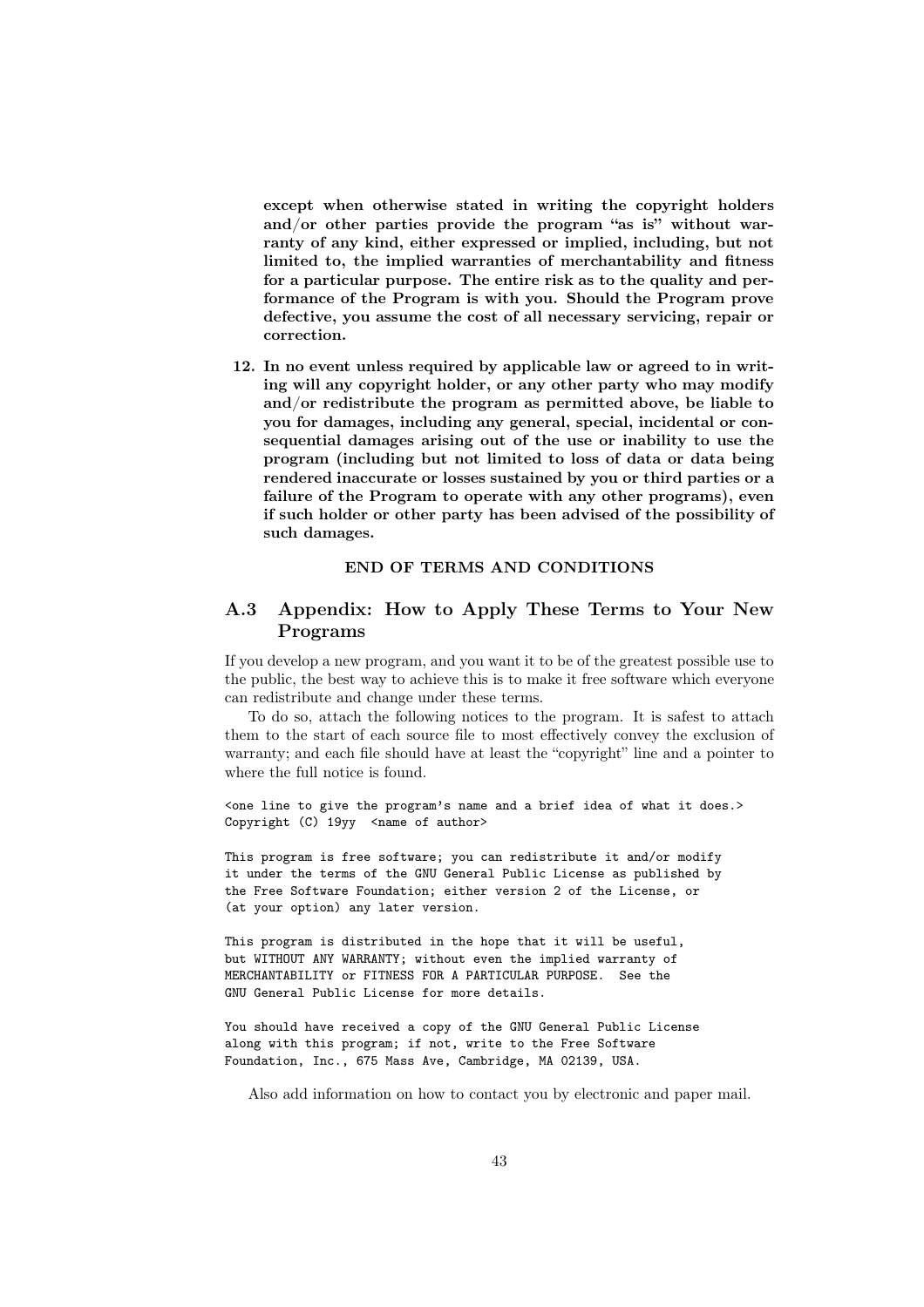**except when otherwise stated in writing the copyright holders and/or other parties provide the program "as is" without warranty of any kind, either expressed or implied, including, but not limited to, the implied warranties of merchantability and fitness for a particular purpose. The entire risk as to the quality and performance of the Program is with you. Should the Program prove defective, you assume the cost of all necessary servicing, repair or correction.**

12. **In no event unless required by applicable law or agreed to in writing will any copyright holder, or any other party who may modify and/or redistribute the program as permitted above, be liable to you for damages, including any general, special, incidental or consequential damages arising out of the use or inability to use the program (including but not limited to loss of data or data being rendered inaccurate or losses sustained by you or third parties or a failure of the Program to operate with any other programs), even if such holder or other party has been advised of the possibility of such damages.**

**END OF TERMS AND CONDITIONS**

## A.3 Appendix: How to Apply These Terms to Your New Programs

If you develop a new program, and you want it to be of the greatest possible use to the public, the best way to achieve this is to make it free software which everyone can redistribute and change under these terms.

To do so, attach the following notices to the program. It is safest to attach them to the start of each source file to most effectively convey the exclusion of warranty; and each file should have at least the "copyright" line and a pointer to where the full notice is found.

```
<one line to give the program's name and a brief idea of what it does.>
Copyright (C) 19yy  <name of author>

This program is free software; you can redistribute it and/or modify
it under the terms of the GNU General Public License as published by
the Free Software Foundation; either version 2 of the License, or
(at your option) any later version.

This program is distributed in the hope that it will be useful,
but WITHOUT ANY WARRANTY; without even the implied warranty of
MERCHANTABILITY or FITNESS FOR A PARTICULAR PURPOSE.  See the
GNU General Public License for more details.

You should have received a copy of the GNU General Public License
along with this program; if not, write to the Free Software
Foundation, Inc., 675 Mass Ave, Cambridge, MA 02139, USA.
```

Also add information on how to contact you by electronic and paper mail.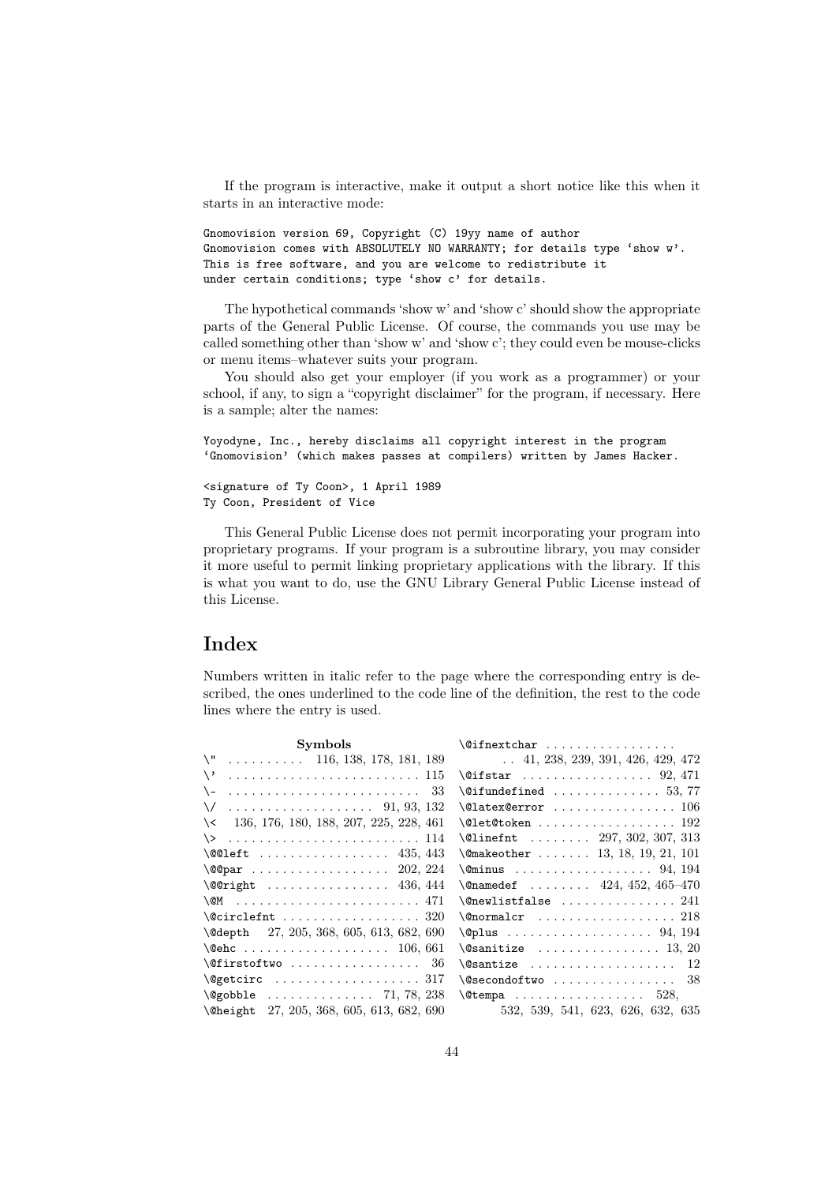If the program is interactive, make it output a short notice like this when it starts in an interactive mode:

```
Gnomovision version 69, Copyright (C) 19yy name of author
Gnomovision comes with ABSOLUTELY NO WARRANTY; for details type 'show w'.
This is free software, and you are welcome to redistribute it
under certain conditions; type 'show c' for details.
```

The hypothetical commands 'show w' and 'show c' should show the appropriate parts of the General Public License. Of course, the commands you use may be called something other than 'show w' and 'show c'; they could even be mouse-clicks or menu items–whatever suits your program.

You should also get your employer (if you work as a programmer) or your school, if any, to sign a "copyright disclaimer" for the program, if necessary. Here is a sample; alter the names:

```
Yoyodyne, Inc., hereby disclaims all copyright interest in the program
'Gnomovision' (which makes passes at compilers) written by James Hacker.

<signature of Ty Coon>, 1 April 1989
Ty Coon, President of Vice
```

This General Public License does not permit incorporating your program into proprietary programs. If your program is a subroutine library, you may consider it more useful to permit linking proprietary applications with the library. If this is what you want to do, use the GNU Library General Public License instead of this License.

# Index

Numbers written in italic refer to the page where the corresponding entry is described, the ones underlined to the code line of the definition, the rest to the code lines where the entry is used.

**Symbols**

\" . . . . . . . . . . 116, 138, 178, 181, 189
\' . . . . . . . . . . 115
\- . . . . . . . . . . 33
\/ . . . . . . . . . . 91, 93, 132
\< 136, 176, 180, 188, 207, 225, 228, 461
\> . . . . . . . . . . 114
\@@left . . . . . . . . . . 435, 443
\@@par . . . . . . . . . . 202, 224
\@@right . . . . . . . . . . 436, 444
\@M . . . . . . . . . . 471
\@circlefnt . . . . . . . . . . 320
\@depth 27, 205, 368, 605, 613, 682, 690
\@ehc . . . . . . . . . . 106, 661
\@firstoftwo . . . . . . . . . . 36
\@getcirc . . . . . . . . . . 317
\@gobble . . . . . . . . . . 71, 78, 238
\@height 27, 205, 368, 605, 613, 682, 690
\@ifnextchar . . . . . . . . . . 41, 238, 239, 391, 426, 429, 472
\@ifstar . . . . . . . . . . 92, 471
\@ifundefined . . . . . . . . . . 53, 77
\@latex@error . . . . . . . . . . 106
\@let@token . . . . . . . . . . 192
\@linefnt . . . . . . . . . . 297, 302, 307, 313
\@makeother . . . . . . . . . . 13, 18, 19, 21, 101
\@minus . . . . . . . . . . 94, 194
\@namedef . . . . . . . . . . 424, 452, 465–470
\@newlistfalse . . . . . . . . . . 241
\@normalcr . . . . . . . . . . 218
\@plus . . . . . . . . . . 94, 194
\@sanitize . . . . . . . . . . 13, 20
\@santize . . . . . . . . . . 12
\@secondoftwo . . . . . . . . . . 38
\@tempa . . . . . . . . . . 528, 532, 539, 541, 623, 626, 632, 635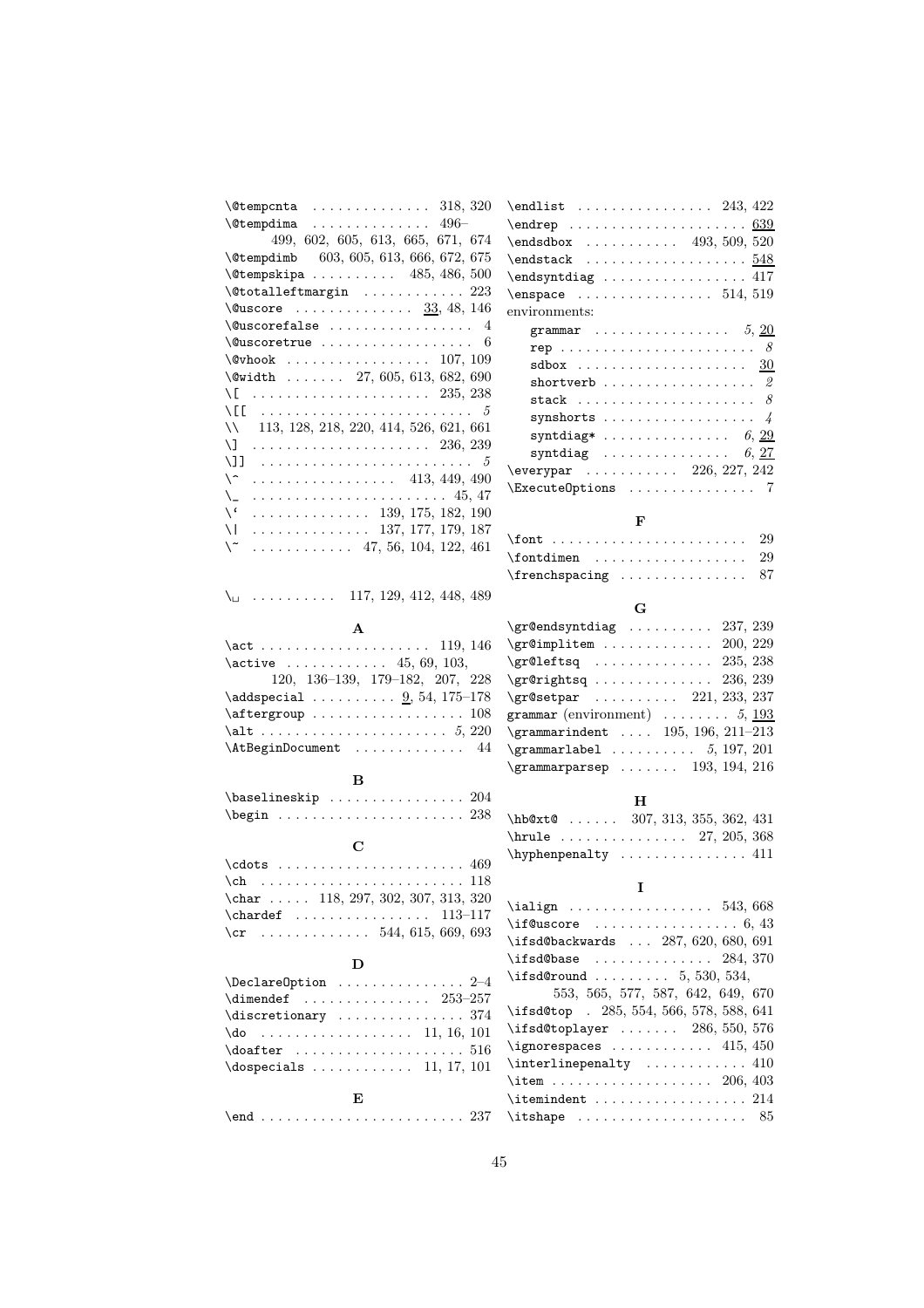\@tempcnta .............. 318, 320
\@tempdima .............. 496–499, 602, 605, 613, 665, 671, 674
\@tempdimb 603, 605, 613, 666, 672, 675
\@tempskipa .......... 485, 486, 500
\@totalleftmargin ............ 223
\@uscore .............. _33_, 48, 146
\@uscorefalse ................. 4
\@uscoretrue .................. 6
\@vhook ................. 107, 109
\@width ....... 27, 605, 613, 682, 690
\[ ..................... 235, 238
\[[ ......................... *5*
\\ 113, 128, 218, 220, 414, 526, 621, 661
\] ..................... 236, 239
\]] ......................... *5*
\^ ................. 413, 449, 490
\_ ....................... 45, 47
\' .............. 139, 175, 182, 190
\| .............. 137, 177, 179, 187
\~ ............ 47, 56, 104, 122, 461

\␣ .......... 117, 129, 412, 448, 489

**A**

\act .................... 119, 146
\active ............ 45, 69, 103, 120, 136–139, 179–182, 207, 228
\addspecial .......... _9_, 54, 175–178
\aftergroup .................. 108
\alt ...................... *5*, 220
\AtBeginDocument ............. 44

**B**

\baselineskip ................ 204
\begin ...................... 238

**C**

\cdots ...................... 469
\ch ........................ 118
\char ..... 118, 297, 302, 307, 313, 320
\chardef ................ 113–117
\cr ............. 544, 615, 669, 693

**D**

\DeclareOption .............. 2–4
\dimendef ............... 253–257
\discretionary ............... 374
\do .................. 11, 16, 101
\doafter .................... 516
\dospecials ............ 11, 17, 101

**E**

\end ........................ 237
\endlist ................ 243, 422
\endrep ..................... _639_
\endsdbox ........... 493, 509, 520
\endstack ................... _548_
\endsyntdiag ................. 417
\enspace ................ 514, 519
environments:
  grammar ................ *5*, _20_
  rep ....................... *8*
  sdbox ..................... _30_
  shortverb .................. *2*
  stack ..................... *8*
  synshorts .................. *4*
  syntdiag* ............... *6*, _29_
  syntdiag ............... *6*, _27_
\everypar ........... 226, 227, 242
\ExecuteOptions ............... 7

**F**

\font ....................... 29
\fontdimen .................. 29
\frenchspacing ............... 87

**G**

\gr@endsyntdiag .......... 237, 239
\gr@implitem ............. 200, 229
\gr@leftsq .............. 235, 238
\gr@rightsq .............. 236, 239
\gr@setpar .......... 221, 233, 237
grammar (environment) ........ *5*, _193_
\grammarindent .... 195, 196, 211–213
\grammarlabel .......... *5*, 197, 201
\grammarparsep ....... 193, 194, 216

**H**

\hb@xt@ ...... 307, 313, 355, 362, 431
\hrule ............... 27, 205, 368
\hyphenpenalty ............... 411

**I**

\ialign ................. 543, 668
\if@uscore ................. 6, 43
\ifsd@backwards ... 287, 620, 680, 691
\ifsd@base .............. 284, 370
\ifsd@round ......... 5, 530, 534, 553, 565, 577, 587, 642, 649, 670
\ifsd@top . 285, 554, 566, 578, 588, 641
\ifsd@toplayer ....... 286, 550, 576
\ignorespaces ............ 415, 450
\interlinepenalty ............ 410
\item ................... 206, 403
\itemindent .................. 214
\itshape .................... 85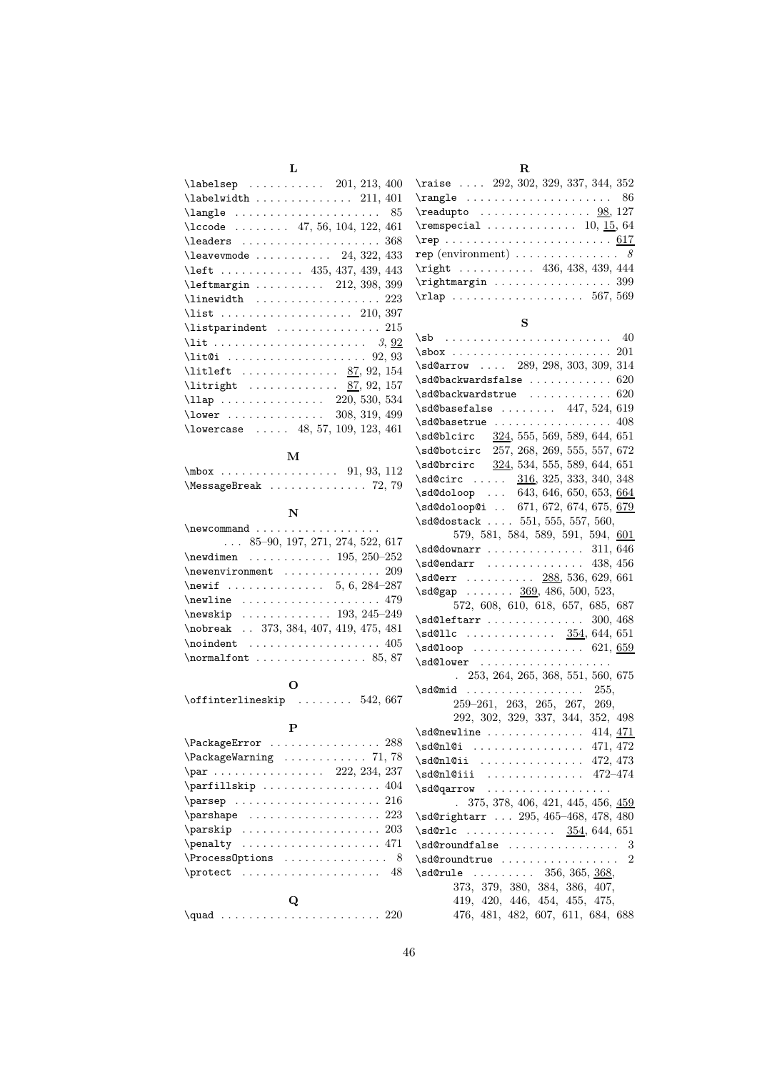**L**

- `\labelsep` ........... 201, 213, 400
- `\labelwidth` .............. 211, 401
- `\langle` ..................... 85
- `\lccode` ........ 47, 56, 104, 122, 461
- `\leaders` .................... 368
- `\leavevmode` ........... 24, 322, 433
- `\left` ............ 435, 437, 439, 443
- `\leftmargin` .......... 212, 398, 399
- `\linewidth` .................. 223
- `\list` ................... 210, 397
- `\listparindent` ............... 215
- `\lit` ...................... *3*, 92
- `\lit@i` ..................... 92, 93
- `\litleft` .............. 87, 92, 154
- `\litright` ............. 87, 92, 157
- `\llap` ............... 220, 530, 534
- `\lower` .............. 308, 319, 499
- `\lowercase` ..... 48, 57, 109, 123, 461

**M**

- `\mbox` ................. 91, 93, 112
- `\MessageBreak` .............. 72, 79

**N**

- `\newcommand` .................. ... 85–90, 197, 271, 274, 522, 617
- `\newdimen` ............ 195, 250–252
- `\newenvironment` .............. 209
- `\newif` .............. 5, 6, 284–287
- `\newline` .................... 479
- `\newskip` ............. 193, 245–249
- `\nobreak` .. 373, 384, 407, 419, 475, 481
- `\noindent` ................... 405
- `\normalfont` ................ 85, 87

**O**

- `\offinterlineskip` ........ 542, 667

**P**

- `\PackageError` ................ 288
- `\PackageWarning` ............ 71, 78
- `\par` ................ 222, 234, 237
- `\parfillskip` ................. 404
- `\parsep` ..................... 216
- `\parshape` ................... 223
- `\parskip` .................... 203
- `\penalty` .................... 471
- `\ProcessOptions` ............... 8
- `\protect` .................... 48

**Q**

- `\quad` ....................... 220

**R**

- `\raise` .... 292, 302, 329, 337, 344, 352
- `\rangle` ..................... 86
- `\readupto` ................ 98, 127
- `\remspecial` ............. 10, 15, 64
- `\rep` ........................ 617
- `rep` (environment) ............... *8*
- `\right` ........... 436, 438, 439, 444
- `\rightmargin` ................. 399
- `\rlap` ................... 567, 569

**S**

- `\sb` ........................ 40
- `\sbox` ....................... 201
- `\sd@arrow` .... 289, 298, 303, 309, 314
- `\sd@backwardsfalse` ............ 620
- `\sd@backwardstrue` ............ 620
- `\sd@basefalse` ........ 447, 524, 619
- `\sd@basetrue` ................. 408
- `\sd@blcirc` 324, 555, 569, 589, 644, 651
- `\sd@botcirc` 257, 268, 269, 555, 557, 672
- `\sd@brcirc` 324, 534, 555, 589, 644, 651
- `\sd@circ` ..... 316, 325, 333, 340, 348
- `\sd@doloop` ... 643, 646, 650, 653, 664
- `\sd@doloop@i` .. 671, 672, 674, 675, 679
- `\sd@dostack` .... 551, 555, 557, 560, 579, 581, 584, 589, 591, 594, 601
- `\sd@downarr` .............. 311, 646
- `\sd@endarr` .............. 438, 456
- `\sd@err` .......... 288, 536, 629, 661
- `\sd@gap` ....... 369, 486, 500, 523, 572, 608, 610, 618, 657, 685, 687
- `\sd@leftarr` .............. 300, 468
- `\sd@llc` ............. 354, 644, 651
- `\sd@loop` ................ 621, 659
- `\sd@lower` ................... . 253, 264, 265, 368, 551, 560, 675
- `\sd@mid` ................. 255, 259–261, 263, 265, 267, 269, 292, 302, 329, 337, 344, 352, 498
- `\sd@newline` .............. 414, 471
- `\sd@nl@i` ................ 471, 472
- `\sd@nl@ii` ............... 472, 473
- `\sd@nl@iii` .............. 472–474
- `\sd@qarrow` .................. . 375, 378, 406, 421, 445, 456, 459
- `\sd@rightarr` ... 295, 465–468, 478, 480
- `\sd@rlc` ............. 354, 644, 651
- `\sd@roundfalse` ................ 3
- `\sd@roundtrue` ................. 2
- `\sd@rule` ......... 356, 365, 368, 373, 379, 380, 384, 386, 407, 419, 420, 446, 454, 455, 475, 476, 481, 482, 607, 611, 684, 688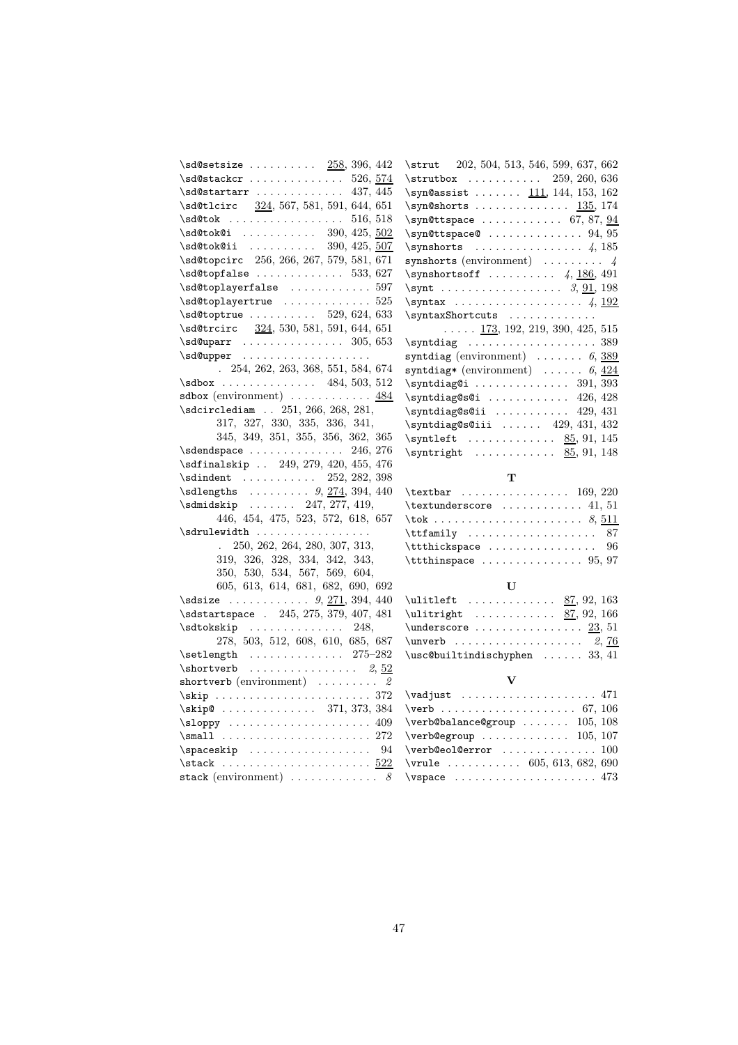\sd@setsize .......... 258, 396, 442
\sd@stackcr .............. 526, 574
\sd@startarr ............. 437, 445
\sd@tlcirc 324, 567, 581, 591, 644, 651
\sd@tok ................. 516, 518
\sd@tok@i ........... 390, 425, 502
\sd@tok@ii .......... 390, 425, 507
\sd@topcirc 256, 266, 267, 579, 581, 671
\sd@topfalse ............. 533, 627
\sd@toplayerfalse ............ 597
\sd@toplayertrue ............. 525
\sd@toptrue .......... 529, 624, 633
\sd@trcirc 324, 530, 581, 591, 644, 651
\sd@uparr ............... 305, 653
\sd@upper ...................
. 254, 262, 263, 368, 551, 584, 674
\sdbox .............. 484, 503, 512
sdbox (environment) ............ 484
\sdcirclediam .. 251, 266, 268, 281, 317, 327, 330, 335, 336, 341, 345, 349, 351, 355, 356, 362, 365
\sdendspace .............. 246, 276
\sdfinalskip .. 249, 279, 420, 455, 476
\sdindent ........... 252, 282, 398
\sdlengths ......... *9*, 274, 394, 440
\sdmidskip ....... 247, 277, 419, 446, 454, 475, 523, 572, 618, 657
\sdrulewidth .................
. 250, 262, 264, 280, 307, 313, 319, 326, 328, 334, 342, 343, 350, 530, 534, 567, 569, 604, 605, 613, 614, 681, 682, 690, 692
\sdsize ............ *9*, 271, 394, 440
\sdstartspace . 245, 275, 379, 407, 481
\sdtokskip .............. 248, 278, 503, 512, 608, 610, 685, 687
\setlength .............. 275–282
\shortverb ................ *2*, 52
shortverb (environment) ......... *2*
\skip ....................... 372
\skip@ .............. 371, 373, 384
\sloppy ..................... 409
\small ...................... 272
\spaceskip .................. 94
\stack ...................... 522
stack (environment) ............. *8*
\strut 202, 504, 513, 546, 599, 637, 662
\strutbox ........... 259, 260, 636
\syn@assist ....... 111, 144, 153, 162
\syn@shorts .............. 135, 174
\syn@ttspace ............ 67, 87, 94
\syn@ttspace@ .............. 94, 95
\synshorts ................ *4*, 185
synshorts (environment) ......... *4*
\synshortsoff .......... *4*, 186, 491
\synt .................. *3*, 91, 198
\syntax ................... *4*, 192
\syntaxShortcuts .............
..... 173, 192, 219, 390, 425, 515
\syntdiag ................... 389
syntdiag (environment) ....... *6*, 389
syntdiag* (environment) ...... *6*, 424
\syntdiag@i .............. 391, 393
\syntdiag@s@i ............ 426, 428
\syntdiag@s@ii ........... 429, 431
\syntdiag@s@iii ...... 429, 431, 432
\syntleft ............. 85, 91, 145
\syntright ............ 85, 91, 148

## T

\textbar ................ 169, 220
\textunderscore ............ 41, 51
\tok ...................... *8*, 511
\ttfamily ................... 87
\ttthickspace ................ 96
\ttthinspace ............... 95, 97

## U

\ulitleft ............. 87, 92, 163
\ulitright ............ 87, 92, 166
\underscore ................ 23, 51
\unverb .................. *2*, 76
\usc@builtindischyphen ...... 33, 41

## V

\vadjust .................... 471
\verb .................... 67, 106
\verb@balance@group ....... 105, 108
\verb@egroup ............. 105, 107
\verb@eol@error .............. 100
\vrule ........... 605, 613, 682, 690
\vspace ..................... 473